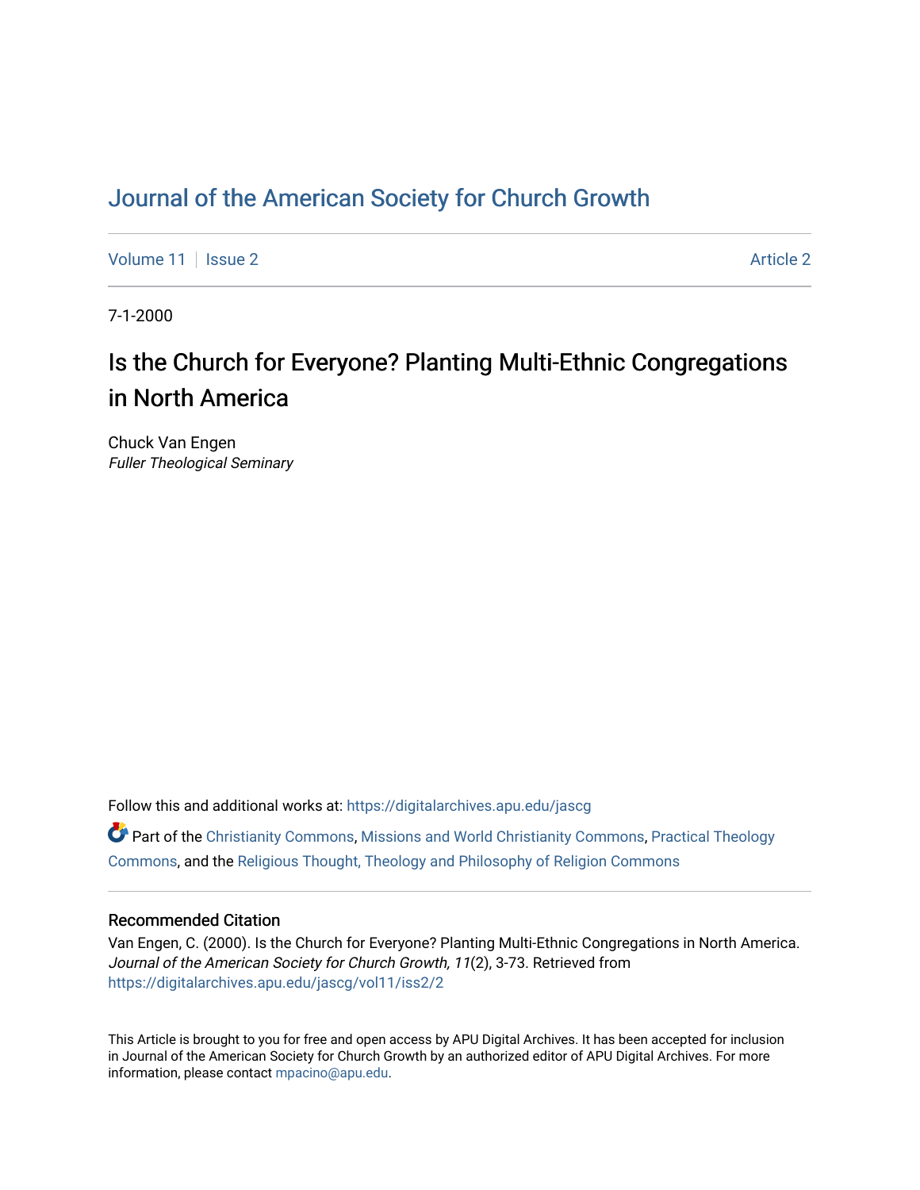# Journal of the American Society for Church Growth

Volume 11 | Issue 2 | Article 2

7-1-2000

## Is the Church for Everyone? Planting Multi-Ethnic Congregations in North America

Chuck Van Engen
*Fuller Theological Seminary*

Follow this and additional works at: https://digitalarchives.apu.edu/jascg

Part of the Christianity Commons, Missions and World Christianity Commons, Practical Theology Commons, and the Religious Thought, Theology and Philosophy of Religion Commons

### Recommended Citation

Van Engen, C. (2000). Is the Church for Everyone? Planting Multi-Ethnic Congregations in North America. *Journal of the American Society for Church Growth, 11*(2), 3-73. Retrieved from https://digitalarchives.apu.edu/jascg/vol11/iss2/2

This Article is brought to you for free and open access by APU Digital Archives. It has been accepted for inclusion in Journal of the American Society for Church Growth by an authorized editor of APU Digital Archives. For more information, please contact mpacino@apu.edu.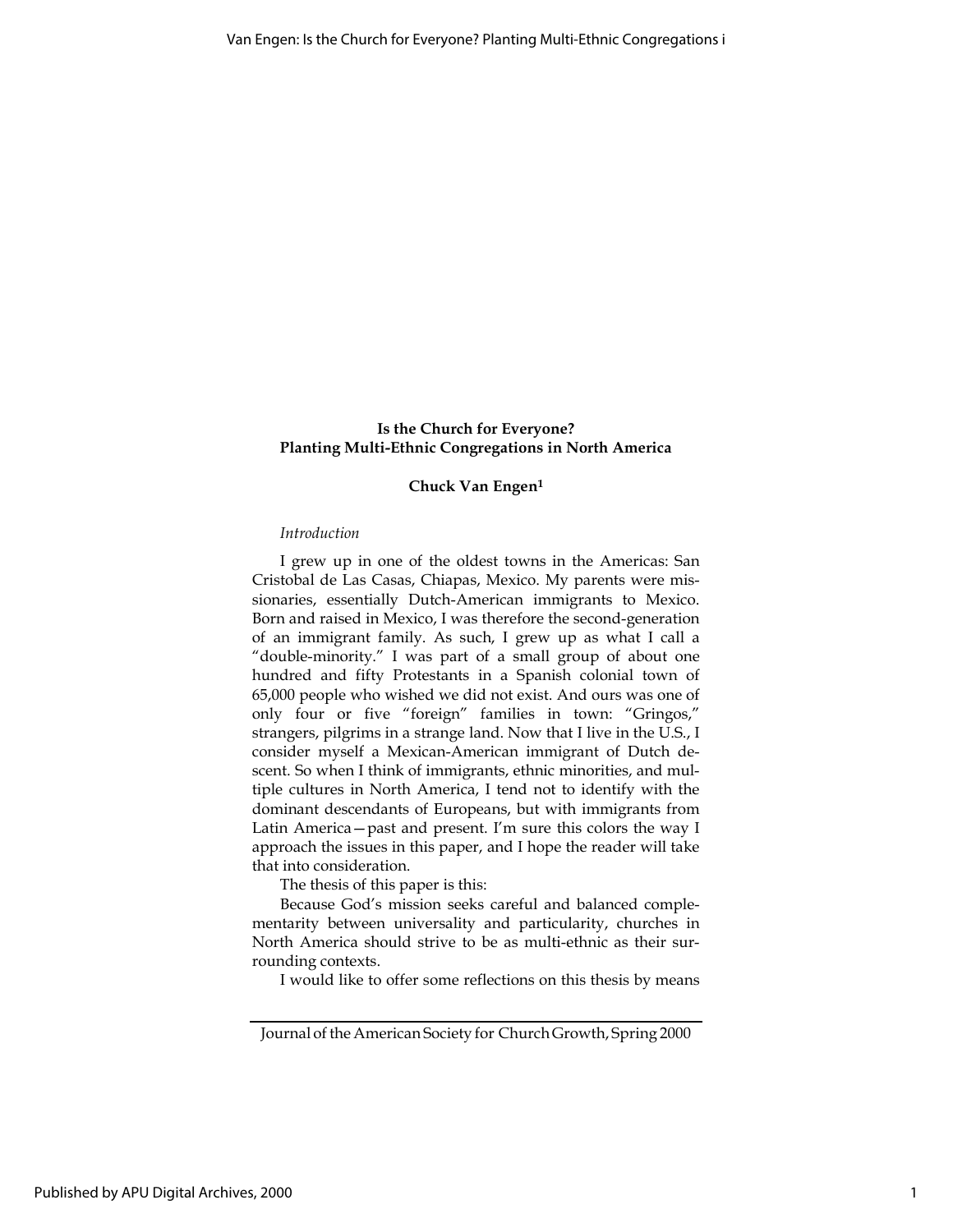## Is the Church for Everyone? Planting Multi-Ethnic Congregations in North America

### Chuck Van Engen[1]

*Introduction*

I grew up in one of the oldest towns in the Americas: San Cristobal de Las Casas, Chiapas, Mexico. My parents were missionaries, essentially Dutch-American immigrants to Mexico. Born and raised in Mexico, I was therefore the second-generation of an immigrant family. As such, I grew up as what I call a "double-minority." I was part of a small group of about one hundred and fifty Protestants in a Spanish colonial town of 65,000 people who wished we did not exist. And ours was one of only four or five "foreign" families in town: "Gringos," strangers, pilgrims in a strange land. Now that I live in the U.S., I consider myself a Mexican-American immigrant of Dutch descent. So when I think of immigrants, ethnic minorities, and multiple cultures in North America, I tend not to identify with the dominant descendants of Europeans, but with immigrants from Latin America—past and present. I'm sure this colors the way I approach the issues in this paper, and I hope the reader will take that into consideration.

The thesis of this paper is this:

Because God's mission seeks careful and balanced complementarity between universality and particularity, churches in North America should strive to be as multi-ethnic as their surrounding contexts.

I would like to offer some reflections on this thesis by means

Journal of the American Society for Church Growth, Spring 2000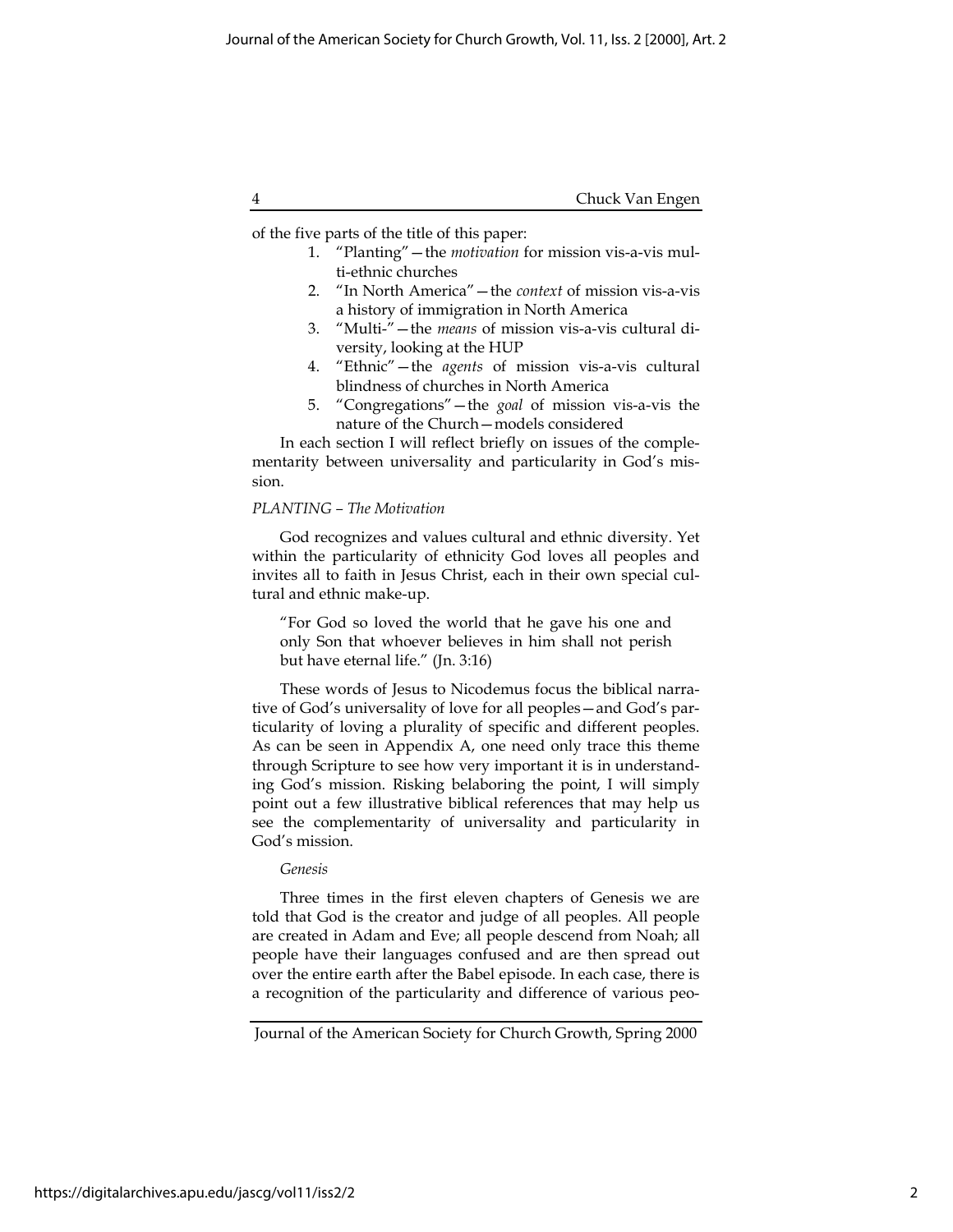of the five parts of the title of this paper:

1. "Planting"—the *motivation* for mission vis-a-vis multi-ethnic churches
2. "In North America"—the *context* of mission vis-a-vis a history of immigration in North America
3. "Multi-"—the *means* of mission vis-a-vis cultural diversity, looking at the HUP
4. "Ethnic"—the *agents* of mission vis-a-vis cultural blindness of churches in North America
5. "Congregations"—the *goal* of mission vis-a-vis the nature of the Church—models considered

In each section I will reflect briefly on issues of the complementarity between universality and particularity in God's mission.

*PLANTING – The Motivation*

God recognizes and values cultural and ethnic diversity. Yet within the particularity of ethnicity God loves all peoples and invites all to faith in Jesus Christ, each in their own special cultural and ethnic make-up.

> "For God so loved the world that he gave his one and only Son that whoever believes in him shall not perish but have eternal life." (Jn. 3:16)

These words of Jesus to Nicodemus focus the biblical narrative of God's universality of love for all peoples—and God's particularity of loving a plurality of specific and different peoples. As can be seen in Appendix A, one need only trace this theme through Scripture to see how very important it is in understanding God's mission. Risking belaboring the point, I will simply point out a few illustrative biblical references that may help us see the complementarity of universality and particularity in God's mission.

*Genesis*

Three times in the first eleven chapters of Genesis we are told that God is the creator and judge of all peoples. All people are created in Adam and Eve; all people descend from Noah; all people have their languages confused and are then spread out over the entire earth after the Babel episode. In each case, there is a recognition of the particularity and difference of various peo-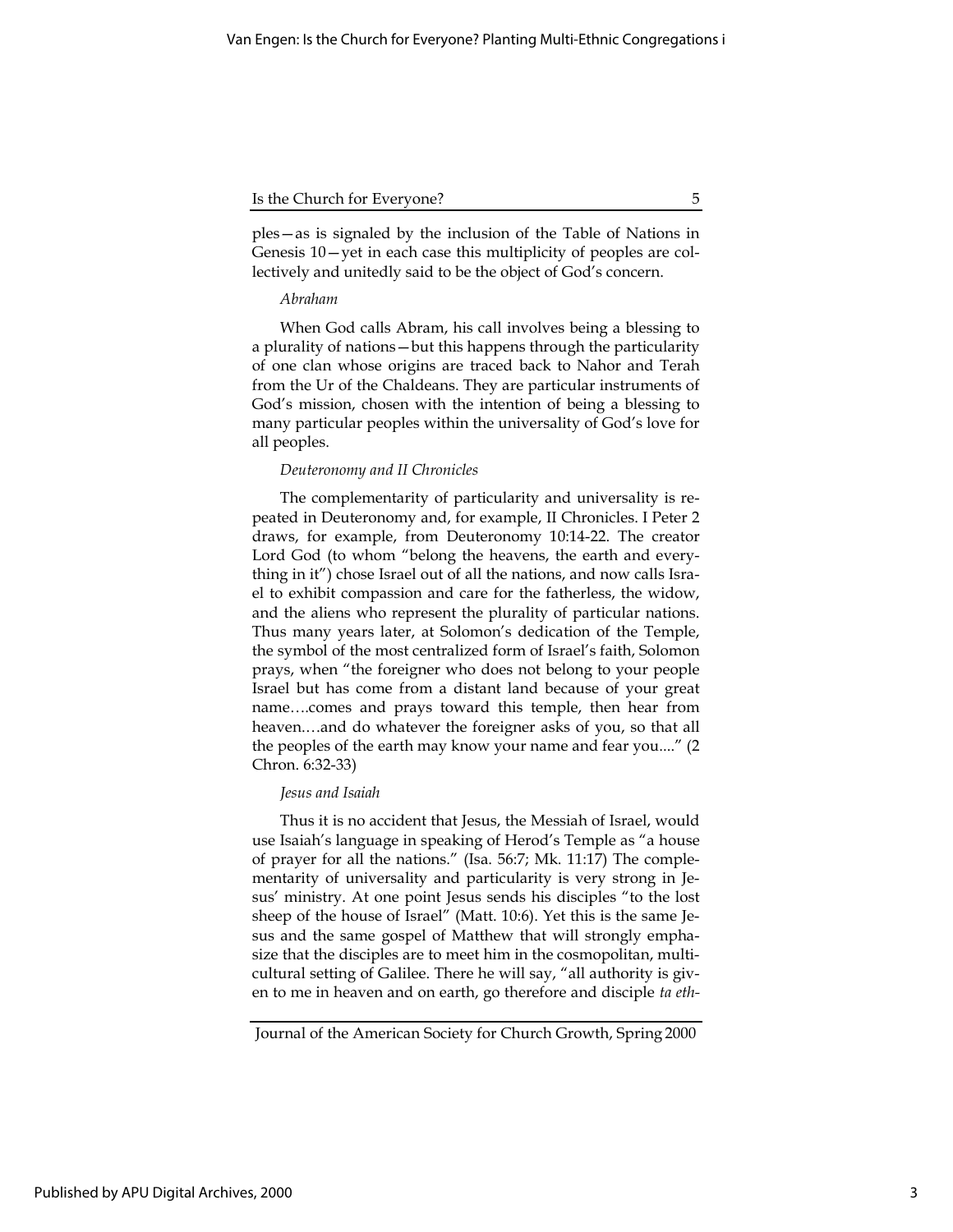ples—as is signaled by the inclusion of the Table of Nations in Genesis 10—yet in each case this multiplicity of peoples are collectively and unitedly said to be the object of God's concern.

*Abraham*

When God calls Abram, his call involves being a blessing to a plurality of nations—but this happens through the particularity of one clan whose origins are traced back to Nahor and Terah from the Ur of the Chaldeans. They are particular instruments of God's mission, chosen with the intention of being a blessing to many particular peoples within the universality of God's love for all peoples.

*Deuteronomy and II Chronicles*

The complementarity of particularity and universality is repeated in Deuteronomy and, for example, II Chronicles. I Peter 2 draws, for example, from Deuteronomy 10:14-22. The creator Lord God (to whom "belong the heavens, the earth and everything in it") chose Israel out of all the nations, and now calls Israel to exhibit compassion and care for the fatherless, the widow, and the aliens who represent the plurality of particular nations. Thus many years later, at Solomon's dedication of the Temple, the symbol of the most centralized form of Israel's faith, Solomon prays, when "the foreigner who does not belong to your people Israel but has come from a distant land because of your great name….comes and prays toward this temple, then hear from heaven….and do whatever the foreigner asks of you, so that all the peoples of the earth may know your name and fear you...." (2 Chron. 6:32-33)

*Jesus and Isaiah*

Thus it is no accident that Jesus, the Messiah of Israel, would use Isaiah's language in speaking of Herod's Temple as "a house of prayer for all the nations." (Isa. 56:7; Mk. 11:17) The complementarity of universality and particularity is very strong in Jesus' ministry. At one point Jesus sends his disciples "to the lost sheep of the house of Israel" (Matt. 10:6). Yet this is the same Jesus and the same gospel of Matthew that will strongly emphasize that the disciples are to meet him in the cosmopolitan, multicultural setting of Galilee. There he will say, "all authority is given to me in heaven and on earth, go therefore and disciple *ta eth-*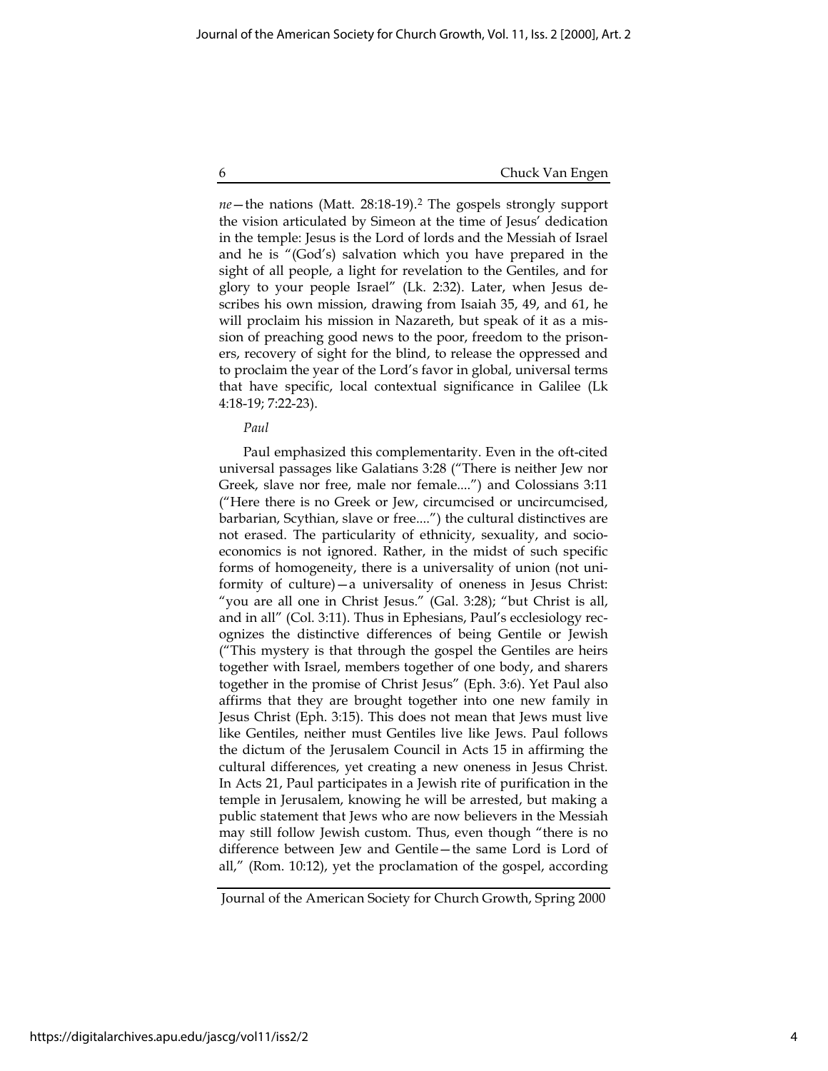*ne*—the nations (Matt. 28:18-19).[2] The gospels strongly support the vision articulated by Simeon at the time of Jesus' dedication in the temple: Jesus is the Lord of lords and the Messiah of Israel and he is "(God's) salvation which you have prepared in the sight of all people, a light for revelation to the Gentiles, and for glory to your people Israel" (Lk. 2:32). Later, when Jesus describes his own mission, drawing from Isaiah 35, 49, and 61, he will proclaim his mission in Nazareth, but speak of it as a mission of preaching good news to the poor, freedom to the prisoners, recovery of sight for the blind, to release the oppressed and to proclaim the year of the Lord's favor in global, universal terms that have specific, local contextual significance in Galilee (Lk 4:18-19; 7:22-23).

*Paul*

Paul emphasized this complementarity. Even in the oft-cited universal passages like Galatians 3:28 ("There is neither Jew nor Greek, slave nor free, male nor female....") and Colossians 3:11 ("Here there is no Greek or Jew, circumcised or uncircumcised, barbarian, Scythian, slave or free....") the cultural distinctives are not erased. The particularity of ethnicity, sexuality, and socioeconomics is not ignored. Rather, in the midst of such specific forms of homogeneity, there is a universality of union (not uniformity of culture)—a universality of oneness in Jesus Christ: "you are all one in Christ Jesus." (Gal. 3:28); "but Christ is all, and in all" (Col. 3:11). Thus in Ephesians, Paul's ecclesiology recognizes the distinctive differences of being Gentile or Jewish ("This mystery is that through the gospel the Gentiles are heirs together with Israel, members together of one body, and sharers together in the promise of Christ Jesus" (Eph. 3:6). Yet Paul also affirms that they are brought together into one new family in Jesus Christ (Eph. 3:15). This does not mean that Jews must live like Gentiles, neither must Gentiles live like Jews. Paul follows the dictum of the Jerusalem Council in Acts 15 in affirming the cultural differences, yet creating a new oneness in Jesus Christ. In Acts 21, Paul participates in a Jewish rite of purification in the temple in Jerusalem, knowing he will be arrested, but making a public statement that Jews who are now believers in the Messiah may still follow Jewish custom. Thus, even though "there is no difference between Jew and Gentile—the same Lord is Lord of all," (Rom. 10:12), yet the proclamation of the gospel, according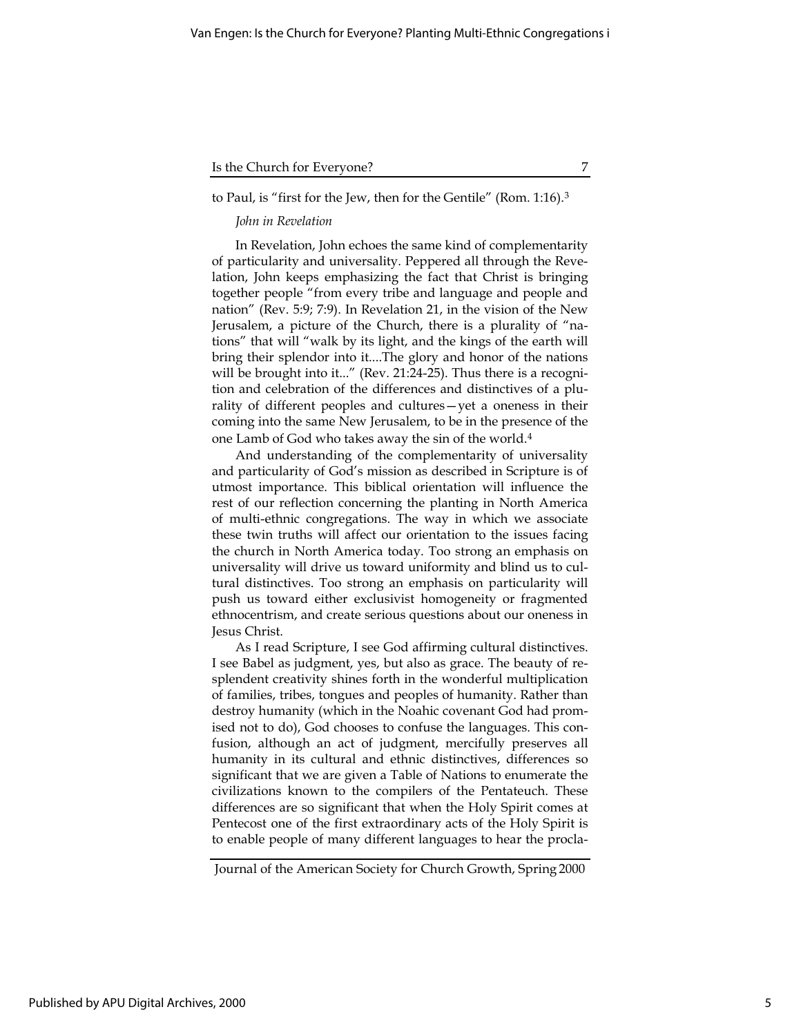to Paul, is "first for the Jew, then for the Gentile" (Rom. 1:16).[3]

*John in Revelation*

In Revelation, John echoes the same kind of complementarity of particularity and universality. Peppered all through the Revelation, John keeps emphasizing the fact that Christ is bringing together people "from every tribe and language and people and nation" (Rev. 5:9; 7:9). In Revelation 21, in the vision of the New Jerusalem, a picture of the Church, there is a plurality of "nations" that will "walk by its light, and the kings of the earth will bring their splendor into it....The glory and honor of the nations will be brought into it..." (Rev. 21:24-25). Thus there is a recognition and celebration of the differences and distinctives of a plurality of different peoples and cultures—yet a oneness in their coming into the same New Jerusalem, to be in the presence of the one Lamb of God who takes away the sin of the world.[4]

And understanding of the complementarity of universality and particularity of God's mission as described in Scripture is of utmost importance. This biblical orientation will influence the rest of our reflection concerning the planting in North America of multi-ethnic congregations. The way in which we associate these twin truths will affect our orientation to the issues facing the church in North America today. Too strong an emphasis on universality will drive us toward uniformity and blind us to cultural distinctives. Too strong an emphasis on particularity will push us toward either exclusivist homogeneity or fragmented ethnocentrism, and create serious questions about our oneness in Jesus Christ.

As I read Scripture, I see God affirming cultural distinctives. I see Babel as judgment, yes, but also as grace. The beauty of resplendent creativity shines forth in the wonderful multiplication of families, tribes, tongues and peoples of humanity. Rather than destroy humanity (which in the Noahic covenant God had promised not to do), God chooses to confuse the languages. This confusion, although an act of judgment, mercifully preserves all humanity in its cultural and ethnic distinctives, differences so significant that we are given a Table of Nations to enumerate the civilizations known to the compilers of the Pentateuch. These differences are so significant that when the Holy Spirit comes at Pentecost one of the first extraordinary acts of the Holy Spirit is to enable people of many different languages to hear the procla-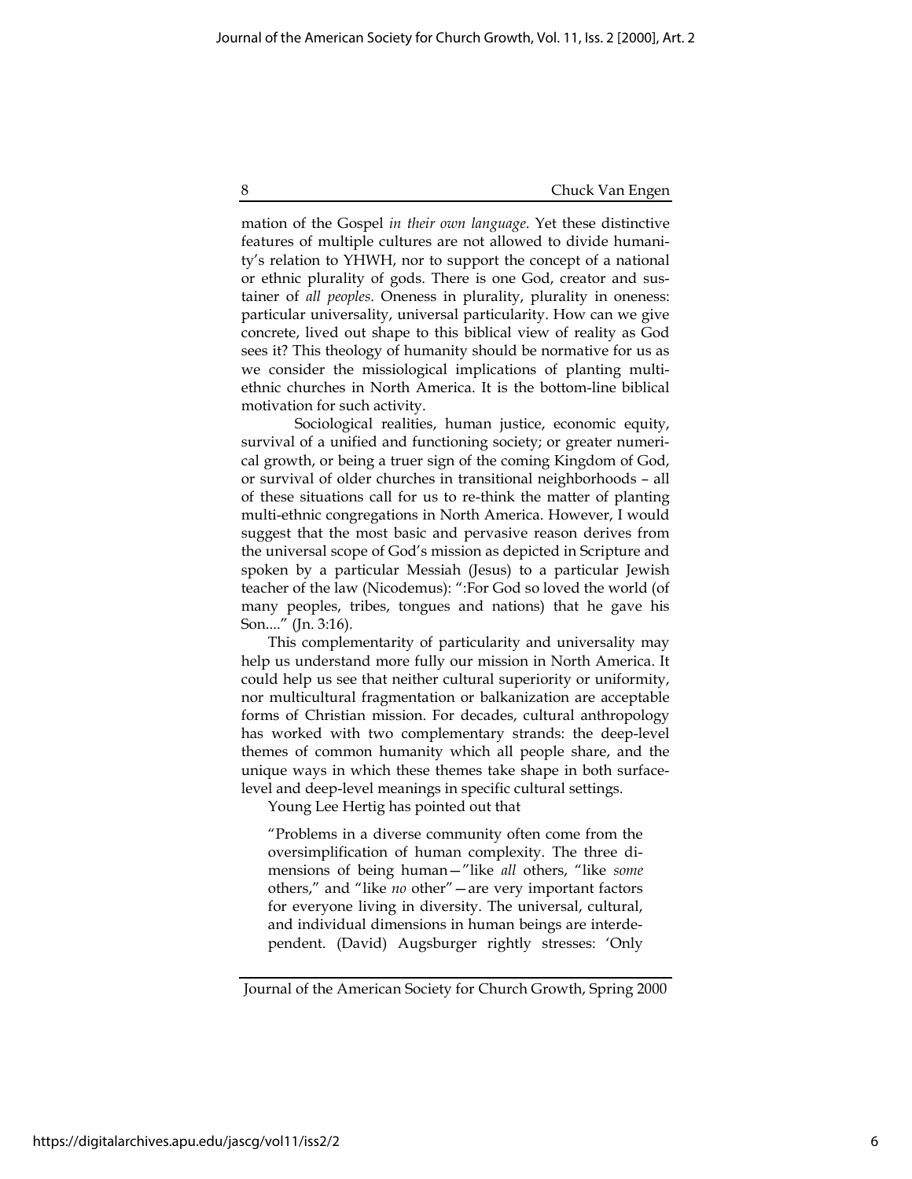mation of the Gospel *in their own language*. Yet these distinctive features of multiple cultures are not allowed to divide humanity's relation to YHWH, nor to support the concept of a national or ethnic plurality of gods. There is one God, creator and sustainer of *all peoples*. Oneness in plurality, plurality in oneness: particular universality, universal particularity. How can we give concrete, lived out shape to this biblical view of reality as God sees it? This theology of humanity should be normative for us as we consider the missiological implications of planting multiethnic churches in North America. It is the bottom-line biblical motivation for such activity.

Sociological realities, human justice, economic equity, survival of a unified and functioning society; or greater numerical growth, or being a truer sign of the coming Kingdom of God, or survival of older churches in transitional neighborhoods – all of these situations call for us to re-think the matter of planting multi-ethnic congregations in North America. However, I would suggest that the most basic and pervasive reason derives from the universal scope of God's mission as depicted in Scripture and spoken by a particular Messiah (Jesus) to a particular Jewish teacher of the law (Nicodemus): ":For God so loved the world (of many peoples, tribes, tongues and nations) that he gave his Son...." (Jn. 3:16).

This complementarity of particularity and universality may help us understand more fully our mission in North America. It could help us see that neither cultural superiority or uniformity, nor multicultural fragmentation or balkanization are acceptable forms of Christian mission. For decades, cultural anthropology has worked with two complementary strands: the deep-level themes of common humanity which all people share, and the unique ways in which these themes take shape in both surface-level and deep-level meanings in specific cultural settings.

Young Lee Hertig has pointed out that

> "Problems in a diverse community often come from the oversimplification of human complexity. The three dimensions of being human—"like *all* others, "like *some* others," and "like *no* other"—are very important factors for everyone living in diversity. The universal, cultural, and individual dimensions in human beings are interdependent. (David) Augsburger rightly stresses: 'Only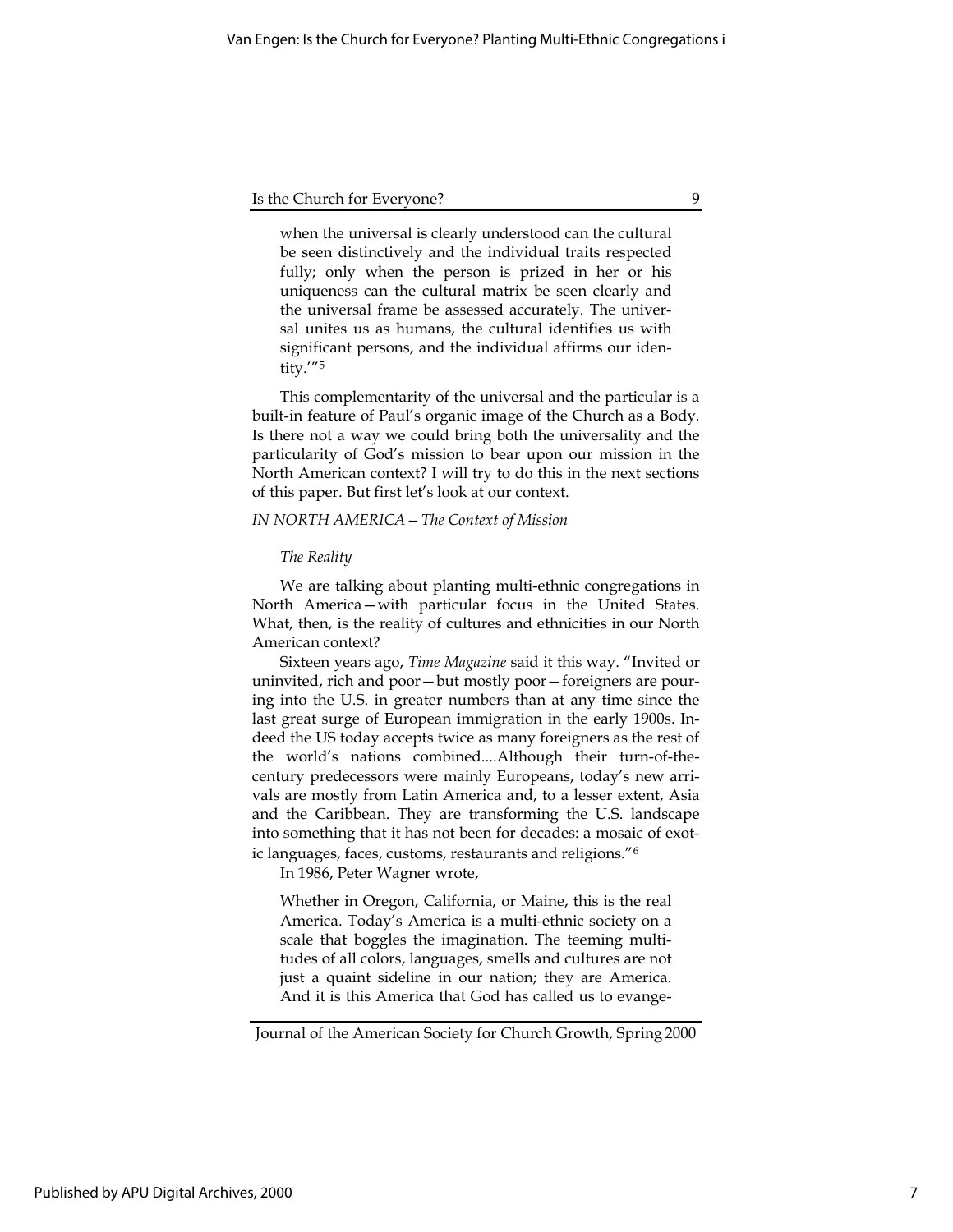> when the universal is clearly understood can the cultural be seen distinctively and the individual traits respected fully; only when the person is prized in her or his uniqueness can the cultural matrix be seen clearly and the universal frame be assessed accurately. The universal unites us as humans, the cultural identifies us with significant persons, and the individual affirms our identity.'"[5]

This complementarity of the universal and the particular is a built-in feature of Paul's organic image of the Church as a Body. Is there not a way we could bring both the universality and the particularity of God's mission to bear upon our mission in the North American context? I will try to do this in the next sections of this paper. But first let's look at our context.

## *IN NORTH AMERICA – The Context of Mission*

### *The Reality*

We are talking about planting multi-ethnic congregations in North America—with particular focus in the United States. What, then, is the reality of cultures and ethnicities in our North American context?

Sixteen years ago, *Time Magazine* said it this way. "Invited or uninvited, rich and poor—but mostly poor—foreigners are pouring into the U.S. in greater numbers than at any time since the last great surge of European immigration in the early 1900s. Indeed the US today accepts twice as many foreigners as the rest of the world's nations combined....Although their turn-of-the-century predecessors were mainly Europeans, today's new arrivals are mostly from Latin America and, to a lesser extent, Asia and the Caribbean. They are transforming the U.S. landscape into something that it has not been for decades: a mosaic of exotic languages, faces, customs, restaurants and religions."[6]

In 1986, Peter Wagner wrote,

> Whether in Oregon, California, or Maine, this is the real America. Today's America is a multi-ethnic society on a scale that boggles the imagination. The teeming multitudes of all colors, languages, smells and cultures are not just a quaint sideline in our nation; they are America. And it is this America that God has called us to evange-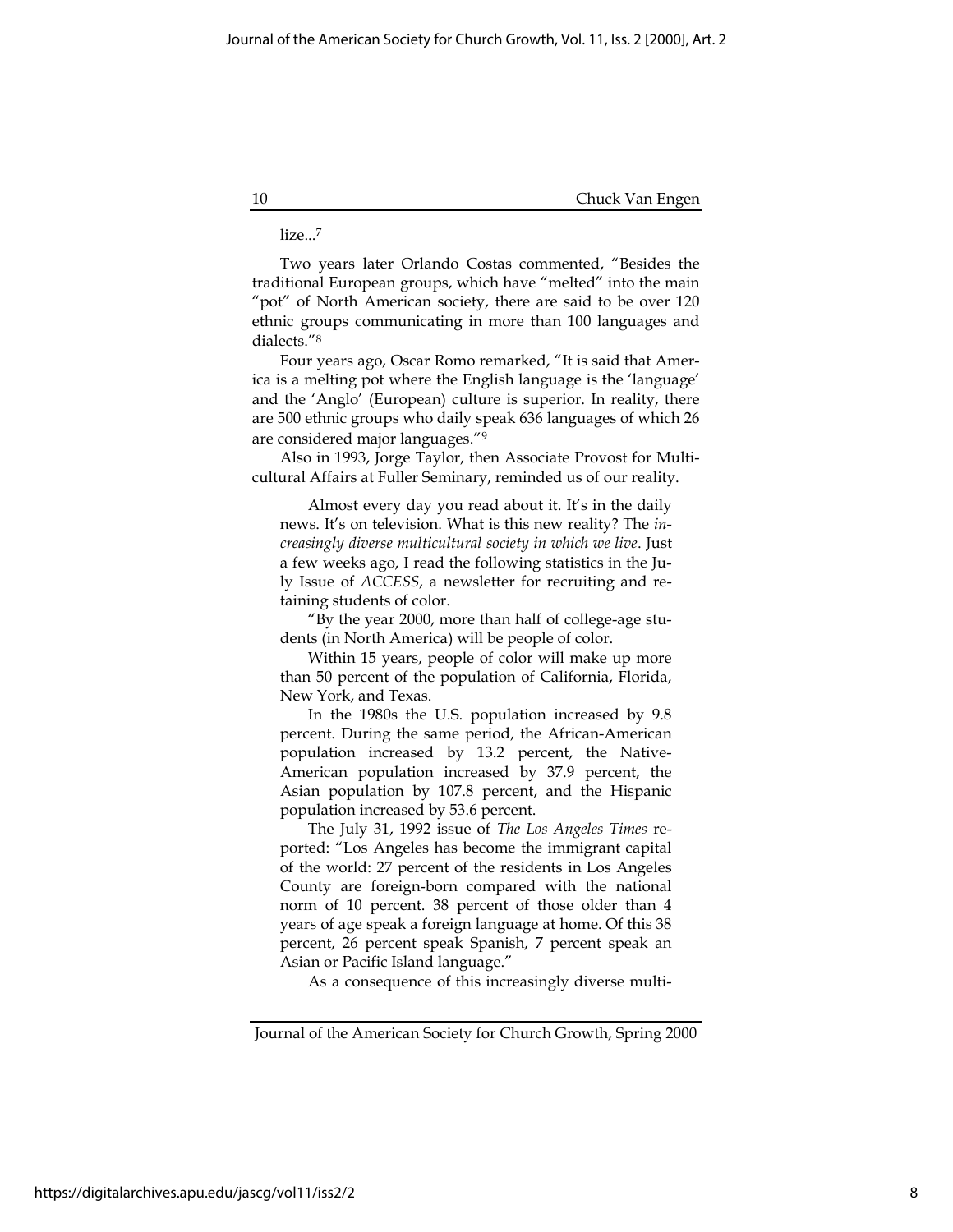lize...[7]

Two years later Orlando Costas commented, "Besides the traditional European groups, which have "melted" into the main "pot" of North American society, there are said to be over 120 ethnic groups communicating in more than 100 languages and dialects."[8]

Four years ago, Oscar Romo remarked, "It is said that America is a melting pot where the English language is the 'language' and the 'Anglo' (European) culture is superior. In reality, there are 500 ethnic groups who daily speak 636 languages of which 26 are considered major languages."[9]

Also in 1993, Jorge Taylor, then Associate Provost for Multicultural Affairs at Fuller Seminary, reminded us of our reality.

> Almost every day you read about it. It's in the daily news. It's on television. What is this new reality? The *increasingly diverse multicultural society in which we live*. Just a few weeks ago, I read the following statistics in the July Issue of *ACCESS*, a newsletter for recruiting and retaining students of color.
>
> "By the year 2000, more than half of college-age students (in North America) will be people of color.
>
> Within 15 years, people of color will make up more than 50 percent of the population of California, Florida, New York, and Texas.
>
> In the 1980s the U.S. population increased by 9.8 percent. During the same period, the African-American population increased by 13.2 percent, the Native-American population increased by 37.9 percent, the Asian population by 107.8 percent, and the Hispanic population increased by 53.6 percent.
>
> The July 31, 1992 issue of *The Los Angeles Times* reported: "Los Angeles has become the immigrant capital of the world: 27 percent of the residents in Los Angeles County are foreign-born compared with the national norm of 10 percent. 38 percent of those older than 4 years of age speak a foreign language at home. Of this 38 percent, 26 percent speak Spanish, 7 percent speak an Asian or Pacific Island language."
>
> As a consequence of this increasingly diverse multi-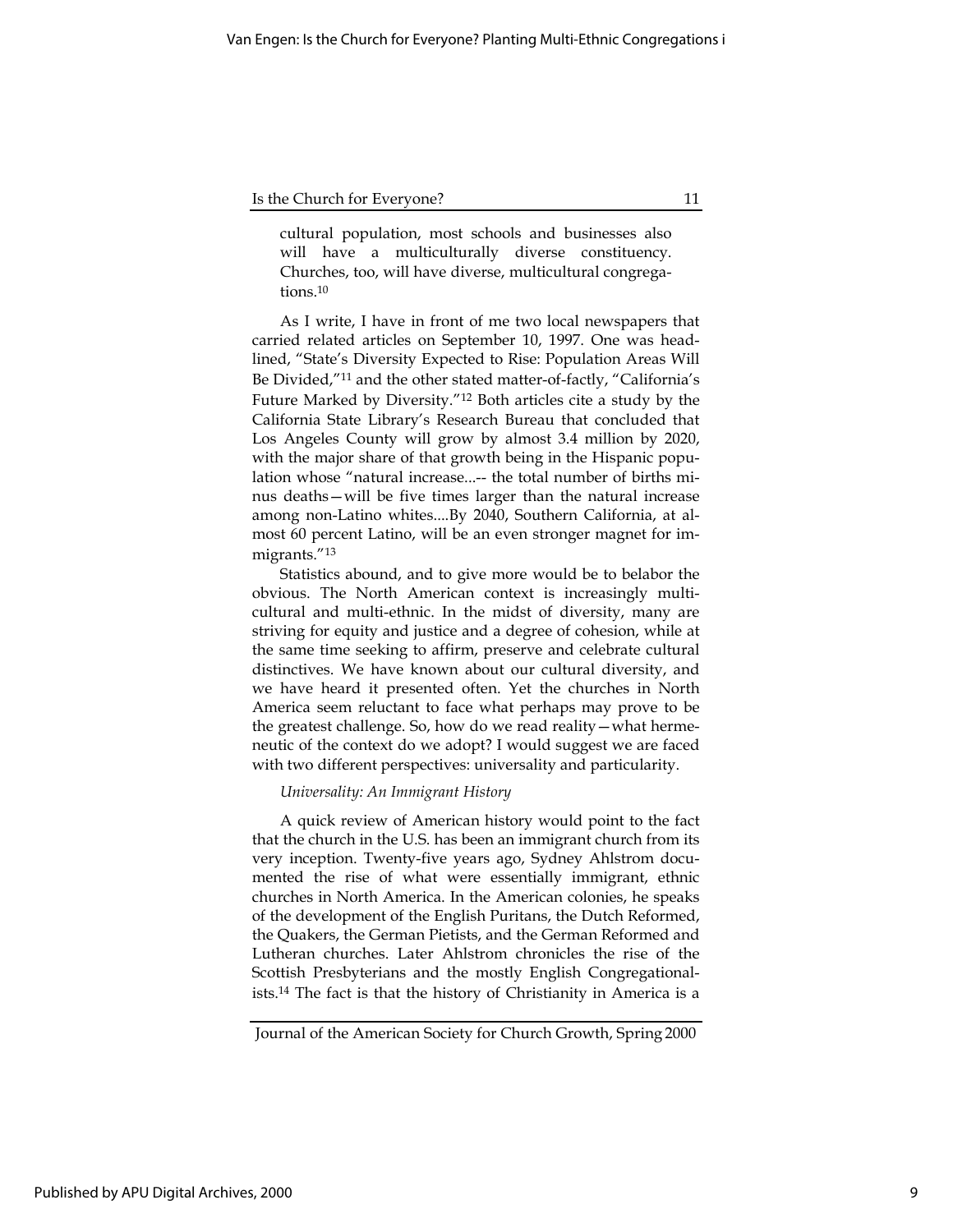cultural population, most schools and businesses also will have a multiculturally diverse constituency. Churches, too, will have diverse, multicultural congregations.[10]

As I write, I have in front of me two local newspapers that carried related articles on September 10, 1997. One was headlined, "State's Diversity Expected to Rise: Population Areas Will Be Divided,"[11] and the other stated matter-of-factly, "California's Future Marked by Diversity."[12] Both articles cite a study by the California State Library's Research Bureau that concluded that Los Angeles County will grow by almost 3.4 million by 2020, with the major share of that growth being in the Hispanic population whose "natural increase...-- the total number of births minus deaths—will be five times larger than the natural increase among non-Latino whites....By 2040, Southern California, at almost 60 percent Latino, will be an even stronger magnet for immigrants."[13]

Statistics abound, and to give more would be to belabor the obvious. The North American context is increasingly multicultural and multi-ethnic. In the midst of diversity, many are striving for equity and justice and a degree of cohesion, while at the same time seeking to affirm, preserve and celebrate cultural distinctives. We have known about our cultural diversity, and we have heard it presented often. Yet the churches in North America seem reluctant to face what perhaps may prove to be the greatest challenge. So, how do we read reality—what hermeneutic of the context do we adopt? I would suggest we are faced with two different perspectives: universality and particularity.

*Universality: An Immigrant History*

A quick review of American history would point to the fact that the church in the U.S. has been an immigrant church from its very inception. Twenty-five years ago, Sydney Ahlstrom documented the rise of what were essentially immigrant, ethnic churches in North America. In the American colonies, he speaks of the development of the English Puritans, the Dutch Reformed, the Quakers, the German Pietists, and the German Reformed and Lutheran churches. Later Ahlstrom chronicles the rise of the Scottish Presbyterians and the mostly English Congregationalists.[14] The fact is that the history of Christianity in America is a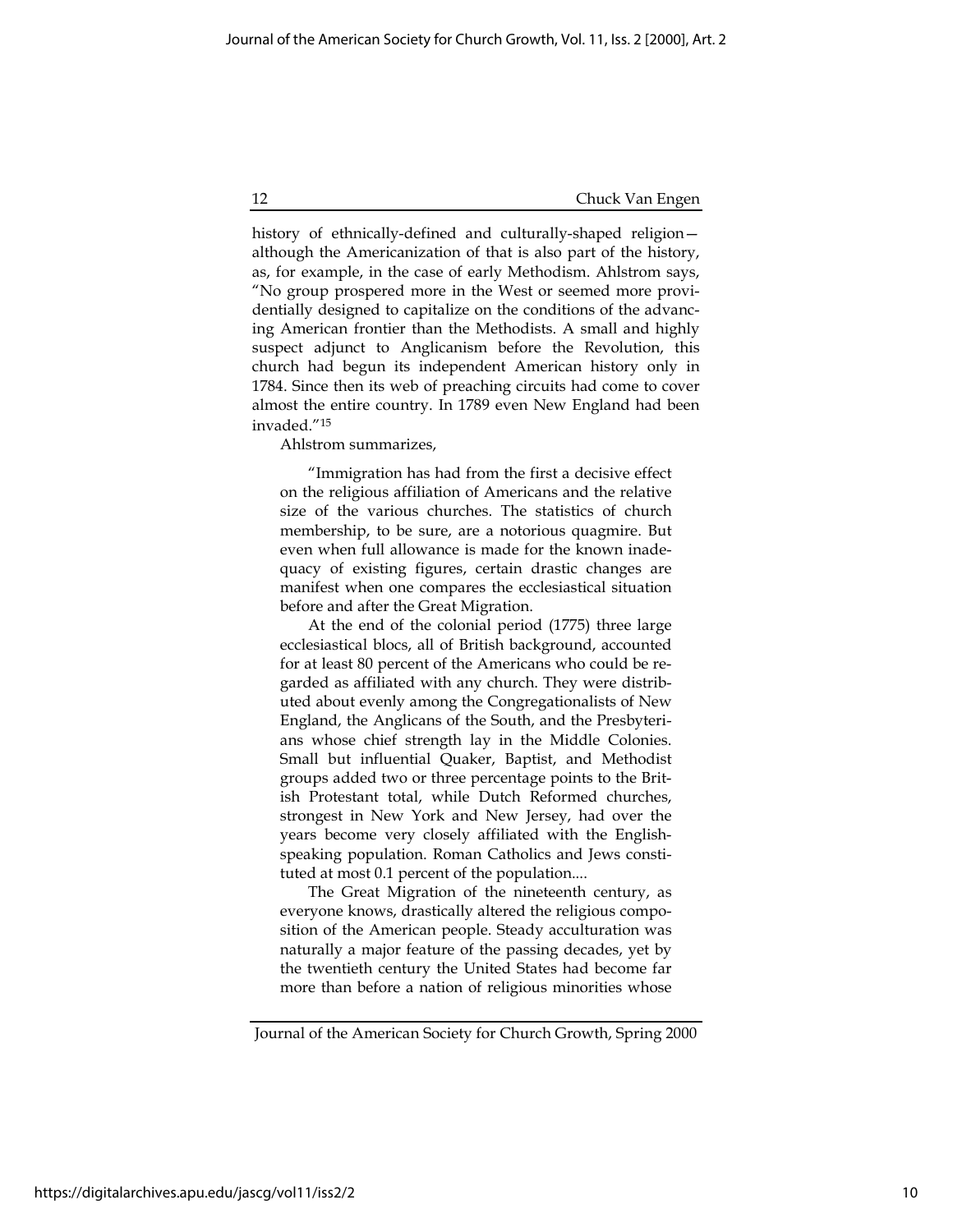history of ethnically-defined and culturally-shaped religion—although the Americanization of that is also part of the history, as, for example, in the case of early Methodism. Ahlstrom says, "No group prospered more in the West or seemed more providentially designed to capitalize on the conditions of the advancing American frontier than the Methodists. A small and highly suspect adjunct to Anglicanism before the Revolution, this church had begun its independent American history only in 1784. Since then its web of preaching circuits had come to cover almost the entire country. In 1789 even New England had been invaded."[15]

Ahlstrom summarizes,

> "Immigration has had from the first a decisive effect on the religious affiliation of Americans and the relative size of the various churches. The statistics of church membership, to be sure, are a notorious quagmire. But even when full allowance is made for the known inadequacy of existing figures, certain drastic changes are manifest when one compares the ecclesiastical situation before and after the Great Migration.
>
> At the end of the colonial period (1775) three large ecclesiastical blocs, all of British background, accounted for at least 80 percent of the Americans who could be regarded as affiliated with any church. They were distributed about evenly among the Congregationalists of New England, the Anglicans of the South, and the Presbyterians whose chief strength lay in the Middle Colonies. Small but influential Quaker, Baptist, and Methodist groups added two or three percentage points to the British Protestant total, while Dutch Reformed churches, strongest in New York and New Jersey, had over the years become very closely affiliated with the English-speaking population. Roman Catholics and Jews constituted at most 0.1 percent of the population....
>
> The Great Migration of the nineteenth century, as everyone knows, drastically altered the religious composition of the American people. Steady acculturation was naturally a major feature of the passing decades, yet by the twentieth century the United States had become far more than before a nation of religious minorities whose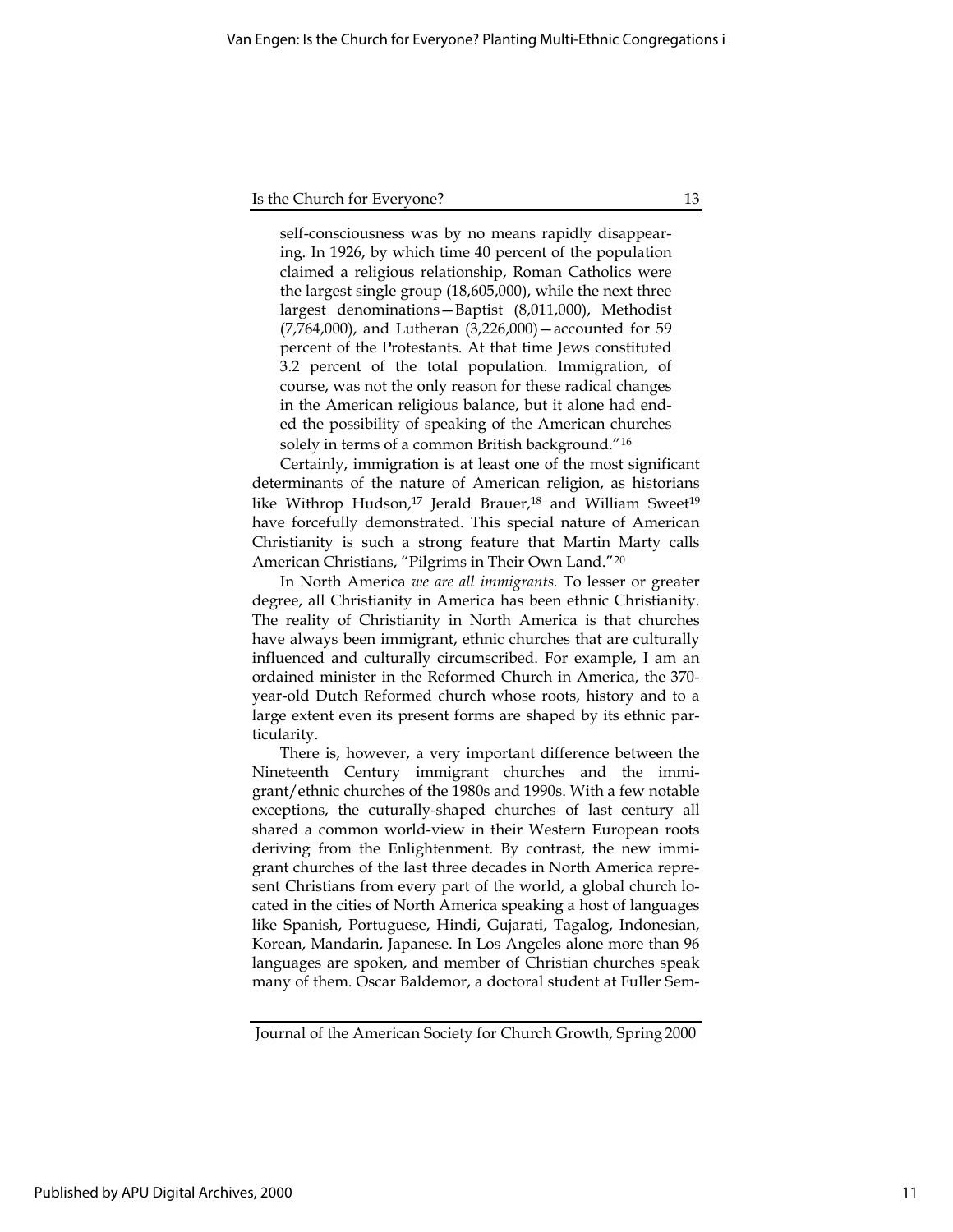self-consciousness was by no means rapidly disappearing. In 1926, by which time 40 percent of the population claimed a religious relationship, Roman Catholics were the largest single group (18,605,000), while the next three largest denominations—Baptist (8,011,000), Methodist (7,764,000), and Lutheran (3,226,000)—accounted for 59 percent of the Protestants. At that time Jews constituted 3.2 percent of the total population. Immigration, of course, was not the only reason for these radical changes in the American religious balance, but it alone had ended the possibility of speaking of the American churches solely in terms of a common British background."[16]

Certainly, immigration is at least one of the most significant determinants of the nature of American religion, as historians like Withrop Hudson,[17] Jerald Brauer,[18] and William Sweet[19] have forcefully demonstrated. This special nature of American Christianity is such a strong feature that Martin Marty calls American Christians, "Pilgrims in Their Own Land."[20]

In North America *we are all immigrants.* To lesser or greater degree, all Christianity in America has been ethnic Christianity. The reality of Christianity in North America is that churches have always been immigrant, ethnic churches that are culturally influenced and culturally circumscribed. For example, I am an ordained minister in the Reformed Church in America, the 370-year-old Dutch Reformed church whose roots, history and to a large extent even its present forms are shaped by its ethnic particularity.

There is, however, a very important difference between the Nineteenth Century immigrant churches and the immigrant/ethnic churches of the 1980s and 1990s. With a few notable exceptions, the cuturally-shaped churches of last century all shared a common world-view in their Western European roots deriving from the Enlightenment. By contrast, the new immigrant churches of the last three decades in North America represent Christians from every part of the world, a global church located in the cities of North America speaking a host of languages like Spanish, Portuguese, Hindi, Gujarati, Tagalog, Indonesian, Korean, Mandarin, Japanese. In Los Angeles alone more than 96 languages are spoken, and member of Christian churches speak many of them. Oscar Baldemor, a doctoral student at Fuller Sem-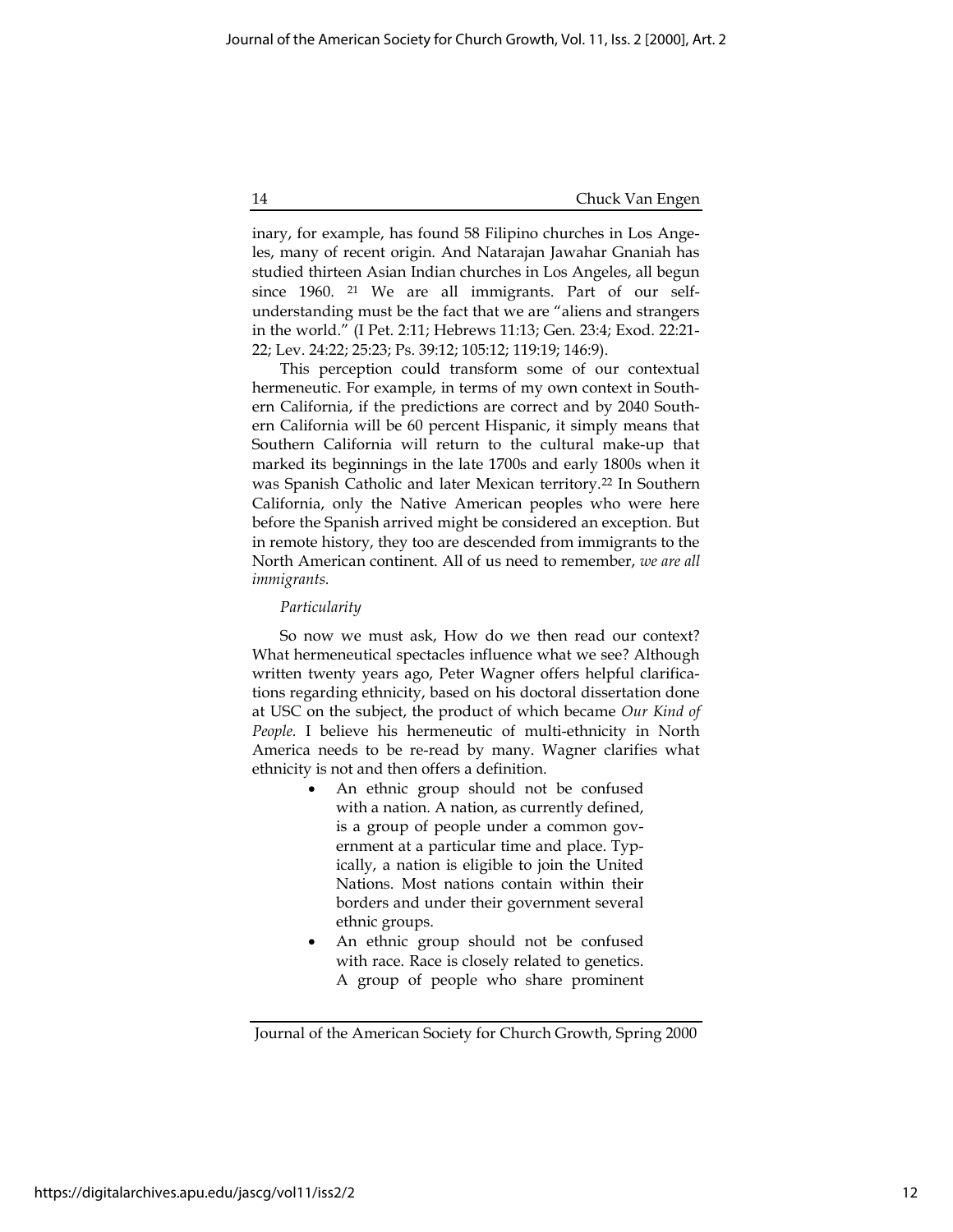inary, for example, has found 58 Filipino churches in Los Angeles, many of recent origin. And Natarajan Jawahar Gnaniah has studied thirteen Asian Indian churches in Los Angeles, all begun since 1960. [21] We are all immigrants. Part of our self-understanding must be the fact that we are "aliens and strangers in the world." (I Pet. 2:11; Hebrews 11:13; Gen. 23:4; Exod. 22:21-22; Lev. 24:22; 25:23; Ps. 39:12; 105:12; 119:19; 146:9).

This perception could transform some of our contextual hermeneutic. For example, in terms of my own context in Southern California, if the predictions are correct and by 2040 Southern California will be 60 percent Hispanic, it simply means that Southern California will return to the cultural make-up that marked its beginnings in the late 1700s and early 1800s when it was Spanish Catholic and later Mexican territory.[22] In Southern California, only the Native American peoples who were here before the Spanish arrived might be considered an exception. But in remote history, they too are descended from immigrants to the North American continent. All of us need to remember, *we are all immigrants.*

*Particularity*

So now we must ask, How do we then read our context? What hermeneutical spectacles influence what we see? Although written twenty years ago, Peter Wagner offers helpful clarifications regarding ethnicity, based on his doctoral dissertation done at USC on the subject, the product of which became *Our Kind of People.* I believe his hermeneutic of multi-ethnicity in North America needs to be re-read by many. Wagner clarifies what ethnicity is not and then offers a definition.

- An ethnic group should not be confused with a nation. A nation, as currently defined, is a group of people under a common government at a particular time and place. Typically, a nation is eligible to join the United Nations. Most nations contain within their borders and under their government several ethnic groups.
- An ethnic group should not be confused with race. Race is closely related to genetics. A group of people who share prominent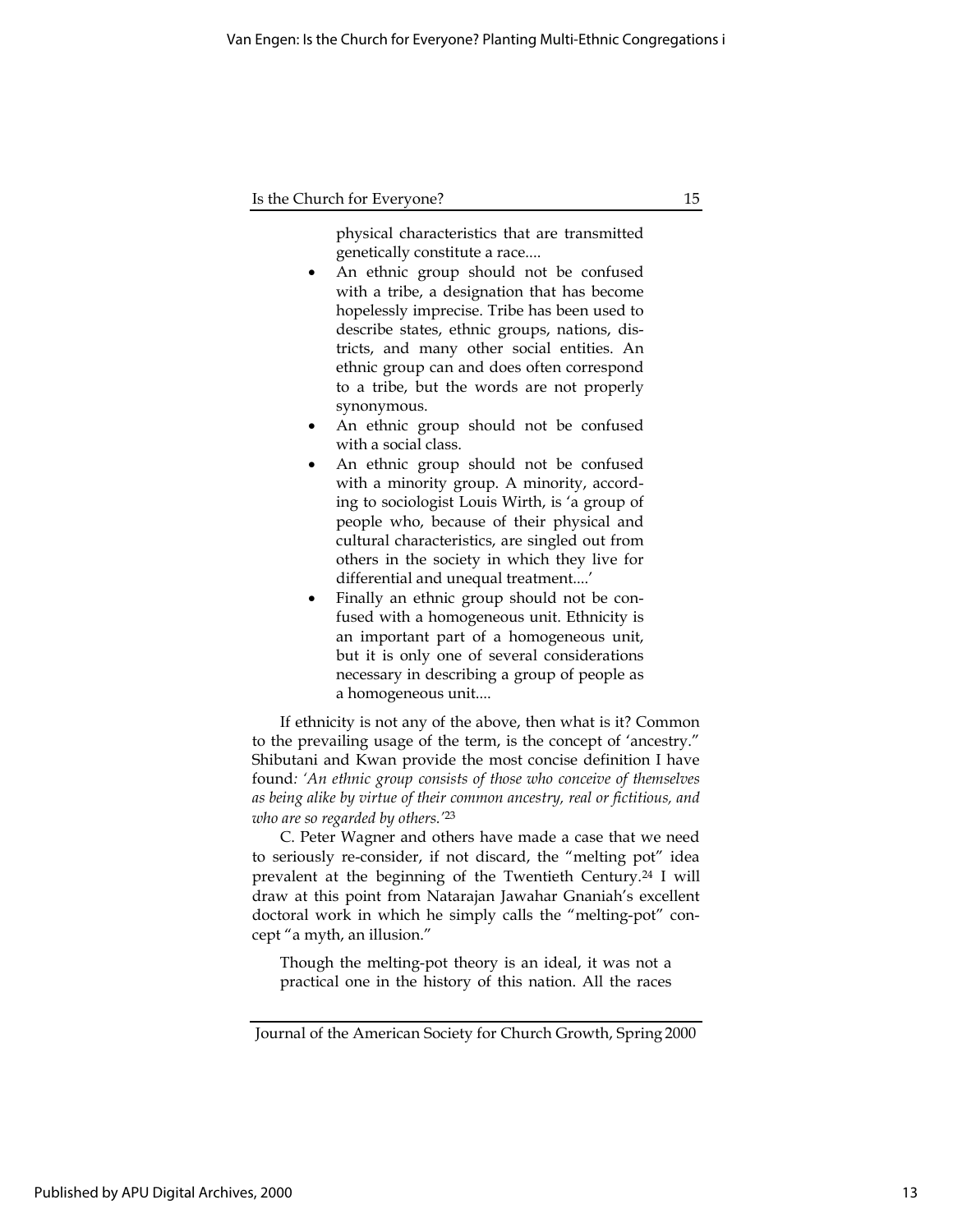physical characteristics that are transmitted genetically constitute a race....

- An ethnic group should not be confused with a tribe, a designation that has become hopelessly imprecise. Tribe has been used to describe states, ethnic groups, nations, districts, and many other social entities. An ethnic group can and does often correspond to a tribe, but the words are not properly synonymous.
- An ethnic group should not be confused with a social class.
- An ethnic group should not be confused with a minority group. A minority, according to sociologist Louis Wirth, is 'a group of people who, because of their physical and cultural characteristics, are singled out from others in the society in which they live for differential and unequal treatment....'
- Finally an ethnic group should not be confused with a homogeneous unit. Ethnicity is an important part of a homogeneous unit, but it is only one of several considerations necessary in describing a group of people as a homogeneous unit....

If ethnicity is not any of the above, then what is it? Common to the prevailing usage of the term, is the concept of 'ancestry." Shibutani and Kwan provide the most concise definition I have found*: 'An ethnic group consists of those who conceive of themselves as being alike by virtue of their common ancestry, real or fictitious, and who are so regarded by others.'*[23]

C. Peter Wagner and others have made a case that we need to seriously re-consider, if not discard, the "melting pot" idea prevalent at the beginning of the Twentieth Century.[24] I will draw at this point from Natarajan Jawahar Gnaniah's excellent doctoral work in which he simply calls the "melting-pot" concept "a myth, an illusion."

> Though the melting-pot theory is an ideal, it was not a practical one in the history of this nation. All the races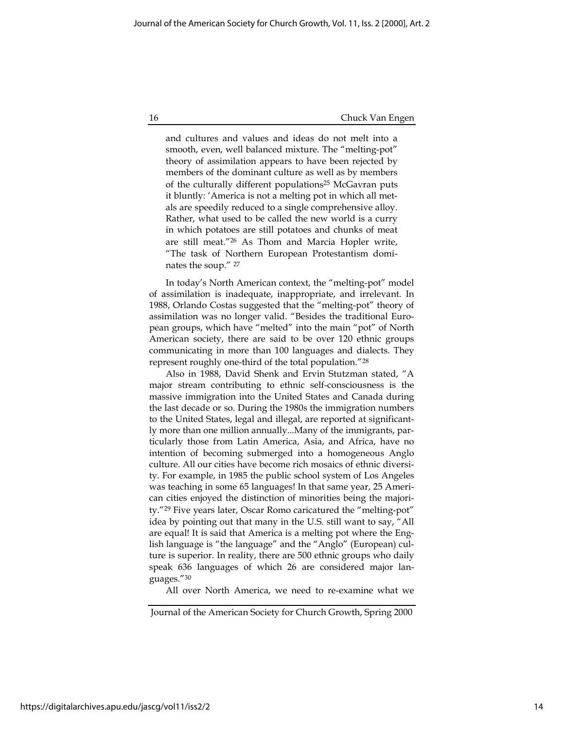and cultures and values and ideas do not melt into a smooth, even, well balanced mixture. The "melting-pot" theory of assimilation appears to have been rejected by members of the dominant culture as well as by members of the culturally different populations[25] McGavran puts it bluntly: 'America is not a melting pot in which all metals are speedily reduced to a single comprehensive alloy. Rather, what used to be called the new world is a curry in which potatoes are still potatoes and chunks of meat are still meat."[26] As Thom and Marcia Hopler write, "The task of Northern European Protestantism dominates the soup." [27]

In today's North American context, the "melting-pot" model of assimilation is inadequate, inappropriate, and irrelevant. In 1988, Orlando Costas suggested that the "melting-pot" theory of assimilation was no longer valid. "Besides the traditional European groups, which have "melted" into the main "pot" of North American society, there are said to be over 120 ethnic groups communicating in more than 100 languages and dialects. They represent roughly one-third of the total population."[28]

Also in 1988, David Shenk and Ervin Stutzman stated, "A major stream contributing to ethnic self-consciousness is the massive immigration into the United States and Canada during the last decade or so. During the 1980s the immigration numbers to the United States, legal and illegal, are reported at significantly more than one million annually...Many of the immigrants, particularly those from Latin America, Asia, and Africa, have no intention of becoming submerged into a homogeneous Anglo culture. All our cities have become rich mosaics of ethnic diversity. For example, in 1985 the public school system of Los Angeles was teaching in some 65 languages! In that same year, 25 American cities enjoyed the distinction of minorities being the majority."[29] Five years later, Oscar Romo caricatured the "melting-pot" idea by pointing out that many in the U.S. still want to say, "All are equal! It is said that America is a melting pot where the English language is "the language" and the "Anglo" (European) culture is superior. In reality, there are 500 ethnic groups who daily speak 636 languages of which 26 are considered major languages."[30]

All over North America, we need to re-examine what we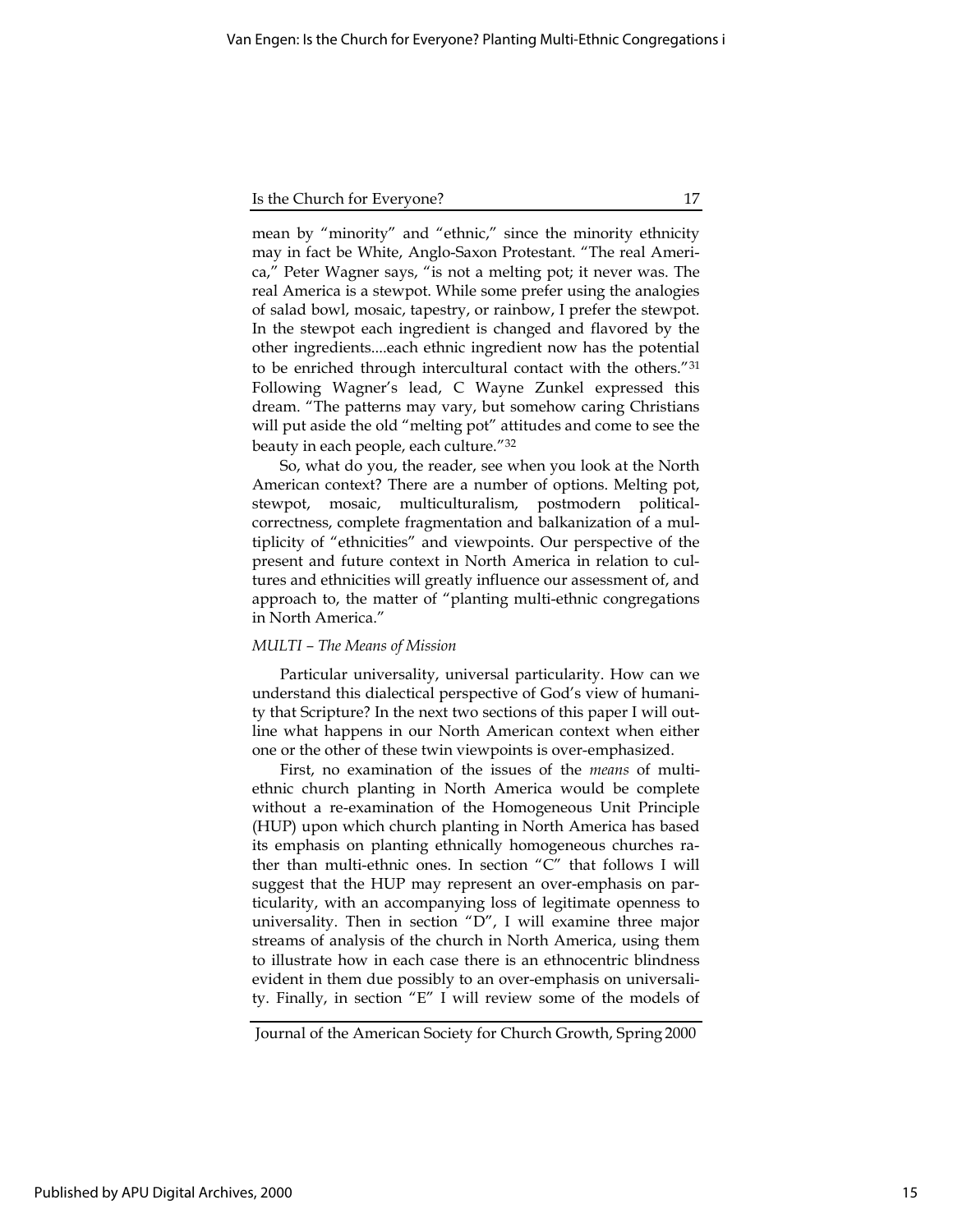mean by "minority" and "ethnic," since the minority ethnicity may in fact be White, Anglo-Saxon Protestant. "The real America," Peter Wagner says, "is not a melting pot; it never was. The real America is a stewpot. While some prefer using the analogies of salad bowl, mosaic, tapestry, or rainbow, I prefer the stewpot. In the stewpot each ingredient is changed and flavored by the other ingredients....each ethnic ingredient now has the potential to be enriched through intercultural contact with the others."[31] Following Wagner's lead, C Wayne Zunkel expressed this dream. "The patterns may vary, but somehow caring Christians will put aside the old "melting pot" attitudes and come to see the beauty in each people, each culture."[32]

So, what do you, the reader, see when you look at the North American context? There are a number of options. Melting pot, stewpot, mosaic, multiculturalism, postmodern political-correctness, complete fragmentation and balkanization of a multiplicity of "ethnicities" and viewpoints. Our perspective of the present and future context in North America in relation to cultures and ethnicities will greatly influence our assessment of, and approach to, the matter of "planting multi-ethnic congregations in North America."

*MULTI – The Means of Mission*

Particular universality, universal particularity. How can we understand this dialectical perspective of God's view of humanity that Scripture? In the next two sections of this paper I will outline what happens in our North American context when either one or the other of these twin viewpoints is over-emphasized.

First, no examination of the issues of the *means* of multi-ethnic church planting in North America would be complete without a re-examination of the Homogeneous Unit Principle (HUP) upon which church planting in North America has based its emphasis on planting ethnically homogeneous churches rather than multi-ethnic ones. In section "C" that follows I will suggest that the HUP may represent an over-emphasis on particularity, with an accompanying loss of legitimate openness to universality. Then in section "D", I will examine three major streams of analysis of the church in North America, using them to illustrate how in each case there is an ethnocentric blindness evident in them due possibly to an over-emphasis on universality. Finally, in section "E" I will review some of the models of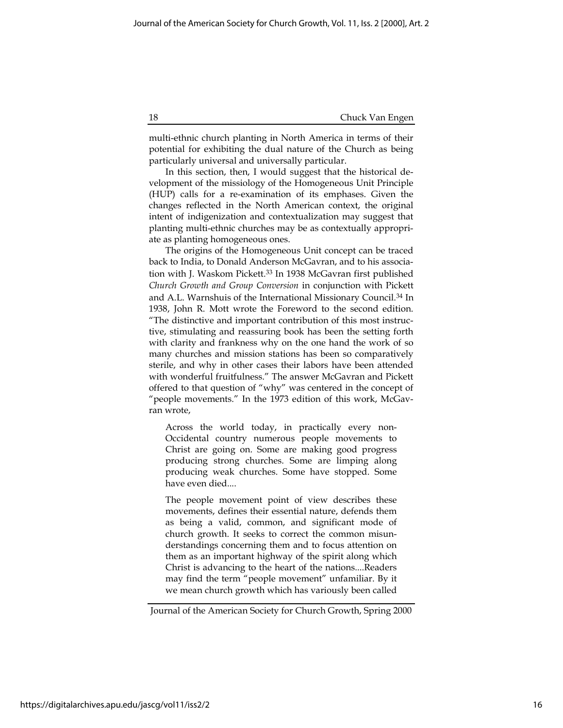multi-ethnic church planting in North America in terms of their potential for exhibiting the dual nature of the Church as being particularly universal and universally particular.

In this section, then, I would suggest that the historical development of the missiology of the Homogeneous Unit Principle (HUP) calls for a re-examination of its emphases. Given the changes reflected in the North American context, the original intent of indigenization and contextualization may suggest that planting multi-ethnic churches may be as contextually appropriate as planting homogeneous ones.

The origins of the Homogeneous Unit concept can be traced back to India, to Donald Anderson McGavran, and to his association with J. Waskom Pickett.[33] In 1938 McGavran first published *Church Growth and Group Conversion* in conjunction with Pickett and A.L. Warnshuis of the International Missionary Council.[34] In 1938, John R. Mott wrote the Foreword to the second edition. "The distinctive and important contribution of this most instructive, stimulating and reassuring book has been the setting forth with clarity and frankness why on the one hand the work of so many churches and mission stations has been so comparatively sterile, and why in other cases their labors have been attended with wonderful fruitfulness." The answer McGavran and Pickett offered to that question of "why" was centered in the concept of "people movements." In the 1973 edition of this work, McGavran wrote,

> Across the world today, in practically every non-Occidental country numerous people movements to Christ are going on. Some are making good progress producing strong churches. Some are limping along producing weak churches. Some have stopped. Some have even died....
>
> The people movement point of view describes these movements, defines their essential nature, defends them as being a valid, common, and significant mode of church growth. It seeks to correct the common misunderstandings concerning them and to focus attention on them as an important highway of the spirit along which Christ is advancing to the heart of the nations....Readers may find the term "people movement" unfamiliar. By it we mean church growth which has variously been called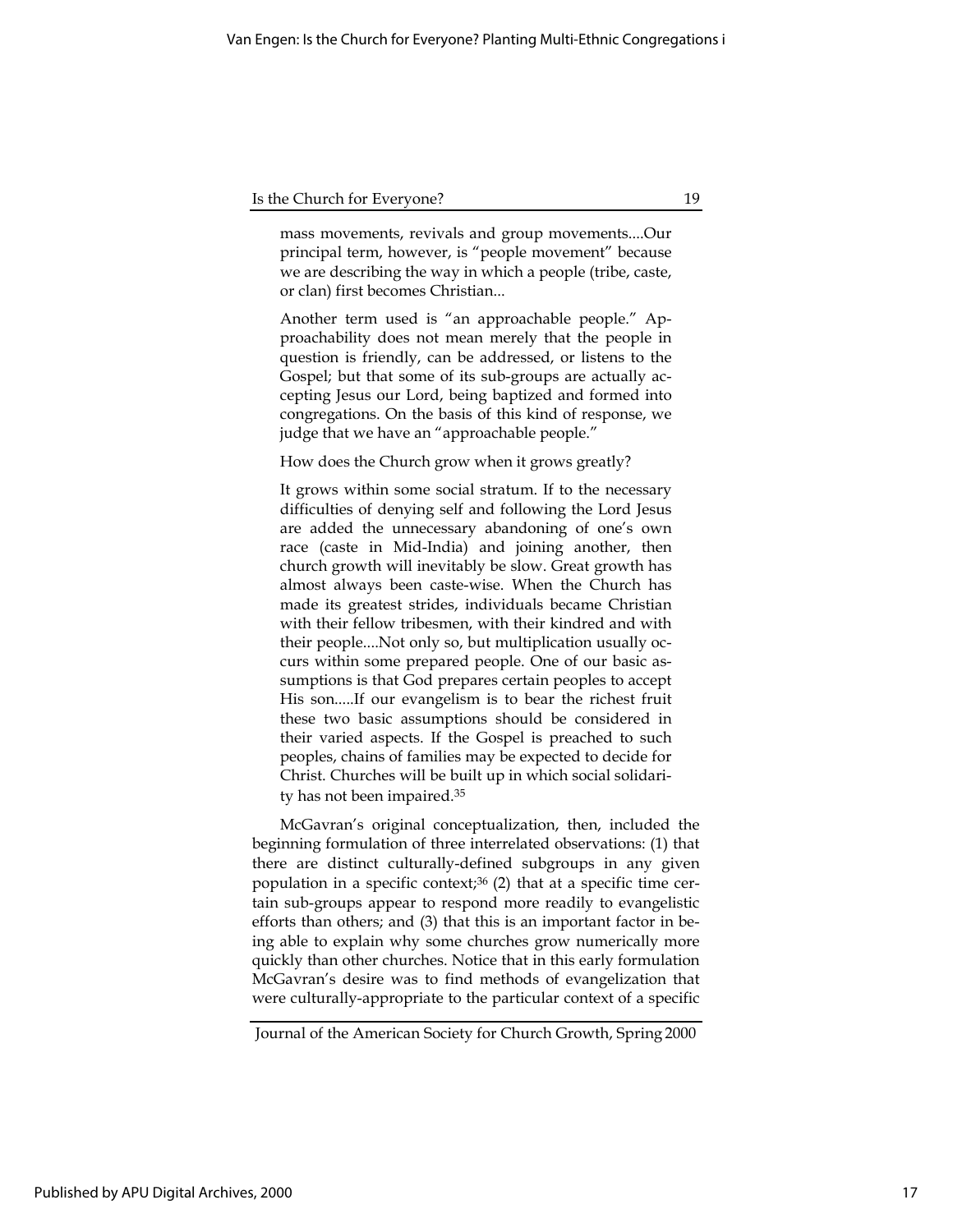> mass movements, revivals and group movements....Our principal term, however, is "people movement" because we are describing the way in which a people (tribe, caste, or clan) first becomes Christian...
>
> Another term used is "an approachable people." Approachability does not mean merely that the people in question is friendly, can be addressed, or listens to the Gospel; but that some of its sub-groups are actually accepting Jesus our Lord, being baptized and formed into congregations. On the basis of this kind of response, we judge that we have an "approachable people."
>
> How does the Church grow when it grows greatly?
>
> It grows within some social stratum. If to the necessary difficulties of denying self and following the Lord Jesus are added the unnecessary abandoning of one's own race (caste in Mid-India) and joining another, then church growth will inevitably be slow. Great growth has almost always been caste-wise. When the Church has made its greatest strides, individuals became Christian with their fellow tribesmen, with their kindred and with their people....Not only so, but multiplication usually occurs within some prepared people. One of our basic assumptions is that God prepares certain peoples to accept His son.....If our evangelism is to bear the richest fruit these two basic assumptions should be considered in their varied aspects. If the Gospel is preached to such peoples, chains of families may be expected to decide for Christ. Churches will be built up in which social solidarity has not been impaired.[35]

McGavran's original conceptualization, then, included the beginning formulation of three interrelated observations: (1) that there are distinct culturally-defined subgroups in any given population in a specific context;[36] (2) that at a specific time certain sub-groups appear to respond more readily to evangelistic efforts than others; and (3) that this is an important factor in being able to explain why some churches grow numerically more quickly than other churches. Notice that in this early formulation McGavran's desire was to find methods of evangelization that were culturally-appropriate to the particular context of a specific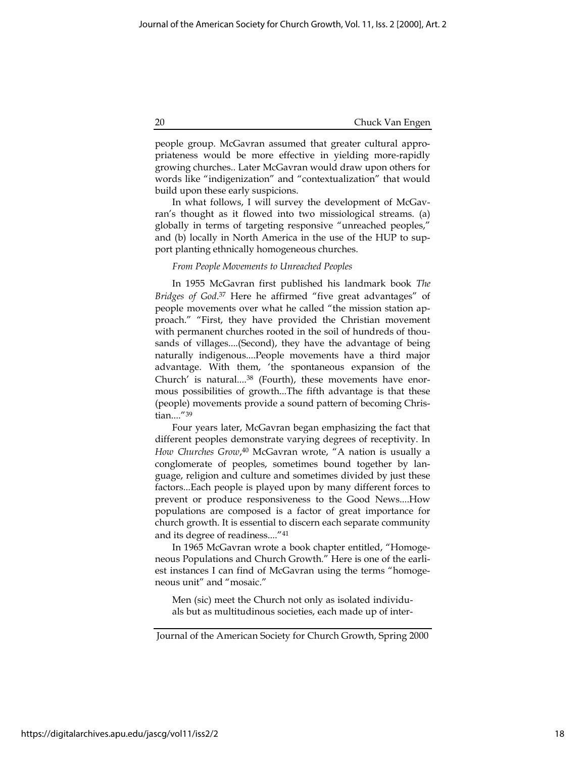people group. McGavran assumed that greater cultural appropriateness would be more effective in yielding more-rapidly growing churches.. Later McGavran would draw upon others for words like "indigenization" and "contextualization" that would build upon these early suspicions.

In what follows, I will survey the development of McGavran's thought as it flowed into two missiological streams. (a) globally in terms of targeting responsive "unreached peoples," and (b) locally in North America in the use of the HUP to support planting ethnically homogeneous churches.

*From People Movements to Unreached Peoples*

In 1955 McGavran first published his landmark book *The Bridges of God*.[37] Here he affirmed "five great advantages" of people movements over what he called "the mission station approach." "First, they have provided the Christian movement with permanent churches rooted in the soil of hundreds of thousands of villages....(Second), they have the advantage of being naturally indigenous....People movements have a third major advantage. With them, 'the spontaneous expansion of the Church' is natural....[38] (Fourth), these movements have enormous possibilities of growth...The fifth advantage is that these (people) movements provide a sound pattern of becoming Christian...."[39]

Four years later, McGavran began emphasizing the fact that different peoples demonstrate varying degrees of receptivity. In *How Churches Grow*,[40] McGavran wrote, "A nation is usually a conglomerate of peoples, sometimes bound together by language, religion and culture and sometimes divided by just these factors...Each people is played upon by many different forces to prevent or produce responsiveness to the Good News....How populations are composed is a factor of great importance for church growth. It is essential to discern each separate community and its degree of readiness...."[41]

In 1965 McGavran wrote a book chapter entitled, "Homogeneous Populations and Church Growth." Here is one of the earliest instances I can find of McGavran using the terms "homogeneous unit" and "mosaic."

> Men (sic) meet the Church not only as isolated individuals but as multitudinous societies, each made up of inter-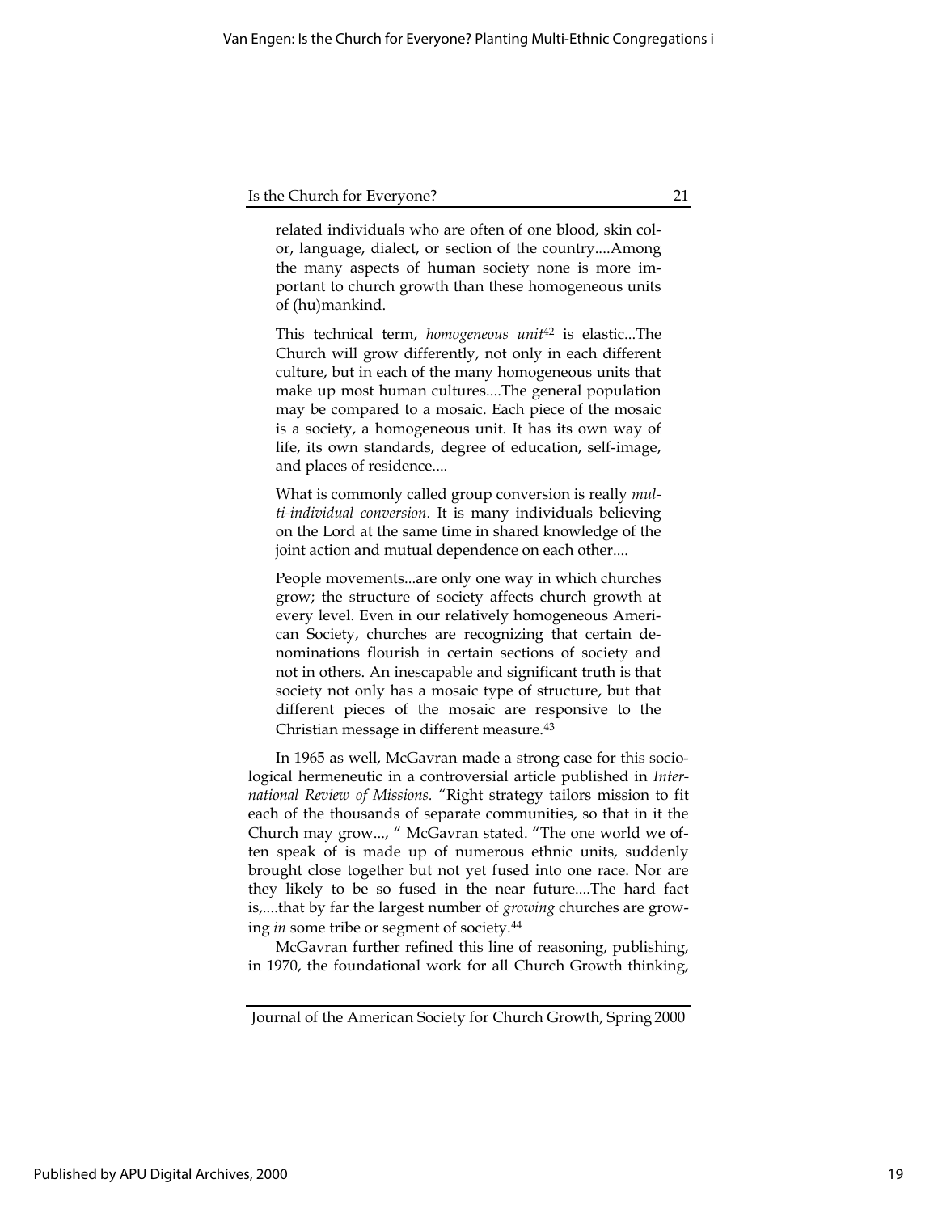related individuals who are often of one blood, skin color, language, dialect, or section of the country....Among the many aspects of human society none is more important to church growth than these homogeneous units of (hu)mankind.

> This technical term, *homogeneous unit*[42] is elastic...The Church will grow differently, not only in each different culture, but in each of the many homogeneous units that make up most human cultures....The general population may be compared to a mosaic. Each piece of the mosaic is a society, a homogeneous unit. It has its own way of life, its own standards, degree of education, self-image, and places of residence....
>
> What is commonly called group conversion is really *multi-individual conversion*. It is many individuals believing on the Lord at the same time in shared knowledge of the joint action and mutual dependence on each other....
>
> People movements...are only one way in which churches grow; the structure of society affects church growth at every level. Even in our relatively homogeneous American Society, churches are recognizing that certain denominations flourish in certain sections of society and not in others. An inescapable and significant truth is that society not only has a mosaic type of structure, but that different pieces of the mosaic are responsive to the Christian message in different measure.[43]

In 1965 as well, McGavran made a strong case for this sociological hermeneutic in a controversial article published in *International Review of Missions.* "Right strategy tailors mission to fit each of the thousands of separate communities, so that in it the Church may grow..., " McGavran stated. "The one world we often speak of is made up of numerous ethnic units, suddenly brought close together but not yet fused into one race. Nor are they likely to be so fused in the near future....The hard fact is,....that by far the largest number of *growing* churches are growing *in* some tribe or segment of society.[44]

McGavran further refined this line of reasoning, publishing, in 1970, the foundational work for all Church Growth thinking,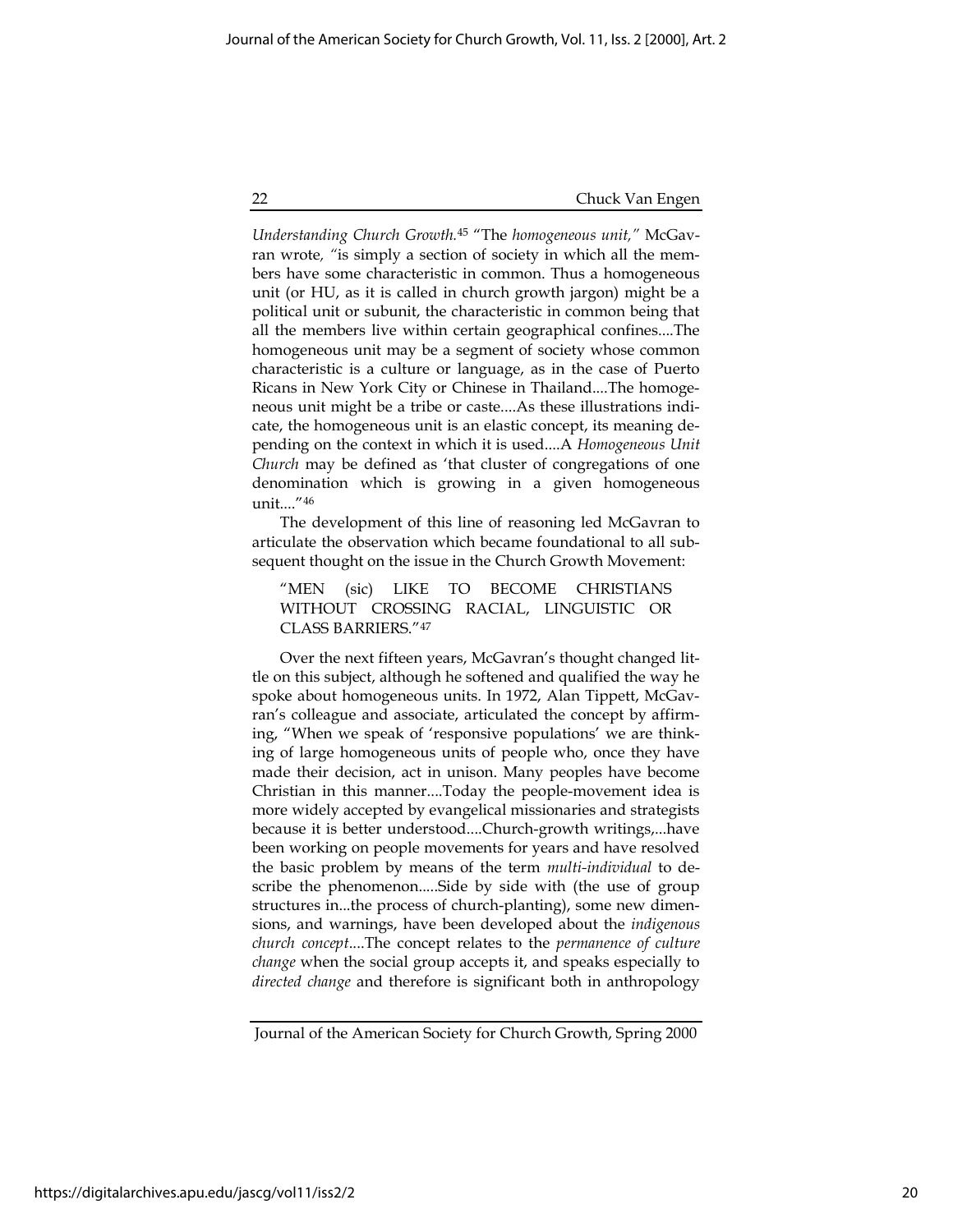*Understanding Church Growth.*[45] "The *homogeneous unit,"* McGavran wrote*, "*is simply a section of society in which all the members have some characteristic in common. Thus a homogeneous unit (or HU, as it is called in church growth jargon) might be a political unit or subunit, the characteristic in common being that all the members live within certain geographical confines....The homogeneous unit may be a segment of society whose common characteristic is a culture or language, as in the case of Puerto Ricans in New York City or Chinese in Thailand....The homogeneous unit might be a tribe or caste....As these illustrations indicate, the homogeneous unit is an elastic concept, its meaning depending on the context in which it is used....A *Homogeneous Unit Church* may be defined as 'that cluster of congregations of one denomination which is growing in a given homogeneous unit...."[46]

The development of this line of reasoning led McGavran to articulate the observation which became foundational to all subsequent thought on the issue in the Church Growth Movement:

> "MEN (sic) LIKE TO BECOME CHRISTIANS WITHOUT CROSSING RACIAL, LINGUISTIC OR CLASS BARRIERS."[47]

Over the next fifteen years, McGavran's thought changed little on this subject, although he softened and qualified the way he spoke about homogeneous units. In 1972, Alan Tippett, McGavran's colleague and associate, articulated the concept by affirming, "When we speak of 'responsive populations' we are thinking of large homogeneous units of people who, once they have made their decision, act in unison. Many peoples have become Christian in this manner....Today the people-movement idea is more widely accepted by evangelical missionaries and strategists because it is better understood....Church-growth writings,...have been working on people movements for years and have resolved the basic problem by means of the term *multi-individual* to describe the phenomenon.....Side by side with (the use of group structures in...the process of church-planting), some new dimensions, and warnings, have been developed about the *indigenous church concept*....The concept relates to the *permanence of culture change* when the social group accepts it, and speaks especially to *directed change* and therefore is significant both in anthropology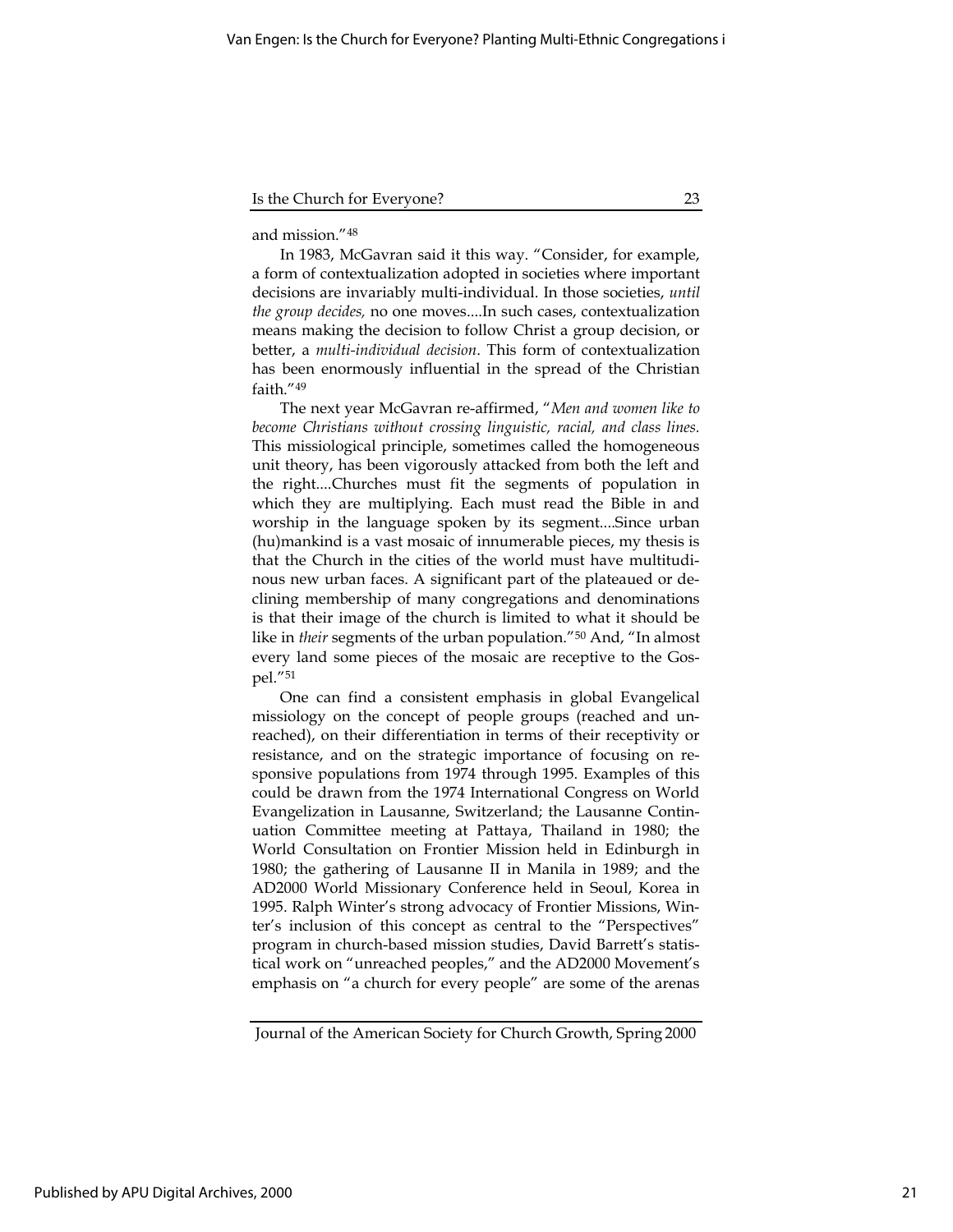and mission."[48]

In 1983, McGavran said it this way. "Consider, for example, a form of contextualization adopted in societies where important decisions are invariably multi-individual. In those societies, *until the group decides,* no one moves....In such cases, contextualization means making the decision to follow Christ a group decision, or better, a *multi-individual decision*. This form of contextualization has been enormously influential in the spread of the Christian faith."[49]

The next year McGavran re-affirmed, "*Men and women like to become Christians without crossing linguistic, racial, and class lines.* This missiological principle, sometimes called the homogeneous unit theory, has been vigorously attacked from both the left and the right....Churches must fit the segments of population in which they are multiplying. Each must read the Bible in and worship in the language spoken by its segment....Since urban (hu)mankind is a vast mosaic of innumerable pieces, my thesis is that the Church in the cities of the world must have multitudinous new urban faces. A significant part of the plateaued or declining membership of many congregations and denominations is that their image of the church is limited to what it should be like in *their* segments of the urban population."[50] And, "In almost every land some pieces of the mosaic are receptive to the Gospel."[51]

One can find a consistent emphasis in global Evangelical missiology on the concept of people groups (reached and unreached), on their differentiation in terms of their receptivity or resistance, and on the strategic importance of focusing on responsive populations from 1974 through 1995. Examples of this could be drawn from the 1974 International Congress on World Evangelization in Lausanne, Switzerland; the Lausanne Continuation Committee meeting at Pattaya, Thailand in 1980; the World Consultation on Frontier Mission held in Edinburgh in 1980; the gathering of Lausanne II in Manila in 1989; and the AD2000 World Missionary Conference held in Seoul, Korea in 1995. Ralph Winter's strong advocacy of Frontier Missions, Winter's inclusion of this concept as central to the "Perspectives" program in church-based mission studies, David Barrett's statistical work on "unreached peoples," and the AD2000 Movement's emphasis on "a church for every people" are some of the arenas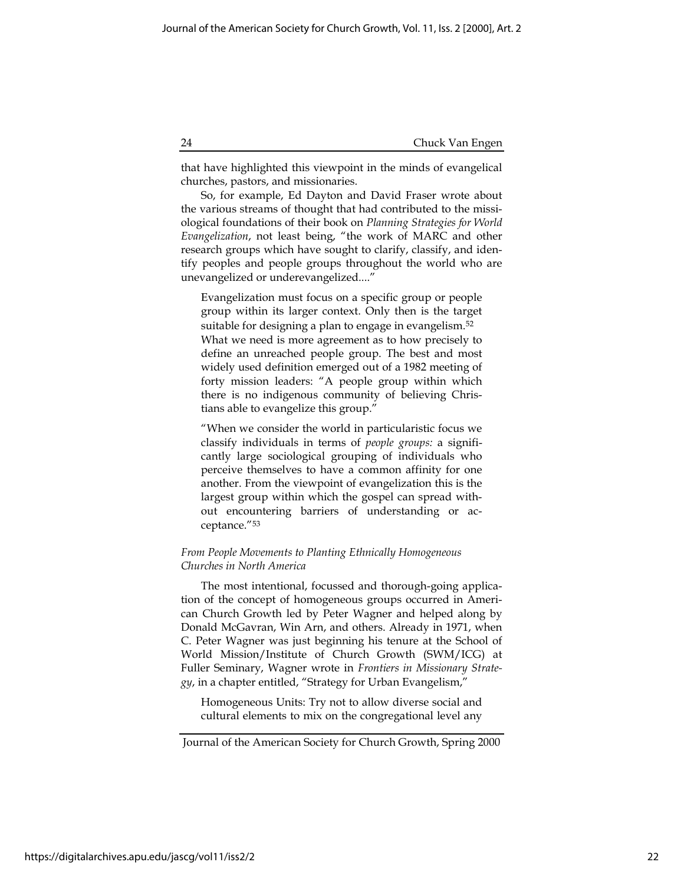that have highlighted this viewpoint in the minds of evangelical churches, pastors, and missionaries.

So, for example, Ed Dayton and David Fraser wrote about the various streams of thought that had contributed to the missiological foundations of their book on *Planning Strategies for World Evangelization*, not least being, "the work of MARC and other research groups which have sought to clarify, classify, and identify peoples and people groups throughout the world who are unevangelized or underevangelized...."

> Evangelization must focus on a specific group or people group within its larger context. Only then is the target suitable for designing a plan to engage in evangelism.[52]
> What we need is more agreement as to how precisely to define an unreached people group. The best and most widely used definition emerged out of a 1982 meeting of forty mission leaders: "A people group within which there is no indigenous community of believing Christians able to evangelize this group."
>
> "When we consider the world in particularistic focus we classify individuals in terms of *people groups:* a significantly large sociological grouping of individuals who perceive themselves to have a common affinity for one another. From the viewpoint of evangelization this is the largest group within which the gospel can spread without encountering barriers of understanding or acceptance."[53]

### *From People Movements to Planting Ethnically Homogeneous Churches in North America*

The most intentional, focussed and thorough-going application of the concept of homogeneous groups occurred in American Church Growth led by Peter Wagner and helped along by Donald McGavran, Win Arn, and others. Already in 1971, when C. Peter Wagner was just beginning his tenure at the School of World Mission/Institute of Church Growth (SWM/ICG) at Fuller Seminary, Wagner wrote in *Frontiers in Missionary Strategy*, in a chapter entitled, "Strategy for Urban Evangelism,"

> Homogeneous Units: Try not to allow diverse social and cultural elements to mix on the congregational level any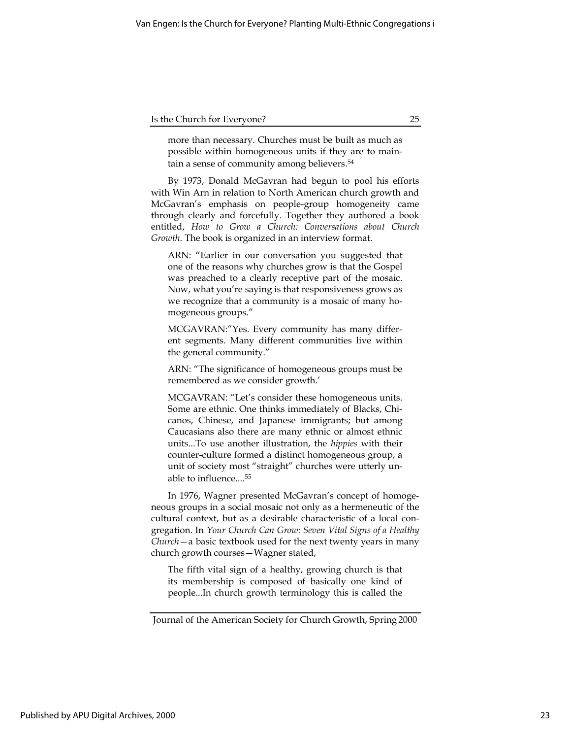more than necessary. Churches must be built as much as possible within homogeneous units if they are to maintain a sense of community among believers.[54]

By 1973, Donald McGavran had begun to pool his efforts with Win Arn in relation to North American church growth and McGavran's emphasis on people-group homogeneity came through clearly and forcefully. Together they authored a book entitled, *How to Grow a Church: Conversations about Church Growth*. The book is organized in an interview format.

> ARN: "Earlier in our conversation you suggested that one of the reasons why churches grow is that the Gospel was preached to a clearly receptive part of the mosaic. Now, what you're saying is that responsiveness grows as we recognize that a community is a mosaic of many homogeneous groups."
>
> MCGAVRAN:"Yes. Every community has many different segments. Many different communities live within the general community."
>
> ARN: "The significance of homogeneous groups must be remembered as we consider growth.'
>
> MCGAVRAN: "Let's consider these homogeneous units. Some are ethnic. One thinks immediately of Blacks, Chicanos, Chinese, and Japanese immigrants; but among Caucasians also there are many ethnic or almost ethnic units...To use another illustration, the *hippies* with their counter-culture formed a distinct homogeneous group, a unit of society most "straight" churches were utterly unable to influence....[55]

In 1976, Wagner presented McGavran's concept of homogeneous groups in a social mosaic not only as a hermeneutic of the cultural context, but as a desirable characteristic of a local congregation. In *Your Church Can Grow: Seven Vital Signs of a Healthy Church*—a basic textbook used for the next twenty years in many church growth courses—Wagner stated,

> The fifth vital sign of a healthy, growing church is that its membership is composed of basically one kind of people...In church growth terminology this is called the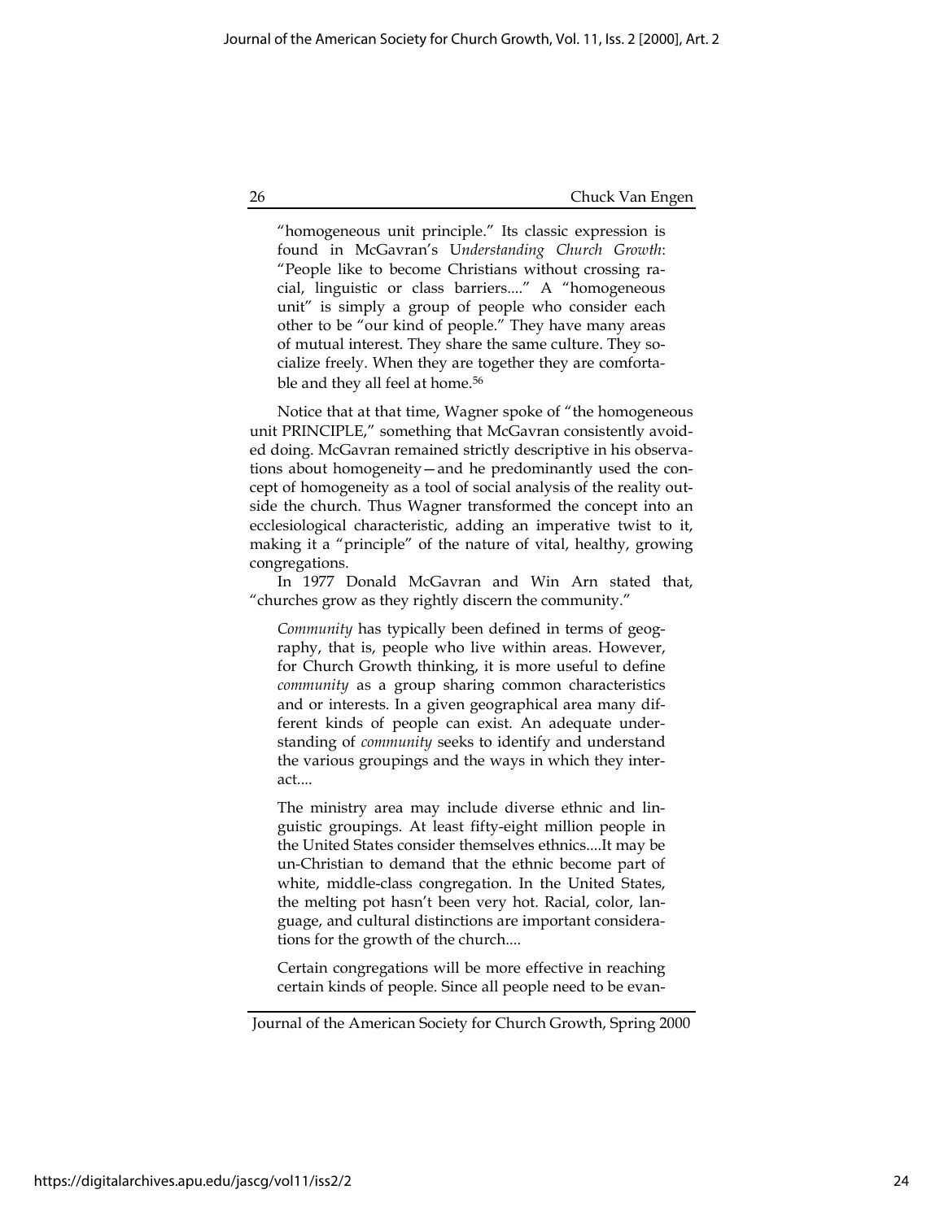"homogeneous unit principle." Its classic expression is found in McGavran's U*nderstanding Church Growth*: "People like to become Christians without crossing racial, linguistic or class barriers...." A "homogeneous unit" is simply a group of people who consider each other to be "our kind of people." They have many areas of mutual interest. They share the same culture. They socialize freely. When they are together they are comfortable and they all feel at home.[56]

Notice that at that time, Wagner spoke of "the homogeneous unit PRINCIPLE," something that McGavran consistently avoided doing. McGavran remained strictly descriptive in his observations about homogeneity—and he predominantly used the concept of homogeneity as a tool of social analysis of the reality outside the church. Thus Wagner transformed the concept into an ecclesiological characteristic, adding an imperative twist to it, making it a "principle" of the nature of vital, healthy, growing congregations.

In 1977 Donald McGavran and Win Arn stated that, "churches grow as they rightly discern the community."

> *Community* has typically been defined in terms of geography, that is, people who live within areas. However, for Church Growth thinking, it is more useful to define *community* as a group sharing common characteristics and or interests. In a given geographical area many different kinds of people can exist. An adequate understanding of *community* seeks to identify and understand the various groupings and the ways in which they interact....
>
> The ministry area may include diverse ethnic and linguistic groupings. At least fifty-eight million people in the United States consider themselves ethnics....It may be un-Christian to demand that the ethnic become part of white, middle-class congregation. In the United States, the melting pot hasn't been very hot. Racial, color, language, and cultural distinctions are important considerations for the growth of the church....
>
> Certain congregations will be more effective in reaching certain kinds of people. Since all people need to be evan-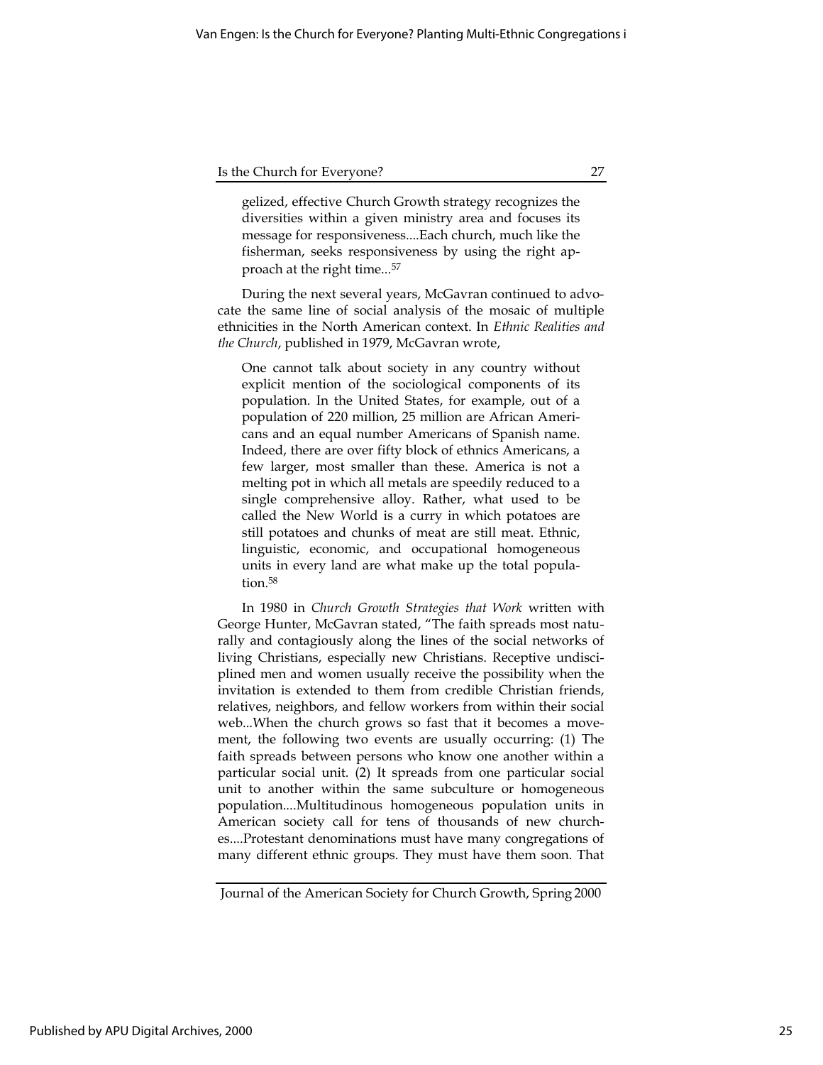gelized, effective Church Growth strategy recognizes the diversities within a given ministry area and focuses its message for responsiveness....Each church, much like the fisherman, seeks responsiveness by using the right approach at the right time...[57]

During the next several years, McGavran continued to advocate the same line of social analysis of the mosaic of multiple ethnicities in the North American context. In *Ethnic Realities and the Church*, published in 1979, McGavran wrote,

> One cannot talk about society in any country without explicit mention of the sociological components of its population. In the United States, for example, out of a population of 220 million, 25 million are African Americans and an equal number Americans of Spanish name. Indeed, there are over fifty block of ethnics Americans, a few larger, most smaller than these. America is not a melting pot in which all metals are speedily reduced to a single comprehensive alloy. Rather, what used to be called the New World is a curry in which potatoes are still potatoes and chunks of meat are still meat. Ethnic, linguistic, economic, and occupational homogeneous units in every land are what make up the total population.[58]

In 1980 in *Church Growth Strategies that Work* written with George Hunter, McGavran stated, "The faith spreads most naturally and contagiously along the lines of the social networks of living Christians, especially new Christians. Receptive undiscipled men and women usually receive the possibility when the invitation is extended to them from credible Christian friends, relatives, neighbors, and fellow workers from within their social web...When the church grows so fast that it becomes a movement, the following two events are usually occurring: (1) The faith spreads between persons who know one another within a particular social unit. (2) It spreads from one particular social unit to another within the same subculture or homogeneous population....Multitudinous homogeneous population units in American society call for tens of thousands of new churches....Protestant denominations must have many congregations of many different ethnic groups. They must have them soon. That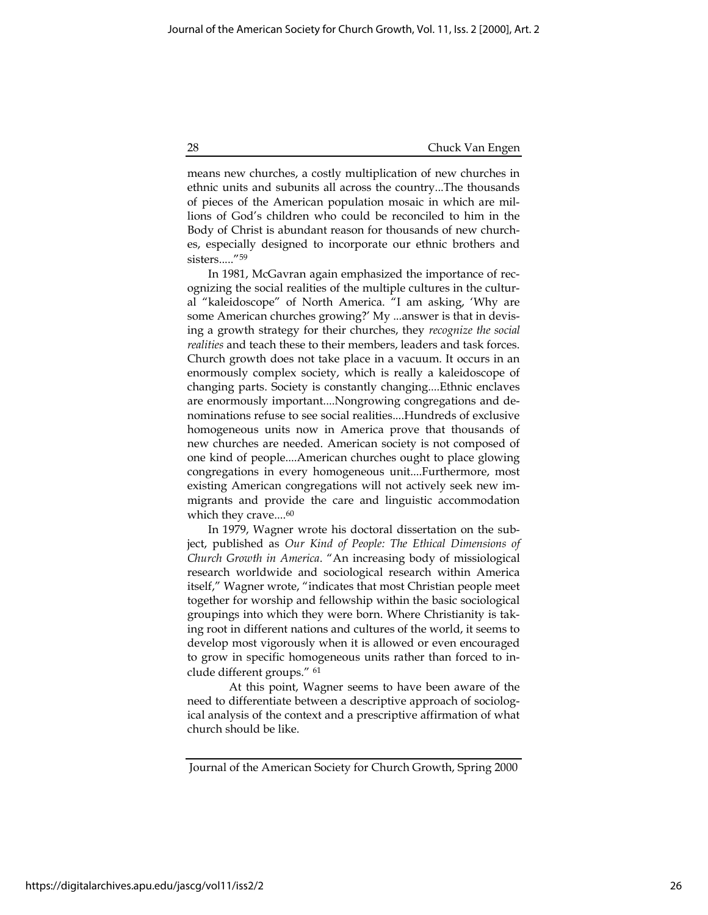means new churches, a costly multiplication of new churches in ethnic units and subunits all across the country...The thousands of pieces of the American population mosaic in which are millions of God's children who could be reconciled to him in the Body of Christ is abundant reason for thousands of new churches, especially designed to incorporate our ethnic brothers and sisters....."[59]

In 1981, McGavran again emphasized the importance of recognizing the social realities of the multiple cultures in the cultural "kaleidoscope" of North America. "I am asking, 'Why are some American churches growing?' My ...answer is that in devising a growth strategy for their churches, they *recognize the social realities* and teach these to their members, leaders and task forces. Church growth does not take place in a vacuum. It occurs in an enormously complex society, which is really a kaleidoscope of changing parts. Society is constantly changing....Ethnic enclaves are enormously important....Nongrowing congregations and denominations refuse to see social realities....Hundreds of exclusive homogeneous units now in America prove that thousands of new churches are needed. American society is not composed of one kind of people....American churches ought to place glowing congregations in every homogeneous unit....Furthermore, most existing American congregations will not actively seek new immigrants and provide the care and linguistic accommodation which they crave....[60]

In 1979, Wagner wrote his doctoral dissertation on the subject, published as *Our Kind of People: The Ethical Dimensions of Church Growth in America*. "An increasing body of missiological research worldwide and sociological research within America itself," Wagner wrote, "indicates that most Christian people meet together for worship and fellowship within the basic sociological groupings into which they were born. Where Christianity is taking root in different nations and cultures of the world, it seems to develop most vigorously when it is allowed or even encouraged to grow in specific homogeneous units rather than forced to include different groups." [61]

At this point, Wagner seems to have been aware of the need to differentiate between a descriptive approach of sociological analysis of the context and a prescriptive affirmation of what church should be like.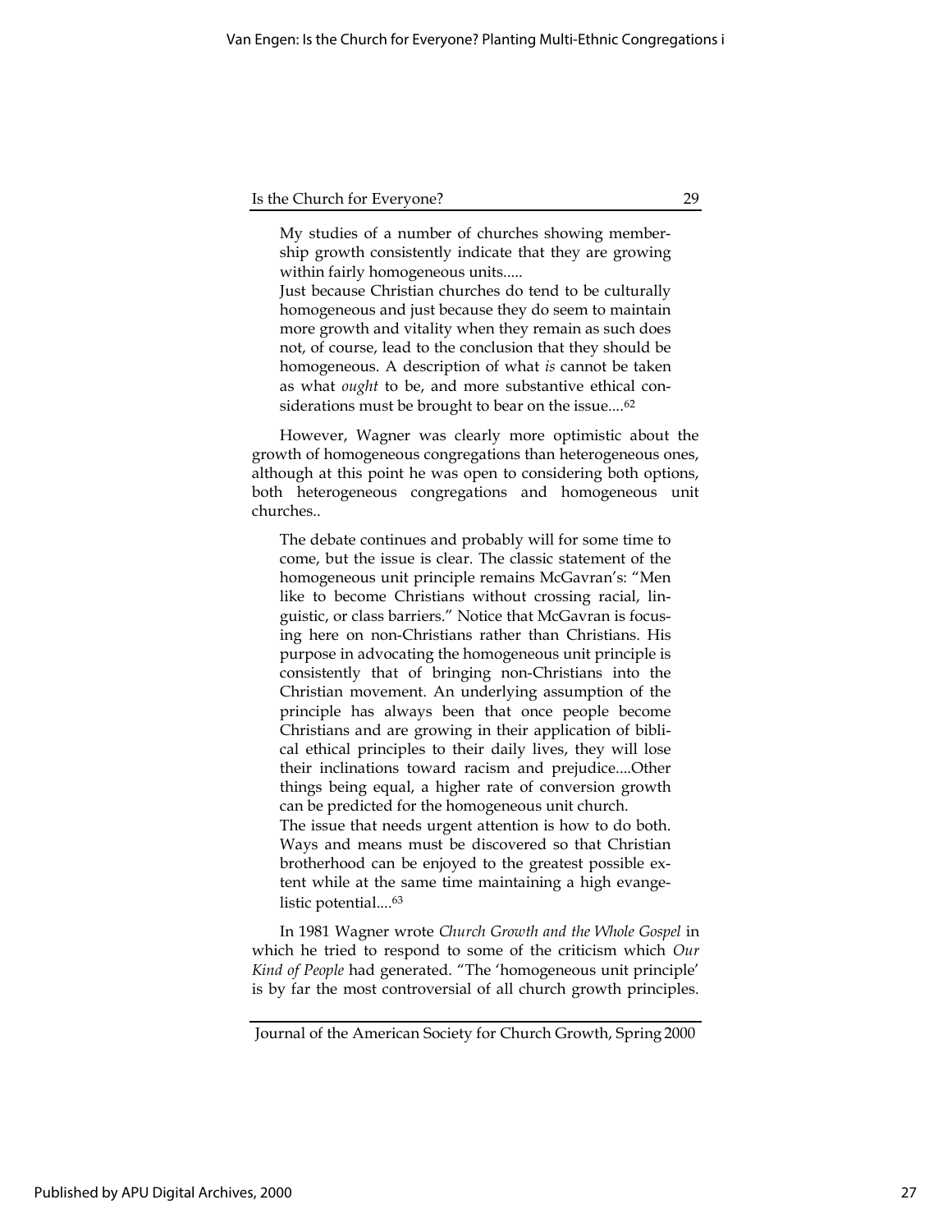> My studies of a number of churches showing membership growth consistently indicate that they are growing within fairly homogeneous units.....
>
> Just because Christian churches do tend to be culturally homogeneous and just because they do seem to maintain more growth and vitality when they remain as such does not, of course, lead to the conclusion that they should be homogeneous. A description of what *is* cannot be taken as what *ought* to be, and more substantive ethical considerations must be brought to bear on the issue....[62]

However, Wagner was clearly more optimistic about the growth of homogeneous congregations than heterogeneous ones, although at this point he was open to considering both options, both heterogeneous congregations and homogeneous unit churches..

> The debate continues and probably will for some time to come, but the issue is clear. The classic statement of the homogeneous unit principle remains McGavran's: "Men like to become Christians without crossing racial, linguistic, or class barriers." Notice that McGavran is focusing here on non-Christians rather than Christians. His purpose in advocating the homogeneous unit principle is consistently that of bringing non-Christians into the Christian movement. An underlying assumption of the principle has always been that once people become Christians and are growing in their application of biblical ethical principles to their daily lives, they will lose their inclinations toward racism and prejudice....Other things being equal, a higher rate of conversion growth can be predicted for the homogeneous unit church.
>
> The issue that needs urgent attention is how to do both. Ways and means must be discovered so that Christian brotherhood can be enjoyed to the greatest possible extent while at the same time maintaining a high evangelistic potential....[63]

In 1981 Wagner wrote *Church Growth and the Whole Gospel* in which he tried to respond to some of the criticism which *Our Kind of People* had generated. "The 'homogeneous unit principle' is by far the most controversial of all church growth principles.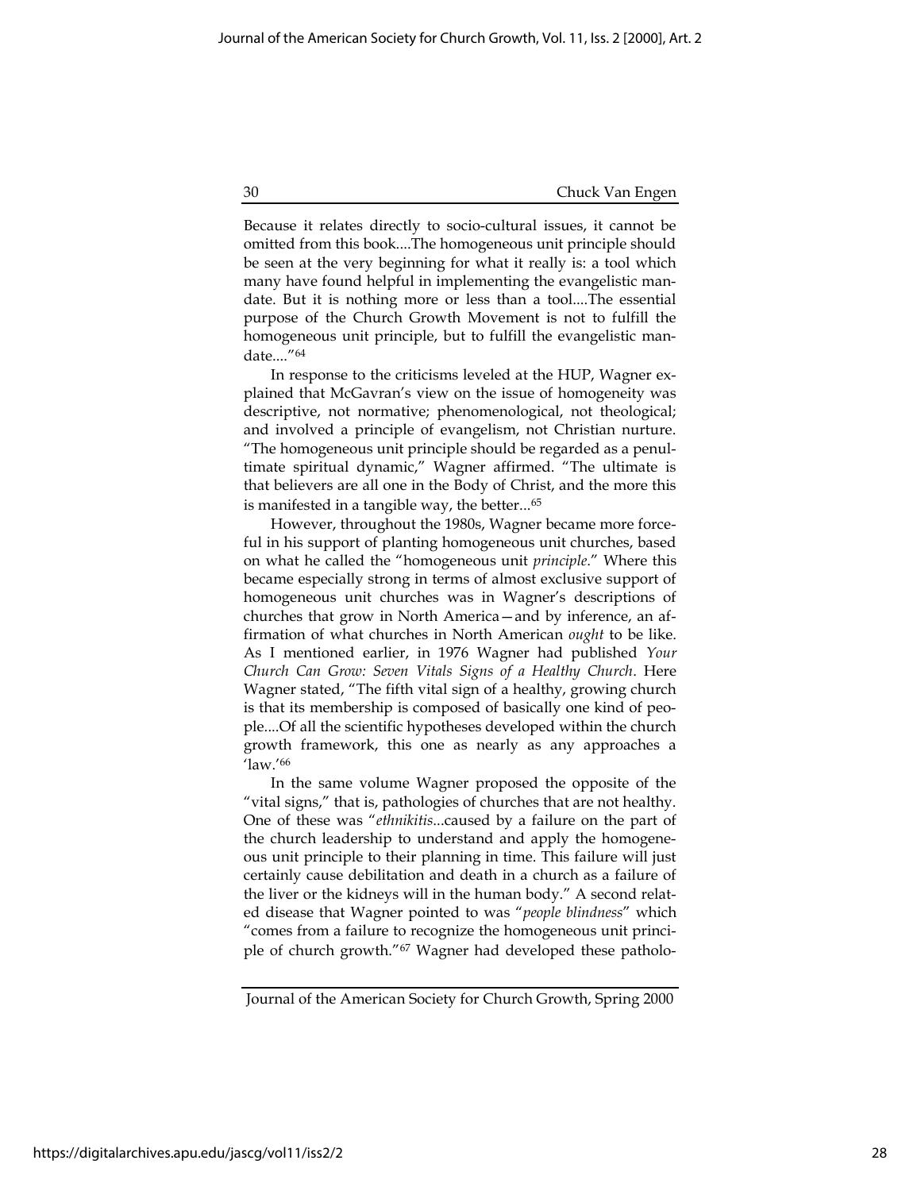Because it relates directly to socio-cultural issues, it cannot be omitted from this book....The homogeneous unit principle should be seen at the very beginning for what it really is: a tool which many have found helpful in implementing the evangelistic mandate. But it is nothing more or less than a tool....The essential purpose of the Church Growth Movement is not to fulfill the homogeneous unit principle, but to fulfill the evangelistic mandate...."[64]

In response to the criticisms leveled at the HUP, Wagner explained that McGavran's view on the issue of homogeneity was descriptive, not normative; phenomenological, not theological; and involved a principle of evangelism, not Christian nurture. "The homogeneous unit principle should be regarded as a penultimate spiritual dynamic," Wagner affirmed. "The ultimate is that believers are all one in the Body of Christ, and the more this is manifested in a tangible way, the better...[65]

However, throughout the 1980s, Wagner became more forceful in his support of planting homogeneous unit churches, based on what he called the "homogeneous unit *principle*." Where this became especially strong in terms of almost exclusive support of homogeneous unit churches was in Wagner's descriptions of churches that grow in North America—and by inference, an affirmation of what churches in North American *ought* to be like. As I mentioned earlier, in 1976 Wagner had published *Your Church Can Grow: Seven Vitals Signs of a Healthy Church*. Here Wagner stated, "The fifth vital sign of a healthy, growing church is that its membership is composed of basically one kind of people....Of all the scientific hypotheses developed within the church growth framework, this one as nearly as any approaches a 'law.'[66]

In the same volume Wagner proposed the opposite of the "vital signs," that is, pathologies of churches that are not healthy. One of these was "*ethnikitis*...caused by a failure on the part of the church leadership to understand and apply the homogeneous unit principle to their planning in time. This failure will just certainly cause debilitation and death in a church as a failure of the liver or the kidneys will in the human body." A second related disease that Wagner pointed to was "*people blindness*" which "comes from a failure to recognize the homogeneous unit principle of church growth."[67] Wagner had developed these patholo-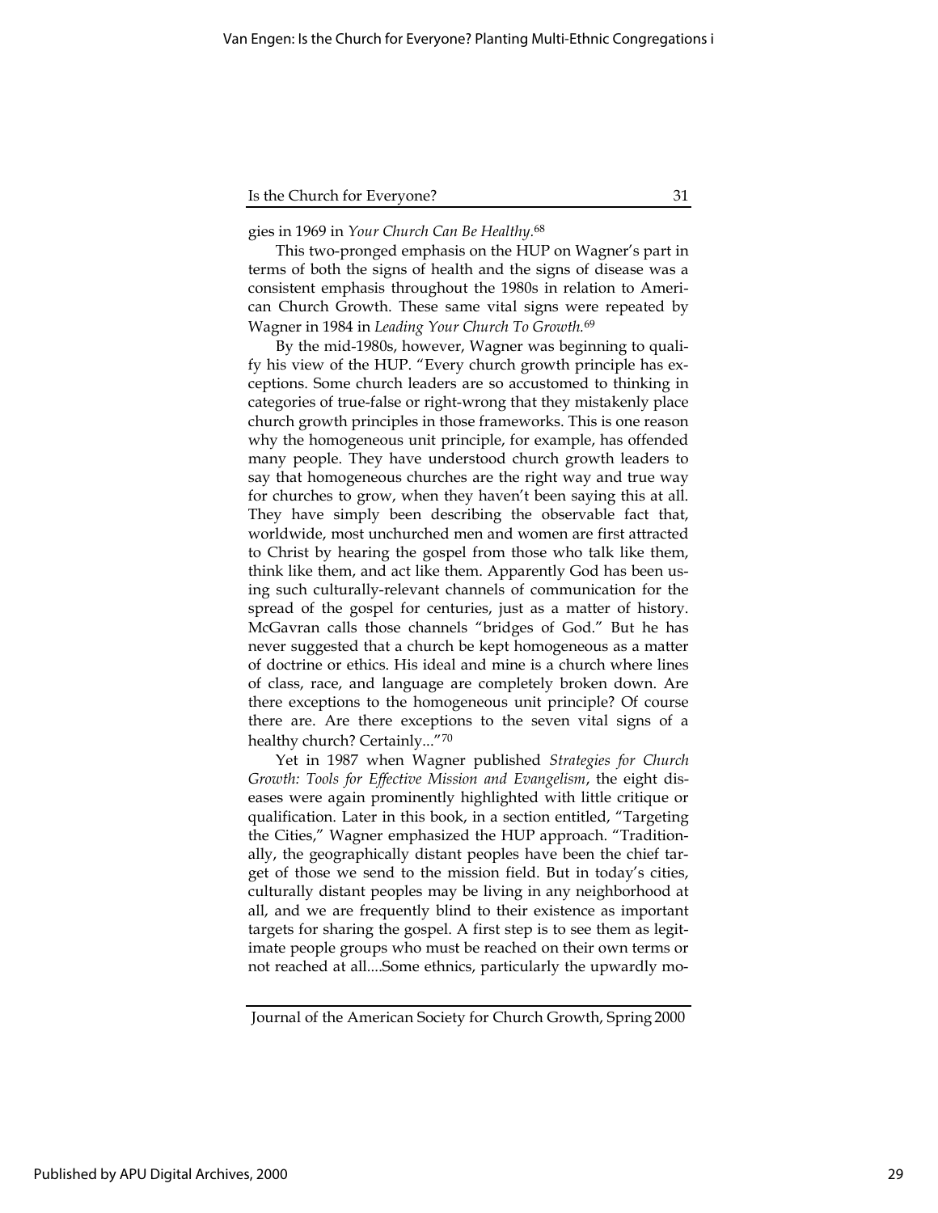gies in 1969 in *Your Church Can Be Healthy*.[68]

This two-pronged emphasis on the HUP on Wagner's part in terms of both the signs of health and the signs of disease was a consistent emphasis throughout the 1980s in relation to American Church Growth. These same vital signs were repeated by Wagner in 1984 in *Leading Your Church To Growth.*[69]

By the mid-1980s, however, Wagner was beginning to qualify his view of the HUP. "Every church growth principle has exceptions. Some church leaders are so accustomed to thinking in categories of true-false or right-wrong that they mistakenly place church growth principles in those frameworks. This is one reason why the homogeneous unit principle, for example, has offended many people. They have understood church growth leaders to say that homogeneous churches are the right way and true way for churches to grow, when they haven't been saying this at all. They have simply been describing the observable fact that, worldwide, most unchurched men and women are first attracted to Christ by hearing the gospel from those who talk like them, think like them, and act like them. Apparently God has been using such culturally-relevant channels of communication for the spread of the gospel for centuries, just as a matter of history. McGavran calls those channels "bridges of God." But he has never suggested that a church be kept homogeneous as a matter of doctrine or ethics. His ideal and mine is a church where lines of class, race, and language are completely broken down. Are there exceptions to the homogeneous unit principle? Of course there are. Are there exceptions to the seven vital signs of a healthy church? Certainly..."[70]

Yet in 1987 when Wagner published *Strategies for Church Growth: Tools for Effective Mission and Evangelism*, the eight diseases were again prominently highlighted with little critique or qualification. Later in this book, in a section entitled, "Targeting the Cities," Wagner emphasized the HUP approach. "Traditionally, the geographically distant peoples have been the chief target of those we send to the mission field. But in today's cities, culturally distant peoples may be living in any neighborhood at all, and we are frequently blind to their existence as important targets for sharing the gospel. A first step is to see them as legitimate people groups who must be reached on their own terms or not reached at all....Some ethnics, particularly the upwardly mo-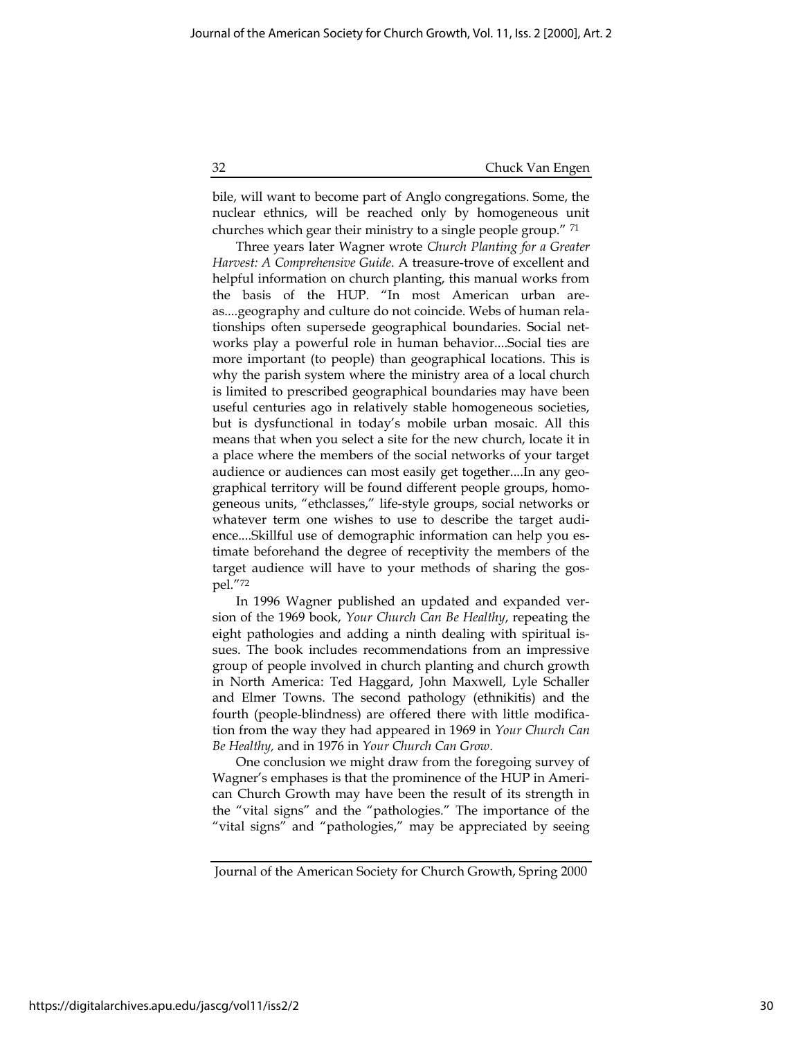bile, will want to become part of Anglo congregations. Some, the nuclear ethnics, will be reached only by homogeneous unit churches which gear their ministry to a single people group." [71]

Three years later Wagner wrote *Church Planting for a Greater Harvest: A Comprehensive Guide*. A treasure-trove of excellent and helpful information on church planting, this manual works from the basis of the HUP. "In most American urban areas....geography and culture do not coincide. Webs of human relationships often supersede geographical boundaries. Social networks play a powerful role in human behavior....Social ties are more important (to people) than geographical locations. This is why the parish system where the ministry area of a local church is limited to prescribed geographical boundaries may have been useful centuries ago in relatively stable homogeneous societies, but is dysfunctional in today's mobile urban mosaic. All this means that when you select a site for the new church, locate it in a place where the members of the social networks of your target audience or audiences can most easily get together....In any geographical territory will be found different people groups, homogeneous units, "ethclasses," life-style groups, social networks or whatever term one wishes to use to describe the target audience....Skillful use of demographic information can help you estimate beforehand the degree of receptivity the members of the target audience will have to your methods of sharing the gospel."[72]

In 1996 Wagner published an updated and expanded version of the 1969 book, *Your Church Can Be Healthy*, repeating the eight pathologies and adding a ninth dealing with spiritual issues. The book includes recommendations from an impressive group of people involved in church planting and church growth in North America: Ted Haggard, John Maxwell, Lyle Schaller and Elmer Towns. The second pathology (ethnikitis) and the fourth (people-blindness) are offered there with little modification from the way they had appeared in 1969 in *Your Church Can Be Healthy,* and in 1976 in *Your Church Can Grow*.

One conclusion we might draw from the foregoing survey of Wagner's emphases is that the prominence of the HUP in American Church Growth may have been the result of its strength in the "vital signs" and the "pathologies." The importance of the "vital signs" and "pathologies," may be appreciated by seeing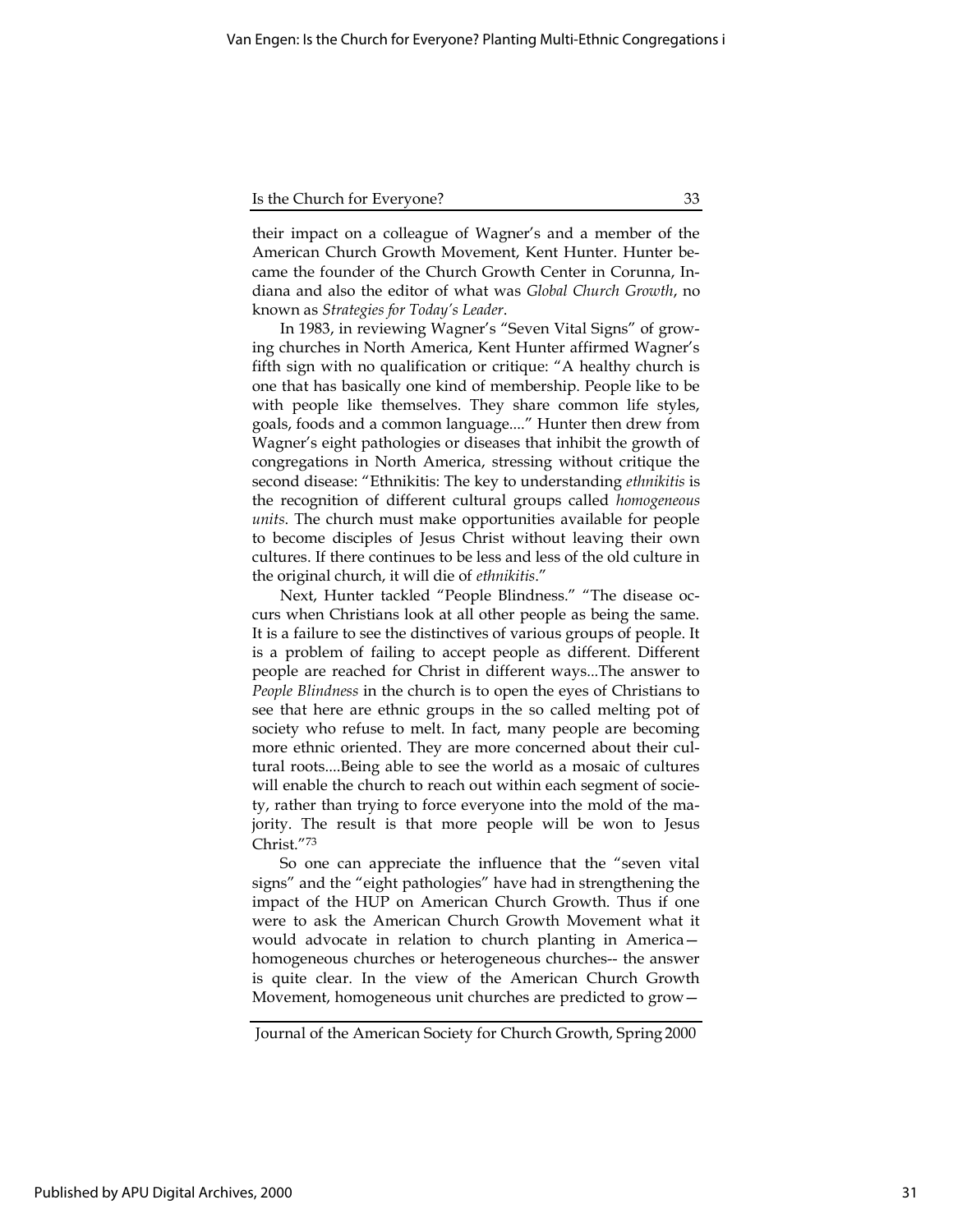their impact on a colleague of Wagner's and a member of the American Church Growth Movement, Kent Hunter. Hunter became the founder of the Church Growth Center in Corunna, Indiana and also the editor of what was *Global Church Growth*, no known as *Strategies for Today's Leader*.

In 1983, in reviewing Wagner's "Seven Vital Signs" of growing churches in North America, Kent Hunter affirmed Wagner's fifth sign with no qualification or critique: "A healthy church is one that has basically one kind of membership. People like to be with people like themselves. They share common life styles, goals, foods and a common language...." Hunter then drew from Wagner's eight pathologies or diseases that inhibit the growth of congregations in North America, stressing without critique the second disease: "Ethnikitis: The key to understanding *ethnikitis* is the recognition of different cultural groups called *homogeneous units*. The church must make opportunities available for people to become disciples of Jesus Christ without leaving their own cultures. If there continues to be less and less of the old culture in the original church, it will die of *ethnikitis*."

Next, Hunter tackled "People Blindness." "The disease occurs when Christians look at all other people as being the same. It is a failure to see the distinctives of various groups of people. It is a problem of failing to accept people as different. Different people are reached for Christ in different ways...The answer to *People Blindness* in the church is to open the eyes of Christians to see that here are ethnic groups in the so called melting pot of society who refuse to melt. In fact, many people are becoming more ethnic oriented. They are more concerned about their cultural roots....Being able to see the world as a mosaic of cultures will enable the church to reach out within each segment of society, rather than trying to force everyone into the mold of the majority. The result is that more people will be won to Jesus Christ."[73]

So one can appreciate the influence that the "seven vital signs" and the "eight pathologies" have had in strengthening the impact of the HUP on American Church Growth. Thus if one were to ask the American Church Growth Movement what it would advocate in relation to church planting in America—homogeneous churches or heterogeneous churches-- the answer is quite clear. In the view of the American Church Growth Movement, homogeneous unit churches are predicted to grow—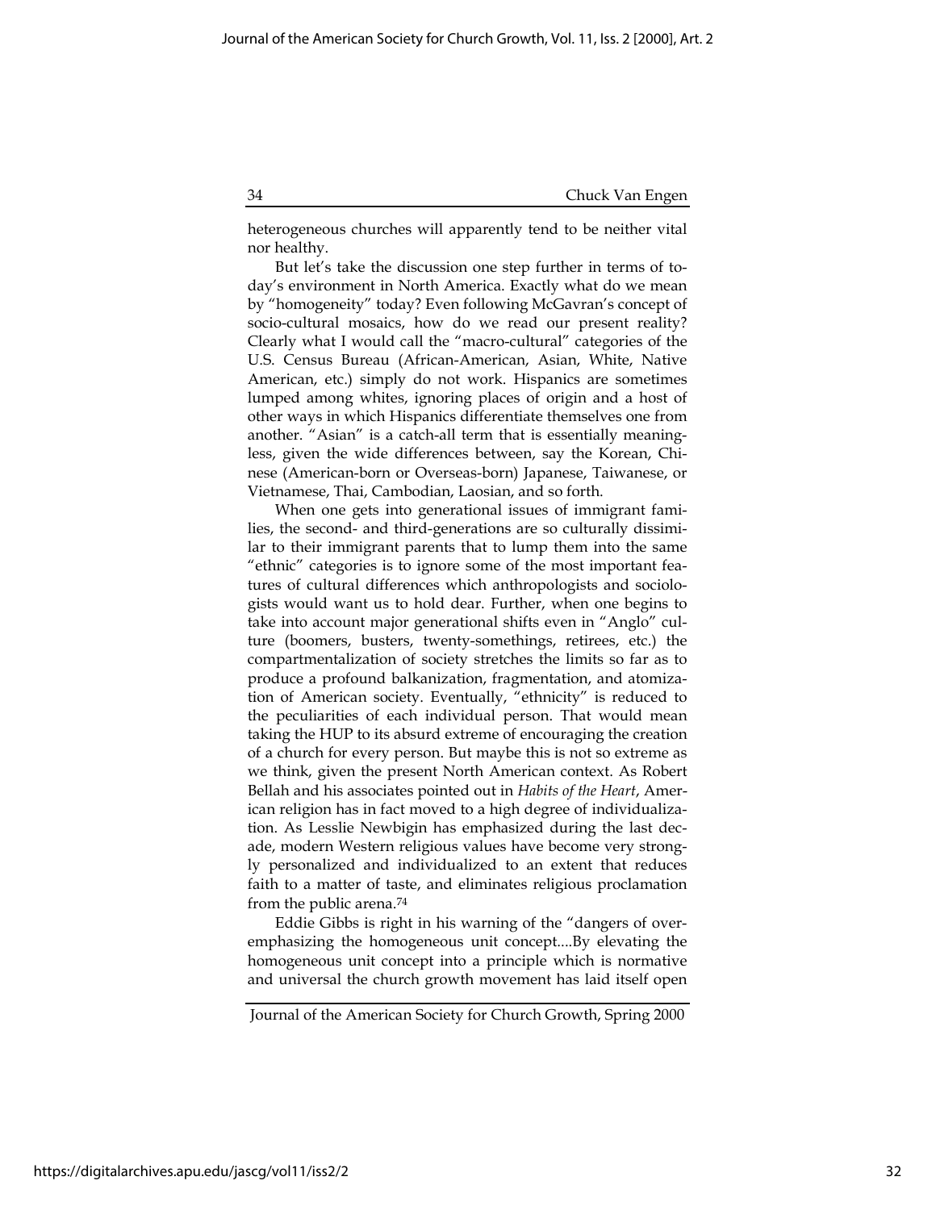heterogeneous churches will apparently tend to be neither vital nor healthy.

But let's take the discussion one step further in terms of today's environment in North America. Exactly what do we mean by "homogeneity" today? Even following McGavran's concept of socio-cultural mosaics, how do we read our present reality? Clearly what I would call the "macro-cultural" categories of the U.S. Census Bureau (African-American, Asian, White, Native American, etc.) simply do not work. Hispanics are sometimes lumped among whites, ignoring places of origin and a host of other ways in which Hispanics differentiate themselves one from another. "Asian" is a catch-all term that is essentially meaningless, given the wide differences between, say the Korean, Chinese (American-born or Overseas-born) Japanese, Taiwanese, or Vietnamese, Thai, Cambodian, Laosian, and so forth.

When one gets into generational issues of immigrant families, the second- and third-generations are so culturally dissimilar to their immigrant parents that to lump them into the same "ethnic" categories is to ignore some of the most important features of cultural differences which anthropologists and sociologists would want us to hold dear. Further, when one begins to take into account major generational shifts even in "Anglo" culture (boomers, busters, twenty-somethings, retirees, etc.) the compartmentalization of society stretches the limits so far as to produce a profound balkanization, fragmentation, and atomization of American society. Eventually, "ethnicity" is reduced to the peculiarities of each individual person. That would mean taking the HUP to its absurd extreme of encouraging the creation of a church for every person. But maybe this is not so extreme as we think, given the present North American context. As Robert Bellah and his associates pointed out in *Habits of the Heart*, American religion has in fact moved to a high degree of individualization. As Lesslie Newbigin has emphasized during the last decade, modern Western religious values have become very strongly personalized and individualized to an extent that reduces faith to a matter of taste, and eliminates religious proclamation from the public arena.[74]

Eddie Gibbs is right in his warning of the "dangers of overemphasizing the homogeneous unit concept....By elevating the homogeneous unit concept into a principle which is normative and universal the church growth movement has laid itself open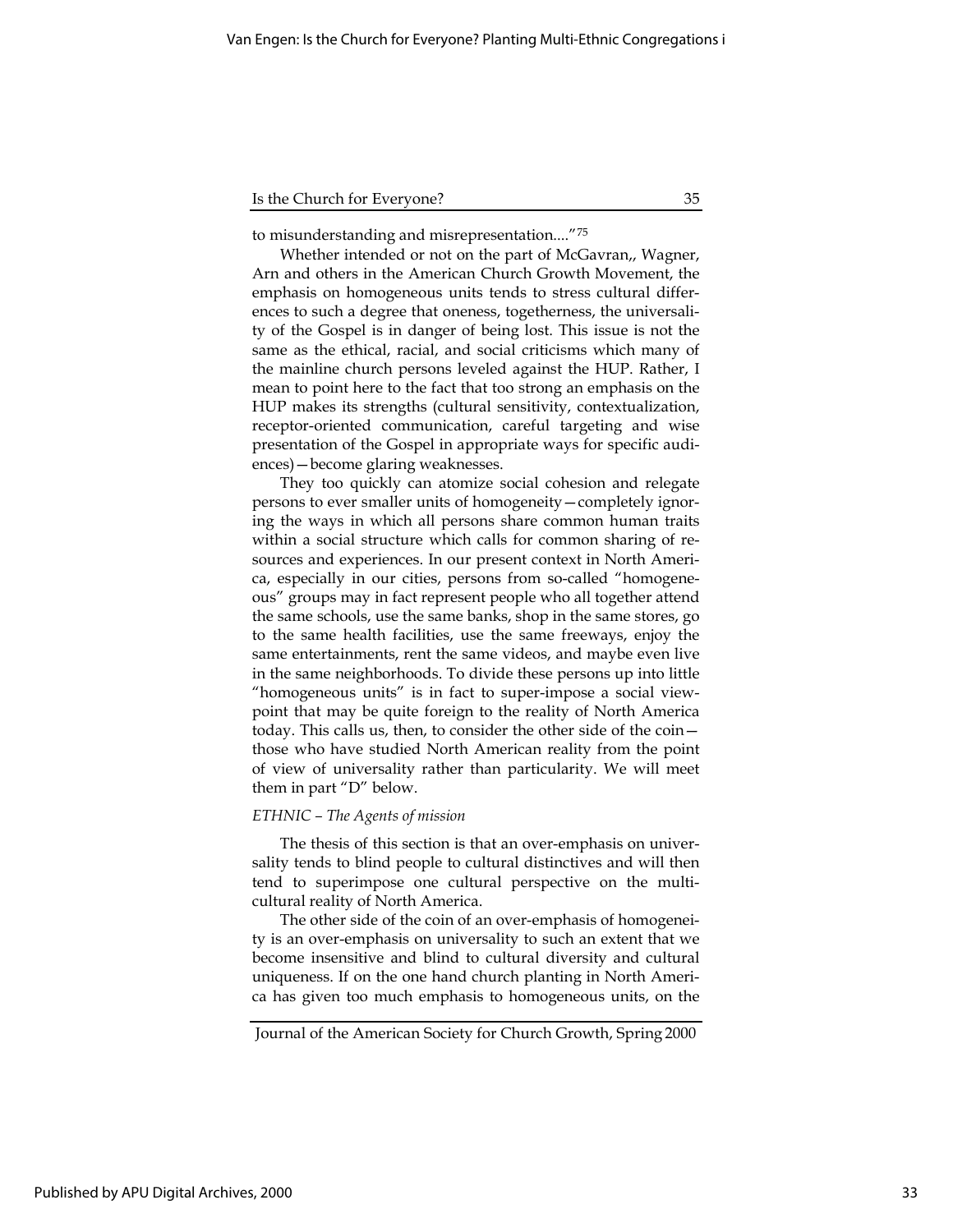to misunderstanding and misrepresentation...."[75]

Whether intended or not on the part of McGavran,, Wagner, Arn and others in the American Church Growth Movement, the emphasis on homogeneous units tends to stress cultural differences to such a degree that oneness, togetherness, the universality of the Gospel is in danger of being lost. This issue is not the same as the ethical, racial, and social criticisms which many of the mainline church persons leveled against the HUP. Rather, I mean to point here to the fact that too strong an emphasis on the HUP makes its strengths (cultural sensitivity, contextualization, receptor-oriented communication, careful targeting and wise presentation of the Gospel in appropriate ways for specific audiences)—become glaring weaknesses.

They too quickly can atomize social cohesion and relegate persons to ever smaller units of homogeneity—completely ignoring the ways in which all persons share common human traits within a social structure which calls for common sharing of resources and experiences. In our present context in North America, especially in our cities, persons from so-called "homogeneous" groups may in fact represent people who all together attend the same schools, use the same banks, shop in the same stores, go to the same health facilities, use the same freeways, enjoy the same entertainments, rent the same videos, and maybe even live in the same neighborhoods. To divide these persons up into little "homogeneous units" is in fact to super-impose a social viewpoint that may be quite foreign to the reality of North America today. This calls us, then, to consider the other side of the coin—those who have studied North American reality from the point of view of universality rather than particularity. We will meet them in part "D" below.

*ETHNIC – The Agents of mission*

The thesis of this section is that an over-emphasis on universality tends to blind people to cultural distinctives and will then tend to superimpose one cultural perspective on the multicultural reality of North America.

The other side of the coin of an over-emphasis of homogeneity is an over-emphasis on universality to such an extent that we become insensitive and blind to cultural diversity and cultural uniqueness. If on the one hand church planting in North America has given too much emphasis to homogeneous units, on the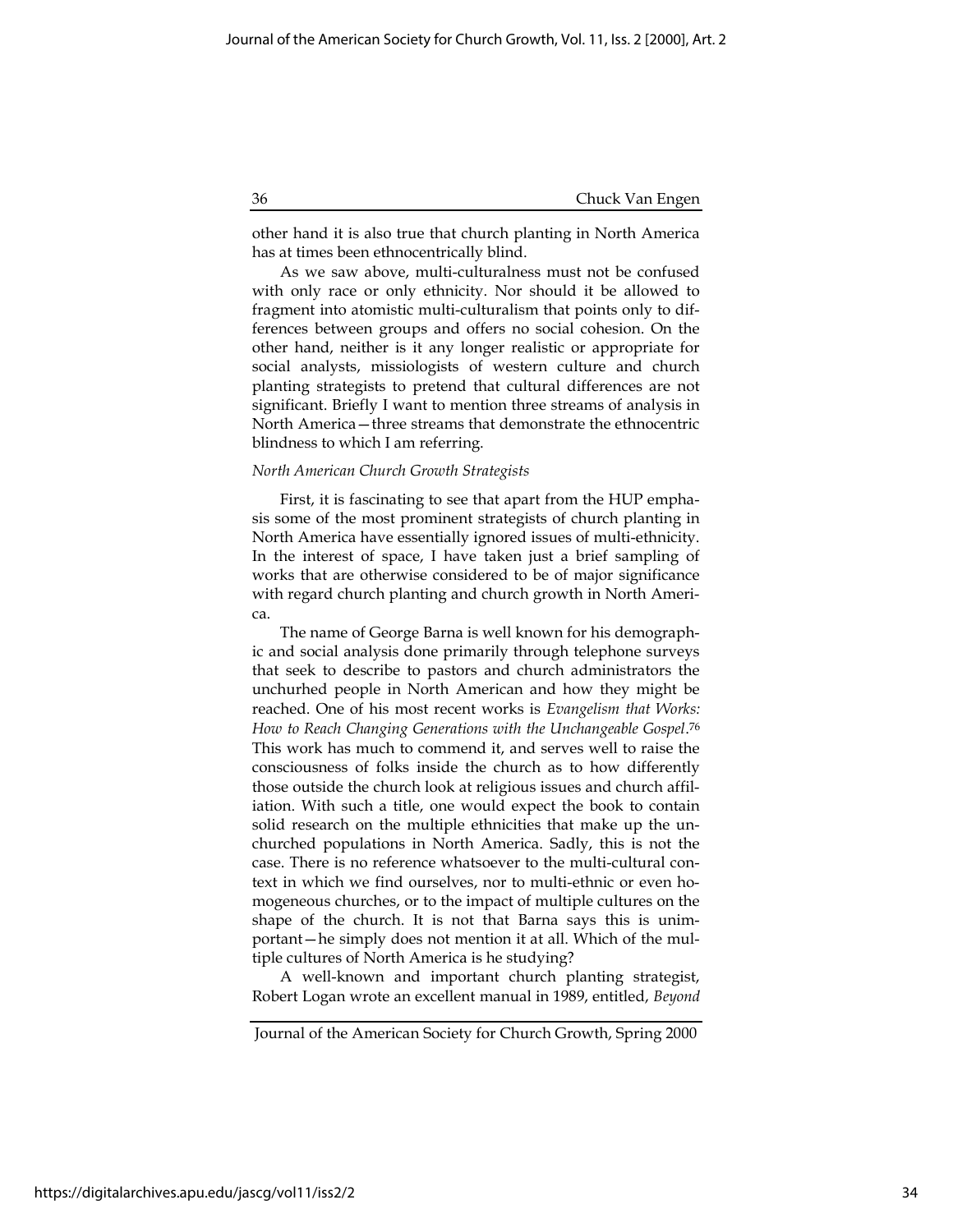other hand it is also true that church planting in North America has at times been ethnocentrically blind.

As we saw above, multi-culturalness must not be confused with only race or only ethnicity. Nor should it be allowed to fragment into atomistic multi-culturalism that points only to differences between groups and offers no social cohesion. On the other hand, neither is it any longer realistic or appropriate for social analysts, missiologists of western culture and church planting strategists to pretend that cultural differences are not significant. Briefly I want to mention three streams of analysis in North America—three streams that demonstrate the ethnocentric blindness to which I am referring.

*North American Church Growth Strategists*

First, it is fascinating to see that apart from the HUP emphasis some of the most prominent strategists of church planting in North America have essentially ignored issues of multi-ethnicity. In the interest of space, I have taken just a brief sampling of works that are otherwise considered to be of major significance with regard church planting and church growth in North America.

The name of George Barna is well known for his demographic and social analysis done primarily through telephone surveys that seek to describe to pastors and church administrators the unchurhed people in North American and how they might be reached. One of his most recent works is *Evangelism that Works: How to Reach Changing Generations with the Unchangeable Gospel*.[76] This work has much to commend it, and serves well to raise the consciousness of folks inside the church as to how differently those outside the church look at religious issues and church affiliation. With such a title, one would expect the book to contain solid research on the multiple ethnicities that make up the unchurched populations in North America. Sadly, this is not the case. There is no reference whatsoever to the multi-cultural context in which we find ourselves, nor to multi-ethnic or even homogeneous churches, or to the impact of multiple cultures on the shape of the church. It is not that Barna says this is unimportant—he simply does not mention it at all. Which of the multiple cultures of North America is he studying?

A well-known and important church planting strategist, Robert Logan wrote an excellent manual in 1989, entitled, *Beyond*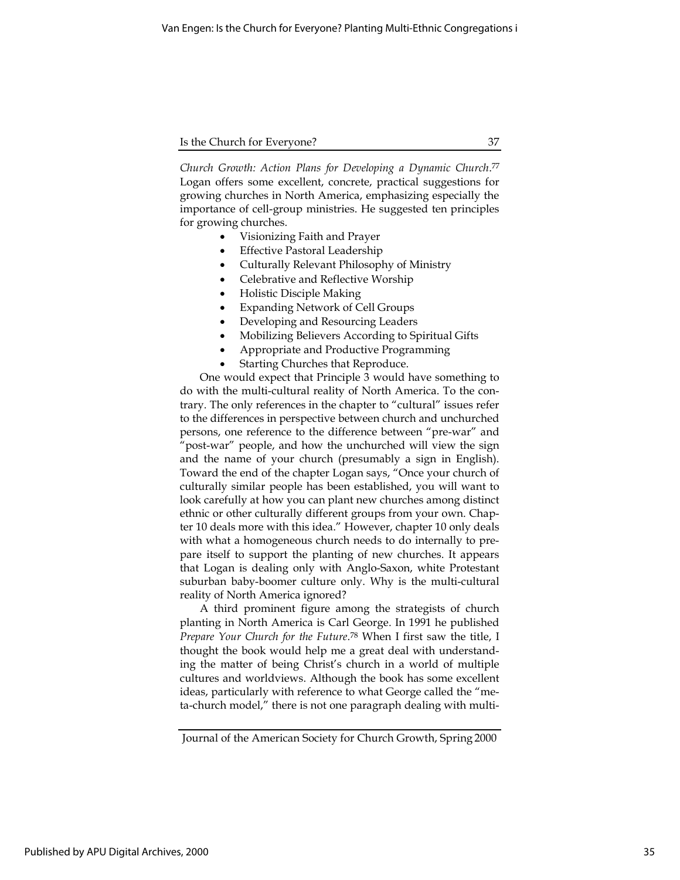*Church Growth: Action Plans for Developing a Dynamic Church*.[77] Logan offers some excellent, concrete, practical suggestions for growing churches in North America, emphasizing especially the importance of cell-group ministries. He suggested ten principles for growing churches.

- Visionizing Faith and Prayer
- Effective Pastoral Leadership
- Culturally Relevant Philosophy of Ministry
- Celebrative and Reflective Worship
- Holistic Disciple Making
- Expanding Network of Cell Groups
- Developing and Resourcing Leaders
- Mobilizing Believers According to Spiritual Gifts
- Appropriate and Productive Programming
- Starting Churches that Reproduce.

One would expect that Principle 3 would have something to do with the multi-cultural reality of North America. To the contrary. The only references in the chapter to "cultural" issues refer to the differences in perspective between church and unchurched persons, one reference to the difference between "pre-war" and "post-war" people, and how the unchurched will view the sign and the name of your church (presumably a sign in English). Toward the end of the chapter Logan says, "Once your church of culturally similar people has been established, you will want to look carefully at how you can plant new churches among distinct ethnic or other culturally different groups from your own. Chapter 10 deals more with this idea." However, chapter 10 only deals with what a homogeneous church needs to do internally to prepare itself to support the planting of new churches. It appears that Logan is dealing only with Anglo-Saxon, white Protestant suburban baby-boomer culture only. Why is the multi-cultural reality of North America ignored?

A third prominent figure among the strategists of church planting in North America is Carl George. In 1991 he published *Prepare Your Church for the Future*.[78] When I first saw the title, I thought the book would help me a great deal with understanding the matter of being Christ's church in a world of multiple cultures and worldviews. Although the book has some excellent ideas, particularly with reference to what George called the "meta-church model," there is not one paragraph dealing with multi-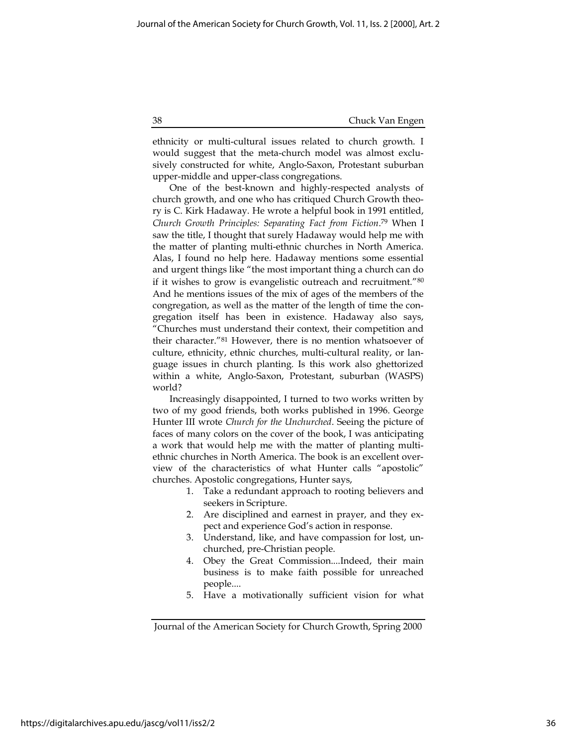ethnicity or multi-cultural issues related to church growth. I would suggest that the meta-church model was almost exclusively constructed for white, Anglo-Saxon, Protestant suburban upper-middle and upper-class congregations.

One of the best-known and highly-respected analysts of church growth, and one who has critiqued Church Growth theory is C. Kirk Hadaway. He wrote a helpful book in 1991 entitled, *Church Growth Principles: Separating Fact from Fiction*.[79] When I saw the title, I thought that surely Hadaway would help me with the matter of planting multi-ethnic churches in North America. Alas, I found no help here. Hadaway mentions some essential and urgent things like "the most important thing a church can do if it wishes to grow is evangelistic outreach and recruitment."[80] And he mentions issues of the mix of ages of the members of the congregation, as well as the matter of the length of time the congregation itself has been in existence. Hadaway also says, "Churches must understand their context, their competition and their character."[81] However, there is no mention whatsoever of culture, ethnicity, ethnic churches, multi-cultural reality, or language issues in church planting. Is this work also ghettorized within a white, Anglo-Saxon, Protestant, suburban (WASPS) world?

Increasingly disappointed, I turned to two works written by two of my good friends, both works published in 1996. George Hunter III wrote *Church for the Unchurched*. Seeing the picture of faces of many colors on the cover of the book, I was anticipating a work that would help me with the matter of planting multi-ethnic churches in North America. The book is an excellent overview of the characteristics of what Hunter calls "apostolic" churches. Apostolic congregations, Hunter says,

1. Take a redundant approach to rooting believers and seekers in Scripture.
2. Are disciplined and earnest in prayer, and they expect and experience God's action in response.
3. Understand, like, and have compassion for lost, unchurched, pre-Christian people.
4. Obey the Great Commission....Indeed, their main business is to make faith possible for unreached people....
5. Have a motivationally sufficient vision for what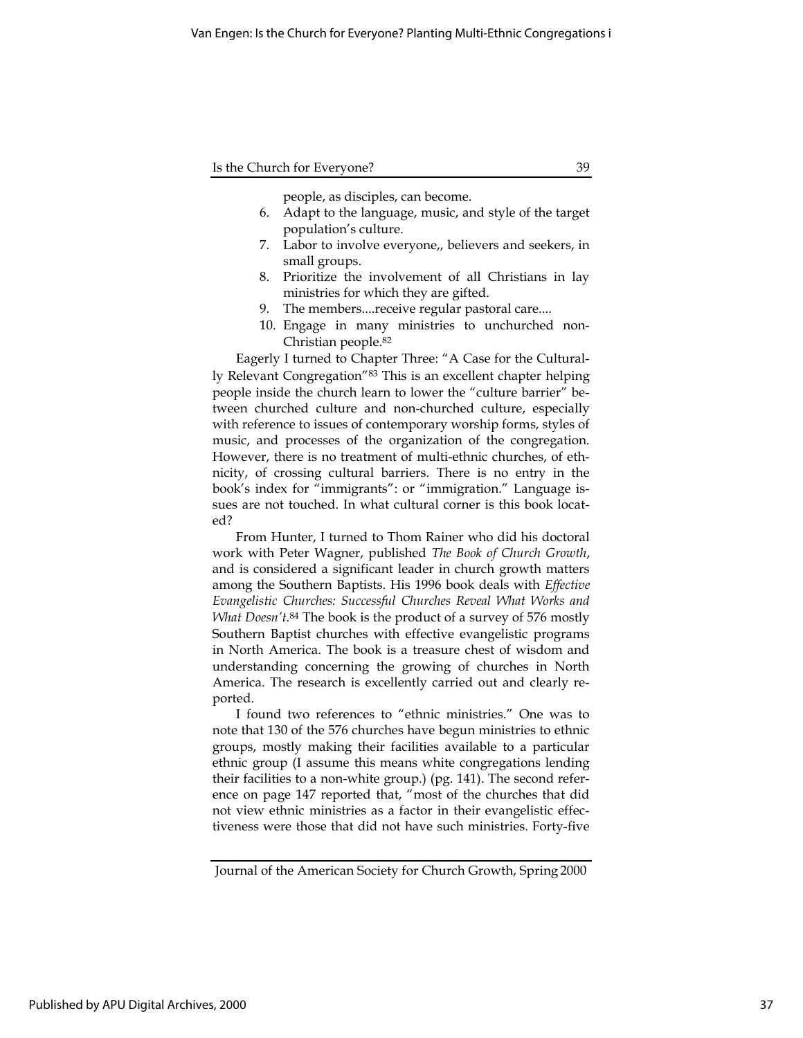people, as disciples, can become.

6. Adapt to the language, music, and style of the target population's culture.
7. Labor to involve everyone,, believers and seekers, in small groups.
8. Prioritize the involvement of all Christians in lay ministries for which they are gifted.
9. The members....receive regular pastoral care....
10. Engage in many ministries to unchurched non-Christian people.[82]

Eagerly I turned to Chapter Three: "A Case for the Culturally Relevant Congregation"[83] This is an excellent chapter helping people inside the church learn to lower the "culture barrier" between churched culture and non-churched culture, especially with reference to issues of contemporary worship forms, styles of music, and processes of the organization of the congregation. However, there is no treatment of multi-ethnic churches, of ethnicity, of crossing cultural barriers. There is no entry in the book's index for "immigrants": or "immigration." Language issues are not touched. In what cultural corner is this book located?

From Hunter, I turned to Thom Rainer who did his doctoral work with Peter Wagner, published *The Book of Church Growth*, and is considered a significant leader in church growth matters among the Southern Baptists. His 1996 book deals with *Effective Evangelistic Churches: Successful Churches Reveal What Works and What Doesn't.*[84] The book is the product of a survey of 576 mostly Southern Baptist churches with effective evangelistic programs in North America. The book is a treasure chest of wisdom and understanding concerning the growing of churches in North America. The research is excellently carried out and clearly reported.

I found two references to "ethnic ministries." One was to note that 130 of the 576 churches have begun ministries to ethnic groups, mostly making their facilities available to a particular ethnic group (I assume this means white congregations lending their facilities to a non-white group.) (pg. 141). The second reference on page 147 reported that, "most of the churches that did not view ethnic ministries as a factor in their evangelistic effectiveness were those that did not have such ministries. Forty-five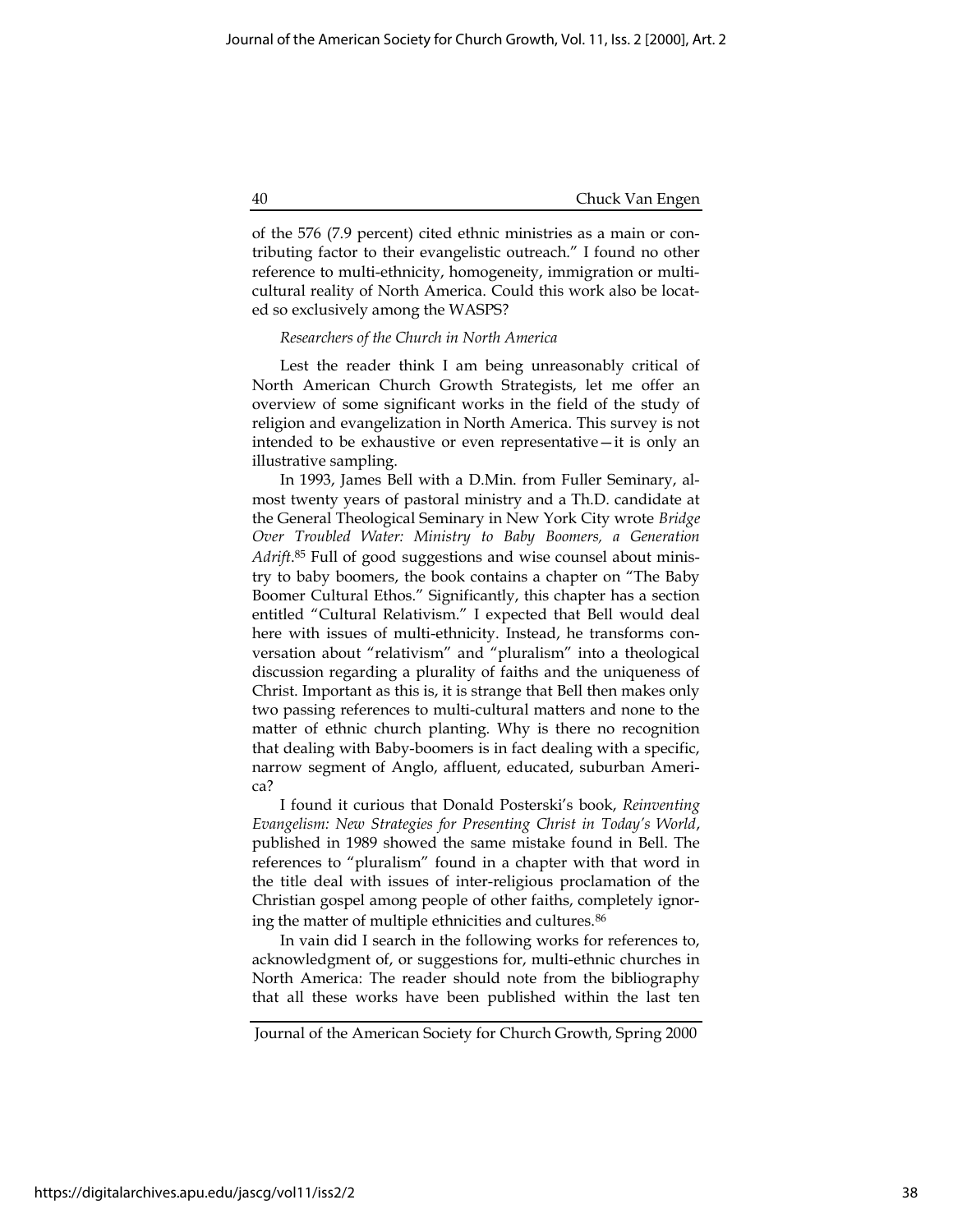of the 576 (7.9 percent) cited ethnic ministries as a main or contributing factor to their evangelistic outreach." I found no other reference to multi-ethnicity, homogeneity, immigration or multicultural reality of North America. Could this work also be located so exclusively among the WASPS?

*Researchers of the Church in North America*

Lest the reader think I am being unreasonably critical of North American Church Growth Strategists, let me offer an overview of some significant works in the field of the study of religion and evangelization in North America. This survey is not intended to be exhaustive or even representative—it is only an illustrative sampling.

In 1993, James Bell with a D.Min. from Fuller Seminary, almost twenty years of pastoral ministry and a Th.D. candidate at the General Theological Seminary in New York City wrote *Bridge Over Troubled Water: Ministry to Baby Boomers, a Generation Adrift*.[85] Full of good suggestions and wise counsel about ministry to baby boomers, the book contains a chapter on "The Baby Boomer Cultural Ethos." Significantly, this chapter has a section entitled "Cultural Relativism." I expected that Bell would deal here with issues of multi-ethnicity. Instead, he transforms conversation about "relativism" and "pluralism" into a theological discussion regarding a plurality of faiths and the uniqueness of Christ. Important as this is, it is strange that Bell then makes only two passing references to multi-cultural matters and none to the matter of ethnic church planting. Why is there no recognition that dealing with Baby-boomers is in fact dealing with a specific, narrow segment of Anglo, affluent, educated, suburban America?

I found it curious that Donald Posterski's book, *Reinventing Evangelism: New Strategies for Presenting Christ in Today's World*, published in 1989 showed the same mistake found in Bell. The references to "pluralism" found in a chapter with that word in the title deal with issues of inter-religious proclamation of the Christian gospel among people of other faiths, completely ignoring the matter of multiple ethnicities and cultures.[86]

In vain did I search in the following works for references to, acknowledgment of, or suggestions for, multi-ethnic churches in North America: The reader should note from the bibliography that all these works have been published within the last ten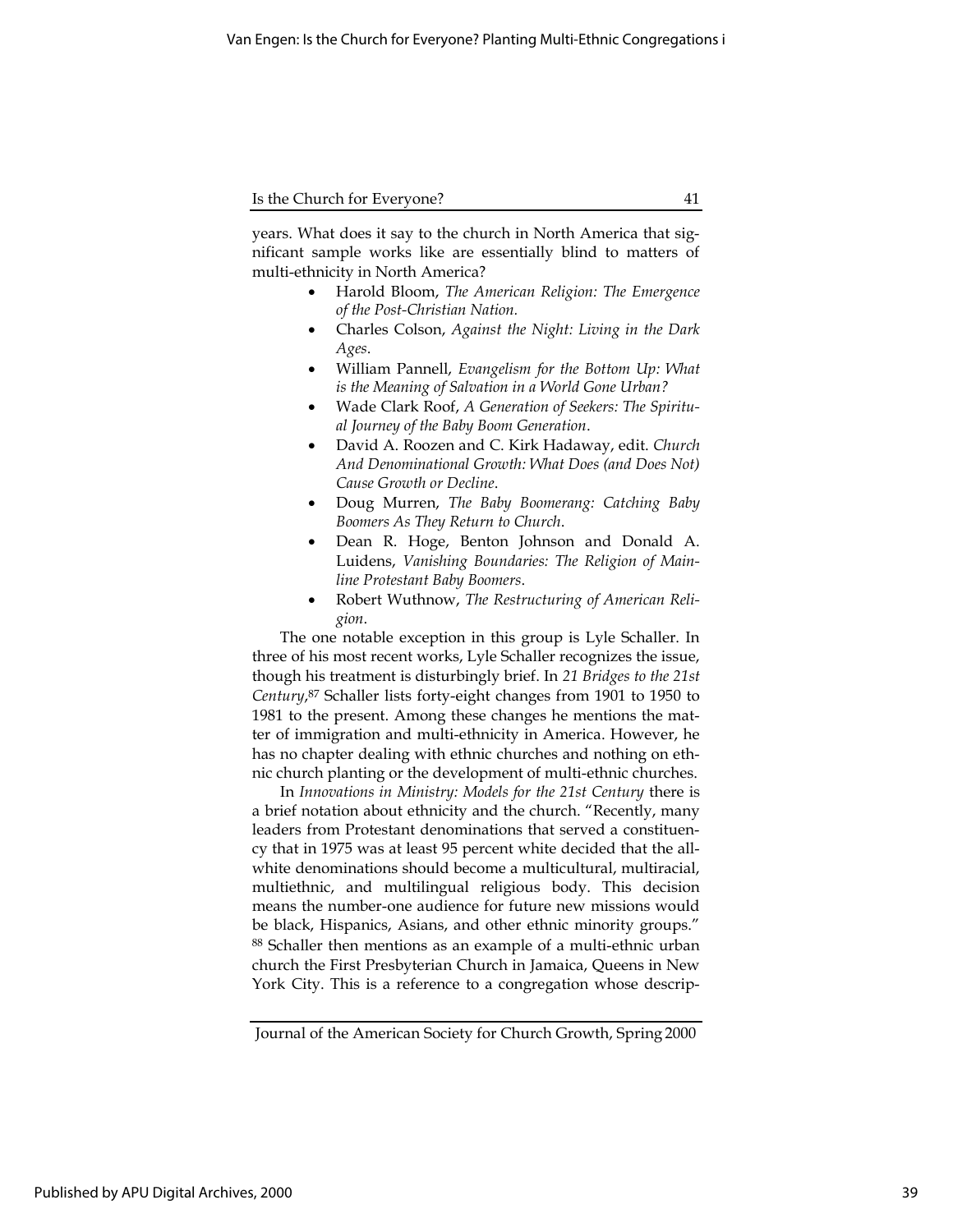years. What does it say to the church in North America that significant sample works like are essentially blind to matters of multi-ethnicity in North America?

- Harold Bloom, *The American Religion: The Emergence of the Post-Christian Nation.*
- Charles Colson, *Against the Night: Living in the Dark Ages*.
- William Pannell, *Evangelism for the Bottom Up: What is the Meaning of Salvation in a World Gone Urban?*
- Wade Clark Roof, *A Generation of Seekers: The Spiritual Journey of the Baby Boom Generation*.
- David A. Roozen and C. Kirk Hadaway, edit. *Church And Denominational Growth: What Does (and Does Not) Cause Growth or Decline*.
- Doug Murren, *The Baby Boomerang: Catching Baby Boomers As They Return to Church*.
- Dean R. Hoge, Benton Johnson and Donald A. Luidens, *Vanishing Boundaries: The Religion of Mainline Protestant Baby Boomers*.
- Robert Wuthnow, *The Restructuring of American Religion*.

The one notable exception in this group is Lyle Schaller. In three of his most recent works, Lyle Schaller recognizes the issue, though his treatment is disturbingly brief. In *21 Bridges to the 21st Century*,[87] Schaller lists forty-eight changes from 1901 to 1950 to 1981 to the present. Among these changes he mentions the matter of immigration and multi-ethnicity in America. However, he has no chapter dealing with ethnic churches and nothing on ethnic church planting or the development of multi-ethnic churches.

In *Innovations in Ministry: Models for the 21st Century* there is a brief notation about ethnicity and the church. "Recently, many leaders from Protestant denominations that served a constituency that in 1975 was at least 95 percent white decided that the all-white denominations should become a multicultural, multiracial, multiethnic, and multilingual religious body. This decision means the number-one audience for future new missions would be black, Hispanics, Asians, and other ethnic minority groups." [88] Schaller then mentions as an example of a multi-ethnic urban church the First Presbyterian Church in Jamaica, Queens in New York City. This is a reference to a congregation whose descrip-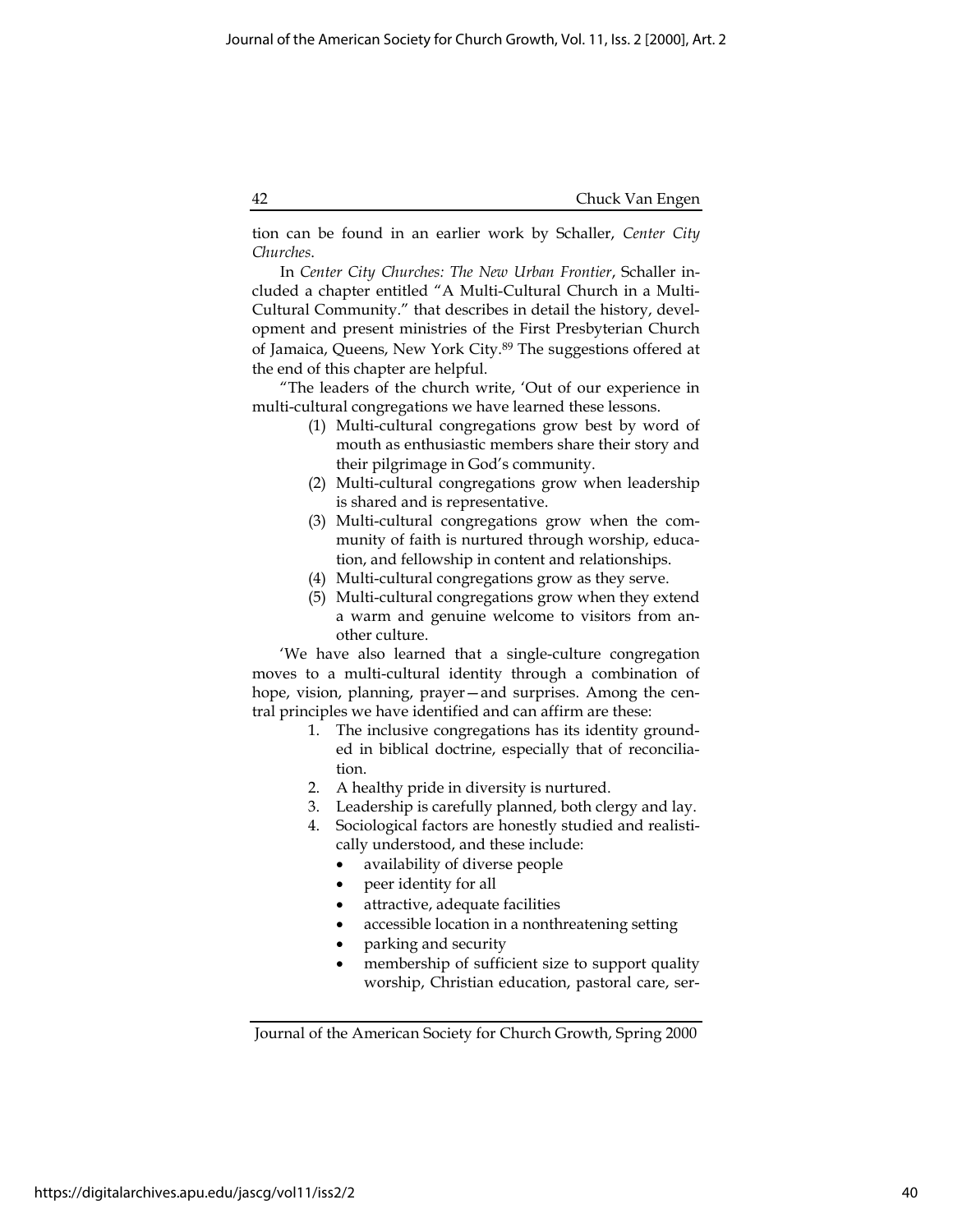tion can be found in an earlier work by Schaller, *Center City Churches*.

In *Center City Churches: The New Urban Frontier*, Schaller included a chapter entitled "A Multi-Cultural Church in a Multi-Cultural Community." that describes in detail the history, development and present ministries of the First Presbyterian Church of Jamaica, Queens, New York City.[89] The suggestions offered at the end of this chapter are helpful.

"The leaders of the church write, 'Out of our experience in multi-cultural congregations we have learned these lessons.

(1) Multi-cultural congregations grow best by word of mouth as enthusiastic members share their story and their pilgrimage in God's community.
(2) Multi-cultural congregations grow when leadership is shared and is representative.
(3) Multi-cultural congregations grow when the community of faith is nurtured through worship, education, and fellowship in content and relationships.
(4) Multi-cultural congregations grow as they serve.
(5) Multi-cultural congregations grow when they extend a warm and genuine welcome to visitors from another culture.

'We have also learned that a single-culture congregation moves to a multi-cultural identity through a combination of hope, vision, planning, prayer—and surprises. Among the central principles we have identified and can affirm are these:

1. The inclusive congregations has its identity grounded in biblical doctrine, especially that of reconciliation.
2. A healthy pride in diversity is nurtured.
3. Leadership is carefully planned, both clergy and lay.
4. Sociological factors are honestly studied and realistically understood, and these include:
   - availability of diverse people
   - peer identity for all
   - attractive, adequate facilities
   - accessible location in a nonthreatening setting
   - parking and security
   - membership of sufficient size to support quality worship, Christian education, pastoral care, ser-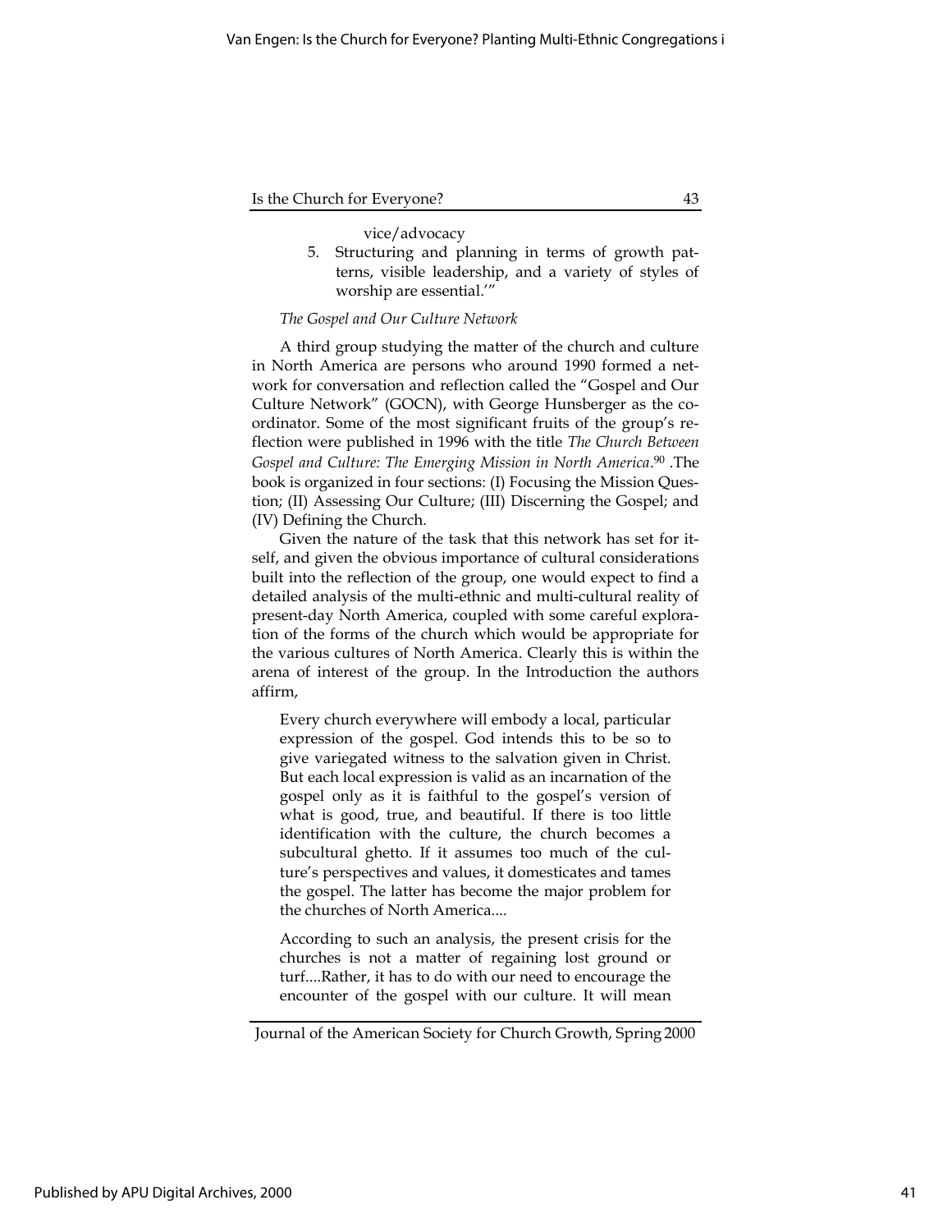vice/advocacy

5. Structuring and planning in terms of growth patterns, visible leadership, and a variety of styles of worship are essential.'"

*The Gospel and Our Culture Network*

A third group studying the matter of the church and culture in North America are persons who around 1990 formed a network for conversation and reflection called the "Gospel and Our Culture Network" (GOCN), with George Hunsberger as the coordinator. Some of the most significant fruits of the group's reflection were published in 1996 with the title *The Church Between Gospel and Culture: The Emerging Mission in North America*.[90] .The book is organized in four sections: (I) Focusing the Mission Question; (II) Assessing Our Culture; (III) Discerning the Gospel; and (IV) Defining the Church.

Given the nature of the task that this network has set for itself, and given the obvious importance of cultural considerations built into the reflection of the group, one would expect to find a detailed analysis of the multi-ethnic and multi-cultural reality of present-day North America, coupled with some careful exploration of the forms of the church which would be appropriate for the various cultures of North America. Clearly this is within the arena of interest of the group. In the Introduction the authors affirm,

> Every church everywhere will embody a local, particular expression of the gospel. God intends this to be so to give variegated witness to the salvation given in Christ. But each local expression is valid as an incarnation of the gospel only as it is faithful to the gospel's version of what is good, true, and beautiful. If there is too little identification with the culture, the church becomes a subcultural ghetto. If it assumes too much of the culture's perspectives and values, it domesticates and tames the gospel. The latter has become the major problem for the churches of North America....
>
> According to such an analysis, the present crisis for the churches is not a matter of regaining lost ground or turf....Rather, it has to do with our need to encourage the encounter of the gospel with our culture. It will mean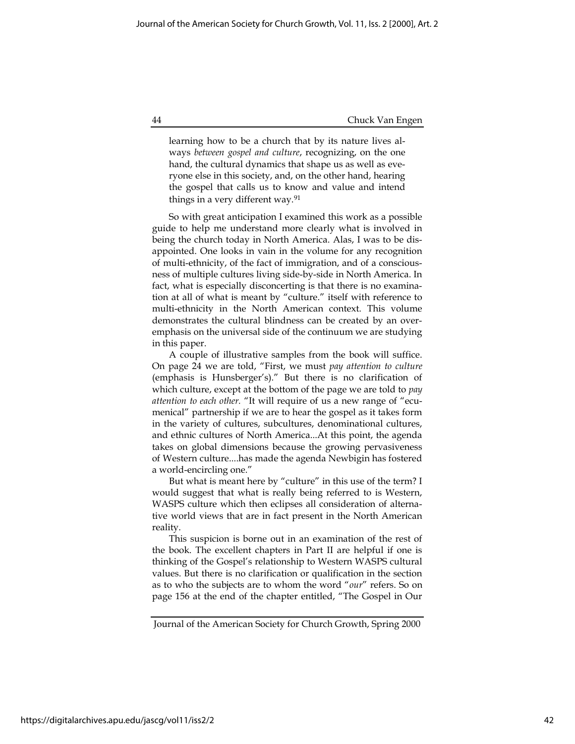> learning how to be a church that by its nature lives always *between gospel and culture*, recognizing, on the one hand, the cultural dynamics that shape us as well as everyone else in this society, and, on the other hand, hearing the gospel that calls us to know and value and intend things in a very different way.[91]

So with great anticipation I examined this work as a possible guide to help me understand more clearly what is involved in being the church today in North America. Alas, I was to be disappointed. One looks in vain in the volume for any recognition of multi-ethnicity, of the fact of immigration, and of a consciousness of multiple cultures living side-by-side in North America. In fact, what is especially disconcerting is that there is no examination at all of what is meant by "culture." itself with reference to multi-ethnicity in the North American context. This volume demonstrates the cultural blindness can be created by an overemphasis on the universal side of the continuum we are studying in this paper.

A couple of illustrative samples from the book will suffice. On page 24 we are told, "First, we must *pay attention to culture* (emphasis is Hunsberger's)." But there is no clarification of which culture, except at the bottom of the page we are told to *pay attention to each other.* "It will require of us a new range of "ecumenical" partnership if we are to hear the gospel as it takes form in the variety of cultures, subcultures, denominational cultures, and ethnic cultures of North America...At this point, the agenda takes on global dimensions because the growing pervasiveness of Western culture....has made the agenda Newbigin has fostered a world-encircling one."

But what is meant here by "culture" in this use of the term? I would suggest that what is really being referred to is Western, WASPS culture which then eclipses all consideration of alternative world views that are in fact present in the North American reality.

This suspicion is borne out in an examination of the rest of the book. The excellent chapters in Part II are helpful if one is thinking of the Gospel's relationship to Western WASPS cultural values. But there is no clarification or qualification in the section as to who the subjects are to whom the word "*our*" refers. So on page 156 at the end of the chapter entitled, "The Gospel in Our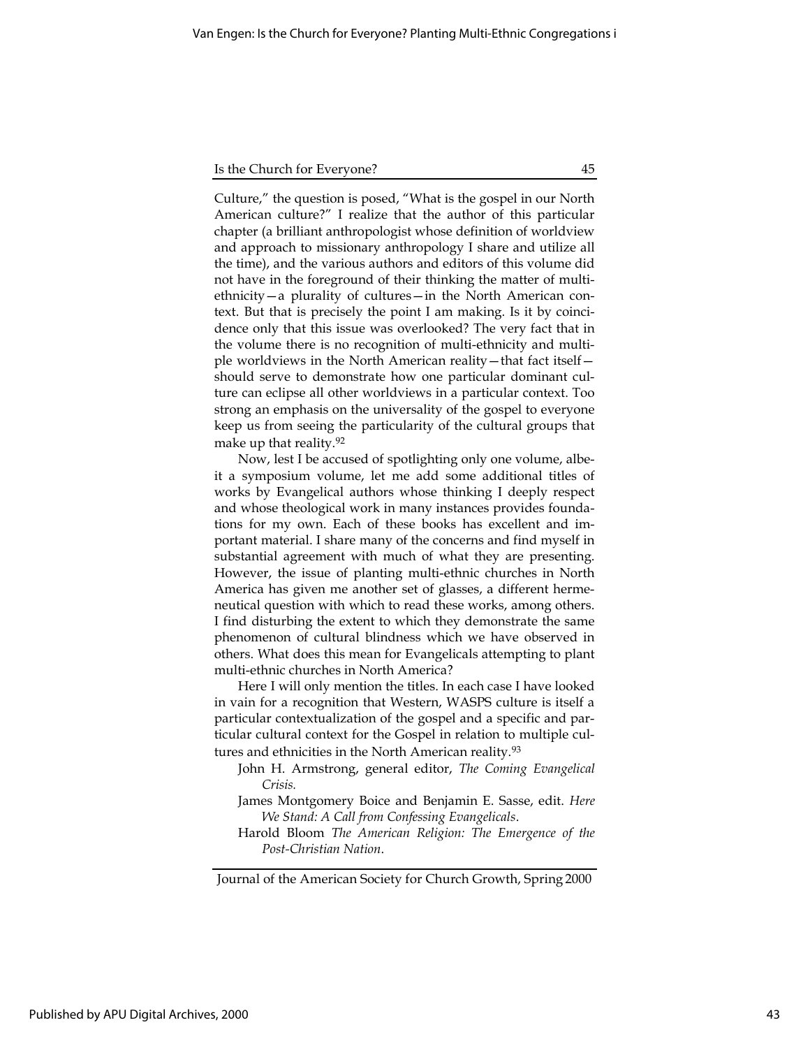Culture," the question is posed, "What is the gospel in our North American culture?" I realize that the author of this particular chapter (a brilliant anthropologist whose definition of worldview and approach to missionary anthropology I share and utilize all the time), and the various authors and editors of this volume did not have in the foreground of their thinking the matter of multi-ethnicity—a plurality of cultures—in the North American context. But that is precisely the point I am making. Is it by coincidence only that this issue was overlooked? The very fact that in the volume there is no recognition of multi-ethnicity and multiple worldviews in the North American reality—that fact itself—should serve to demonstrate how one particular dominant culture can eclipse all other worldviews in a particular context. Too strong an emphasis on the universality of the gospel to everyone keep us from seeing the particularity of the cultural groups that make up that reality.[92]

Now, lest I be accused of spotlighting only one volume, albeit a symposium volume, let me add some additional titles of works by Evangelical authors whose thinking I deeply respect and whose theological work in many instances provides foundations for my own. Each of these books has excellent and important material. I share many of the concerns and find myself in substantial agreement with much of what they are presenting. However, the issue of planting multi-ethnic churches in North America has given me another set of glasses, a different hermeneutical question with which to read these works, among others. I find disturbing the extent to which they demonstrate the same phenomenon of cultural blindness which we have observed in others. What does this mean for Evangelicals attempting to plant multi-ethnic churches in North America?

Here I will only mention the titles. In each case I have looked in vain for a recognition that Western, WASPS culture is itself a particular contextualization of the gospel and a specific and particular cultural context for the Gospel in relation to multiple cultures and ethnicities in the North American reality.[93]

John H. Armstrong, general editor, *The Coming Evangelical Crisis.*

James Montgomery Boice and Benjamin E. Sasse, edit. *Here We Stand: A Call from Confessing Evangelicals*.

Harold Bloom *The American Religion: The Emergence of the Post-Christian Nation*.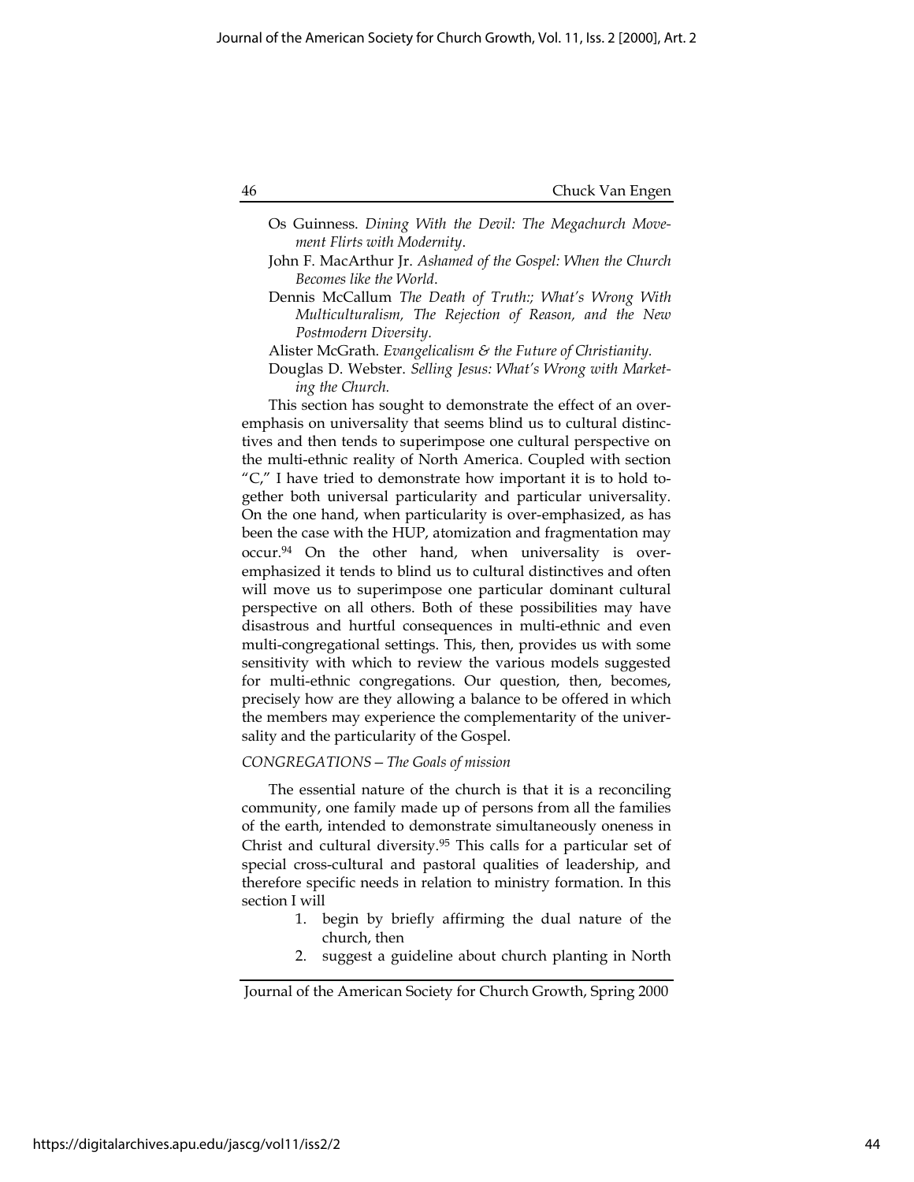Os Guinness. *Dining With the Devil: The Megachurch Movement Flirts with Modernity*.

John F. MacArthur Jr. *Ashamed of the Gospel: When the Church Becomes like the World*.

Dennis McCallum *The Death of Truth:; What's Wrong With Multiculturalism, The Rejection of Reason, and the New Postmodern Diversity.*

Alister McGrath. *Evangelicalism & the Future of Christianity.*

Douglas D. Webster. *Selling Jesus: What's Wrong with Marketing the Church.*

This section has sought to demonstrate the effect of an over-emphasis on universality that seems blind us to cultural distinctives and then tends to superimpose one cultural perspective on the multi-ethnic reality of North America. Coupled with section "C," I have tried to demonstrate how important it is to hold together both universal particularity and particular universality. On the one hand, when particularity is over-emphasized, as has been the case with the HUP, atomization and fragmentation may occur.[94] On the other hand, when universality is over-emphasized it tends to blind us to cultural distinctives and often will move us to superimpose one particular dominant cultural perspective on all others. Both of these possibilities may have disastrous and hurtful consequences in multi-ethnic and even multi-congregational settings. This, then, provides us with some sensitivity with which to review the various models suggested for multi-ethnic congregations. Our question, then, becomes, precisely how are they allowing a balance to be offered in which the members may experience the complementarity of the universality and the particularity of the Gospel.

*CONGREGATIONS—The Goals of mission*

The essential nature of the church is that it is a reconciling community, one family made up of persons from all the families of the earth, intended to demonstrate simultaneously oneness in Christ and cultural diversity.[95] This calls for a particular set of special cross-cultural and pastoral qualities of leadership, and therefore specific needs in relation to ministry formation. In this section I will

1. begin by briefly affirming the dual nature of the church, then
2. suggest a guideline about church planting in North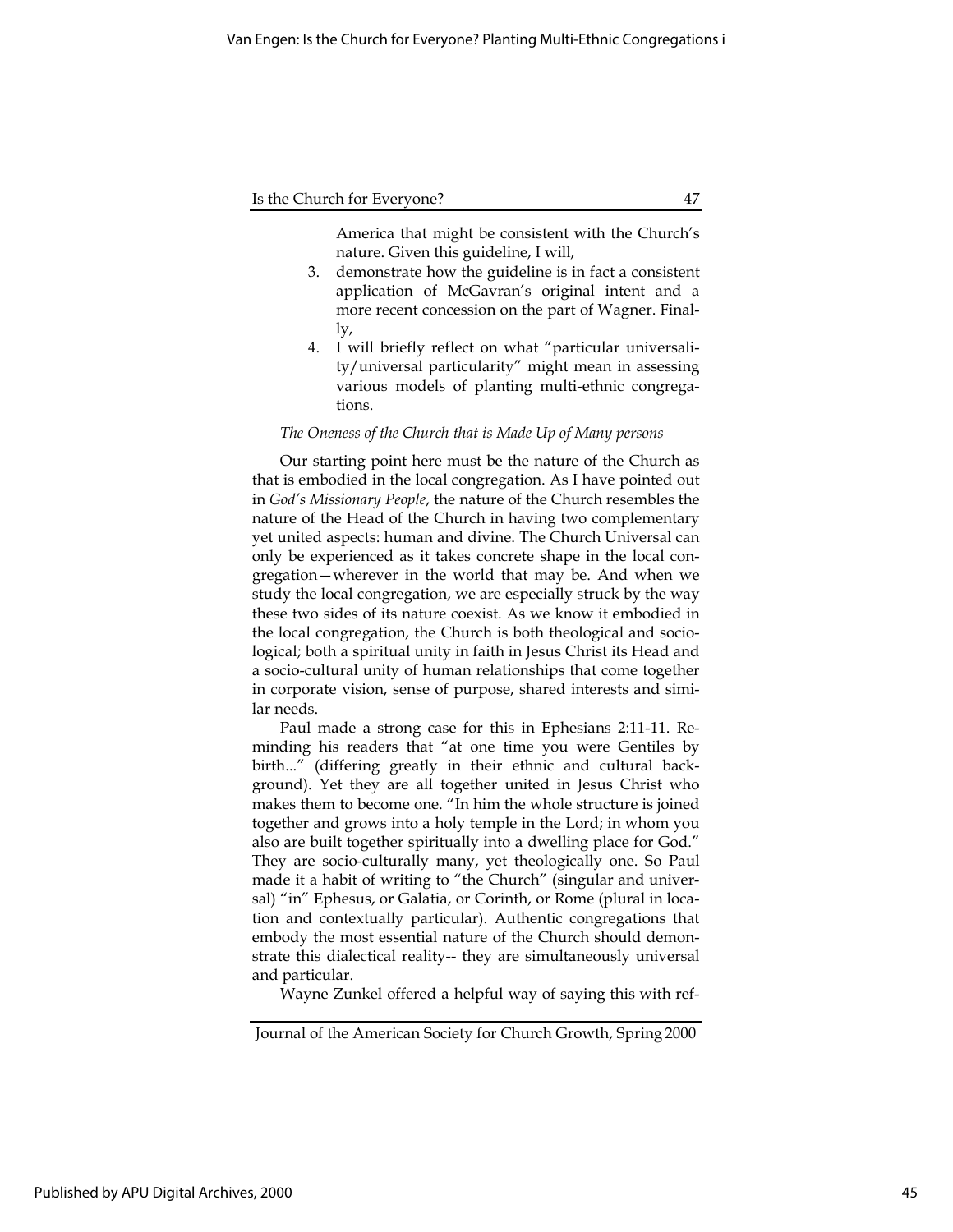America that might be consistent with the Church's nature. Given this guideline, I will,

3. demonstrate how the guideline is in fact a consistent application of McGavran's original intent and a more recent concession on the part of Wagner. Finally,
4. I will briefly reflect on what "particular universality/universal particularity" might mean in assessing various models of planting multi-ethnic congregations.

*The Oneness of the Church that is Made Up of Many persons*

Our starting point here must be the nature of the Church as that is embodied in the local congregation. As I have pointed out in *God's Missionary People*, the nature of the Church resembles the nature of the Head of the Church in having two complementary yet united aspects: human and divine. The Church Universal can only be experienced as it takes concrete shape in the local congregation—wherever in the world that may be. And when we study the local congregation, we are especially struck by the way these two sides of its nature coexist. As we know it embodied in the local congregation, the Church is both theological and sociological; both a spiritual unity in faith in Jesus Christ its Head and a socio-cultural unity of human relationships that come together in corporate vision, sense of purpose, shared interests and similar needs.

Paul made a strong case for this in Ephesians 2:11-11. Reminding his readers that "at one time you were Gentiles by birth..." (differing greatly in their ethnic and cultural background). Yet they are all together united in Jesus Christ who makes them to become one. "In him the whole structure is joined together and grows into a holy temple in the Lord; in whom you also are built together spiritually into a dwelling place for God." They are socio-culturally many, yet theologically one. So Paul made it a habit of writing to "the Church" (singular and universal) "in" Ephesus, or Galatia, or Corinth, or Rome (plural in location and contextually particular). Authentic congregations that embody the most essential nature of the Church should demonstrate this dialectical reality-- they are simultaneously universal and particular.

Wayne Zunkel offered a helpful way of saying this with ref-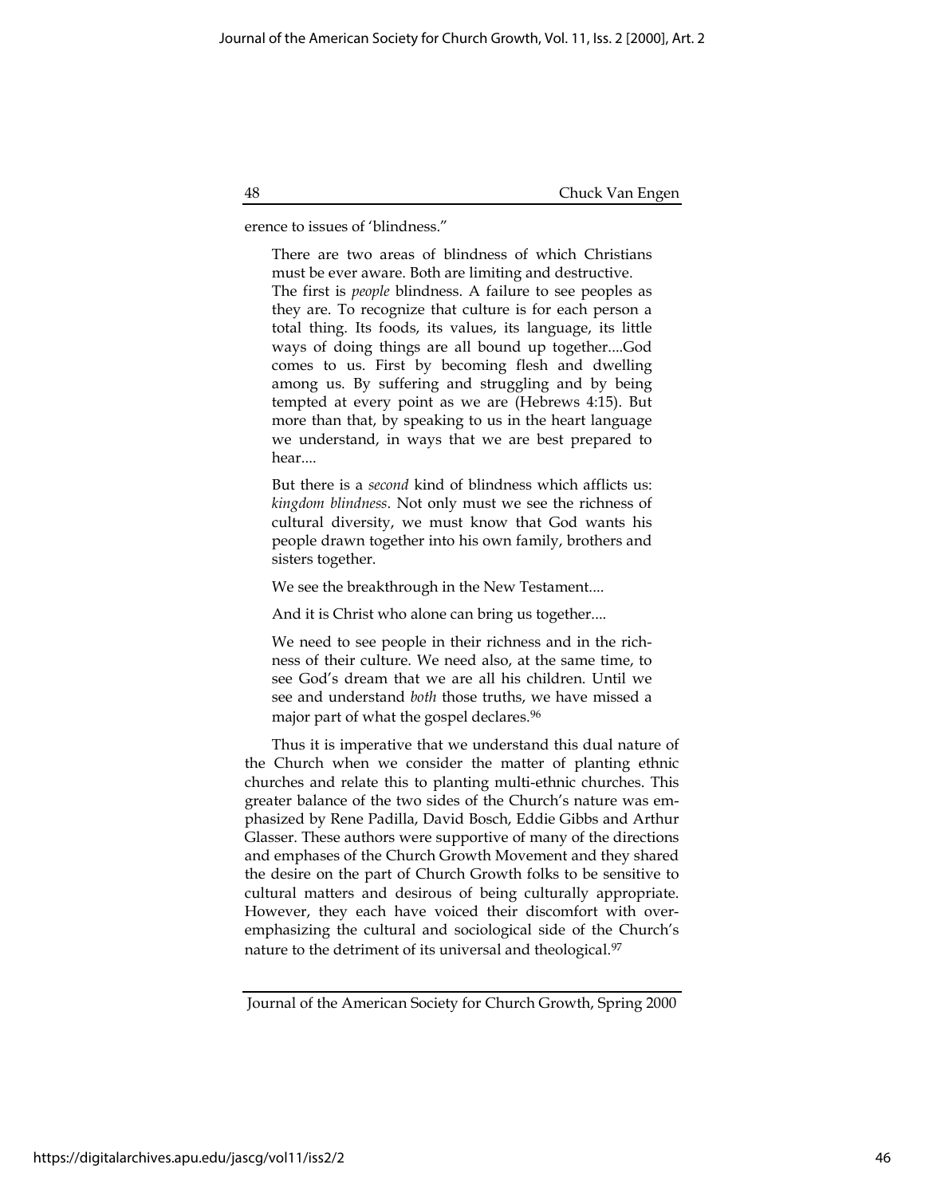erence to issues of 'blindness."

> There are two areas of blindness of which Christians must be ever aware. Both are limiting and destructive. The first is *people* blindness. A failure to see peoples as they are. To recognize that culture is for each person a total thing. Its foods, its values, its language, its little ways of doing things are all bound up together....God comes to us. First by becoming flesh and dwelling among us. By suffering and struggling and by being tempted at every point as we are (Hebrews 4:15). But more than that, by speaking to us in the heart language we understand, in ways that we are best prepared to hear....
>
> But there is a *second* kind of blindness which afflicts us: *kingdom blindness*. Not only must we see the richness of cultural diversity, we must know that God wants his people drawn together into his own family, brothers and sisters together.
>
> We see the breakthrough in the New Testament....
>
> And it is Christ who alone can bring us together....
>
> We need to see people in their richness and in the richness of their culture. We need also, at the same time, to see God's dream that we are all his children. Until we see and understand *both* those truths, we have missed a major part of what the gospel declares.[96]

Thus it is imperative that we understand this dual nature of the Church when we consider the matter of planting ethnic churches and relate this to planting multi-ethnic churches. This greater balance of the two sides of the Church's nature was emphasized by Rene Padilla, David Bosch, Eddie Gibbs and Arthur Glasser. These authors were supportive of many of the directions and emphases of the Church Growth Movement and they shared the desire on the part of Church Growth folks to be sensitive to cultural matters and desirous of being culturally appropriate. However, they each have voiced their discomfort with over-emphasizing the cultural and sociological side of the Church's nature to the detriment of its universal and theological.[97]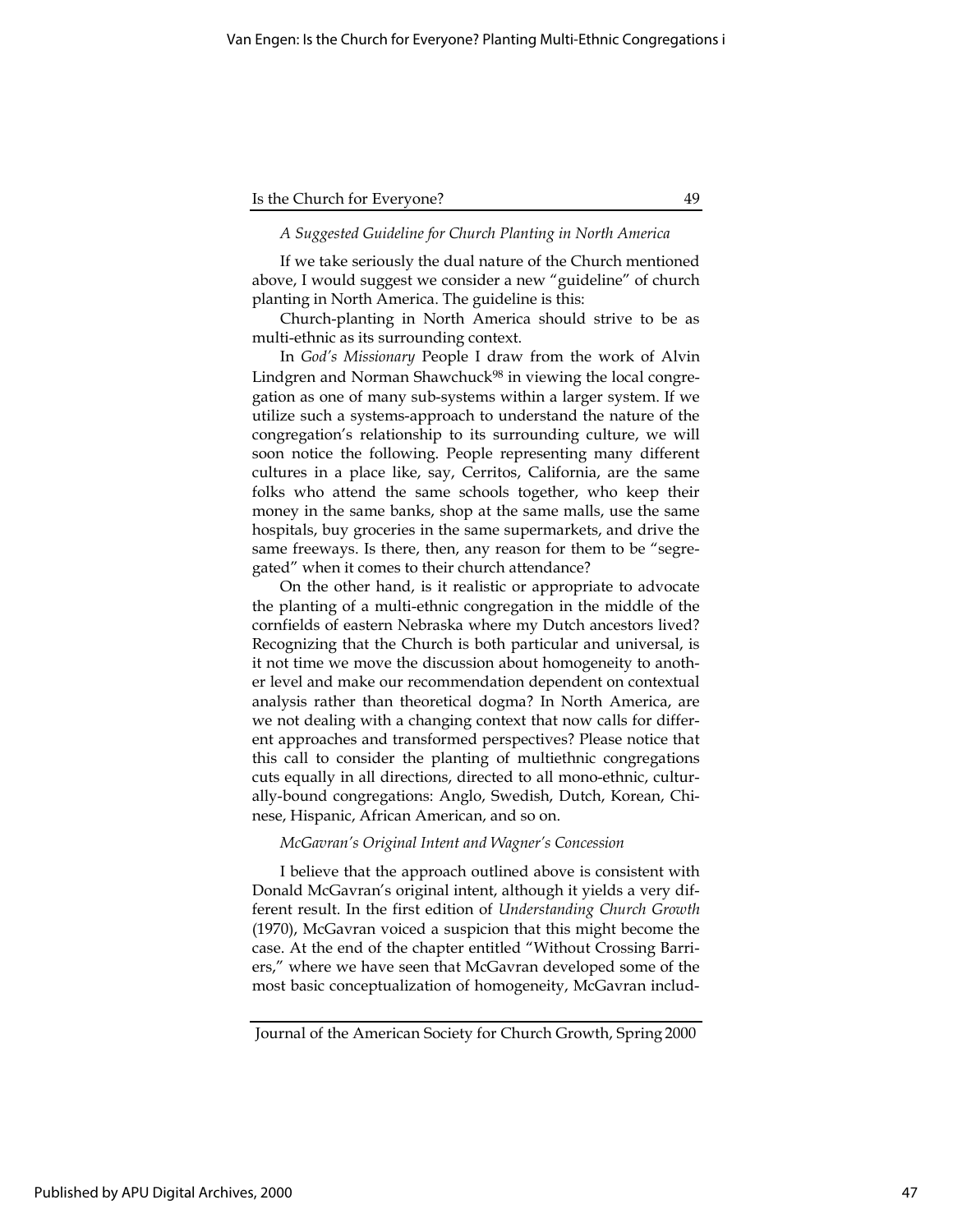*A Suggested Guideline for Church Planting in North America*

If we take seriously the dual nature of the Church mentioned above, I would suggest we consider a new "guideline" of church planting in North America. The guideline is this:

Church-planting in North America should strive to be as multi-ethnic as its surrounding context.

In *God's Missionary* People I draw from the work of Alvin Lindgren and Norman Shawchuck[98] in viewing the local congregation as one of many sub-systems within a larger system. If we utilize such a systems-approach to understand the nature of the congregation's relationship to its surrounding culture, we will soon notice the following. People representing many different cultures in a place like, say, Cerritos, California, are the same folks who attend the same schools together, who keep their money in the same banks, shop at the same malls, use the same hospitals, buy groceries in the same supermarkets, and drive the same freeways. Is there, then, any reason for them to be "segregated" when it comes to their church attendance?

On the other hand, is it realistic or appropriate to advocate the planting of a multi-ethnic congregation in the middle of the cornfields of eastern Nebraska where my Dutch ancestors lived? Recognizing that the Church is both particular and universal, is it not time we move the discussion about homogeneity to another level and make our recommendation dependent on contextual analysis rather than theoretical dogma? In North America, are we not dealing with a changing context that now calls for different approaches and transformed perspectives? Please notice that this call to consider the planting of multiethnic congregations cuts equally in all directions, directed to all mono-ethnic, culturally-bound congregations: Anglo, Swedish, Dutch, Korean, Chinese, Hispanic, African American, and so on.

*McGavran's Original Intent and Wagner's Concession*

I believe that the approach outlined above is consistent with Donald McGavran's original intent, although it yields a very different result. In the first edition of *Understanding Church Growth* (1970), McGavran voiced a suspicion that this might become the case. At the end of the chapter entitled "Without Crossing Barriers," where we have seen that McGavran developed some of the most basic conceptualization of homogeneity, McGavran includ-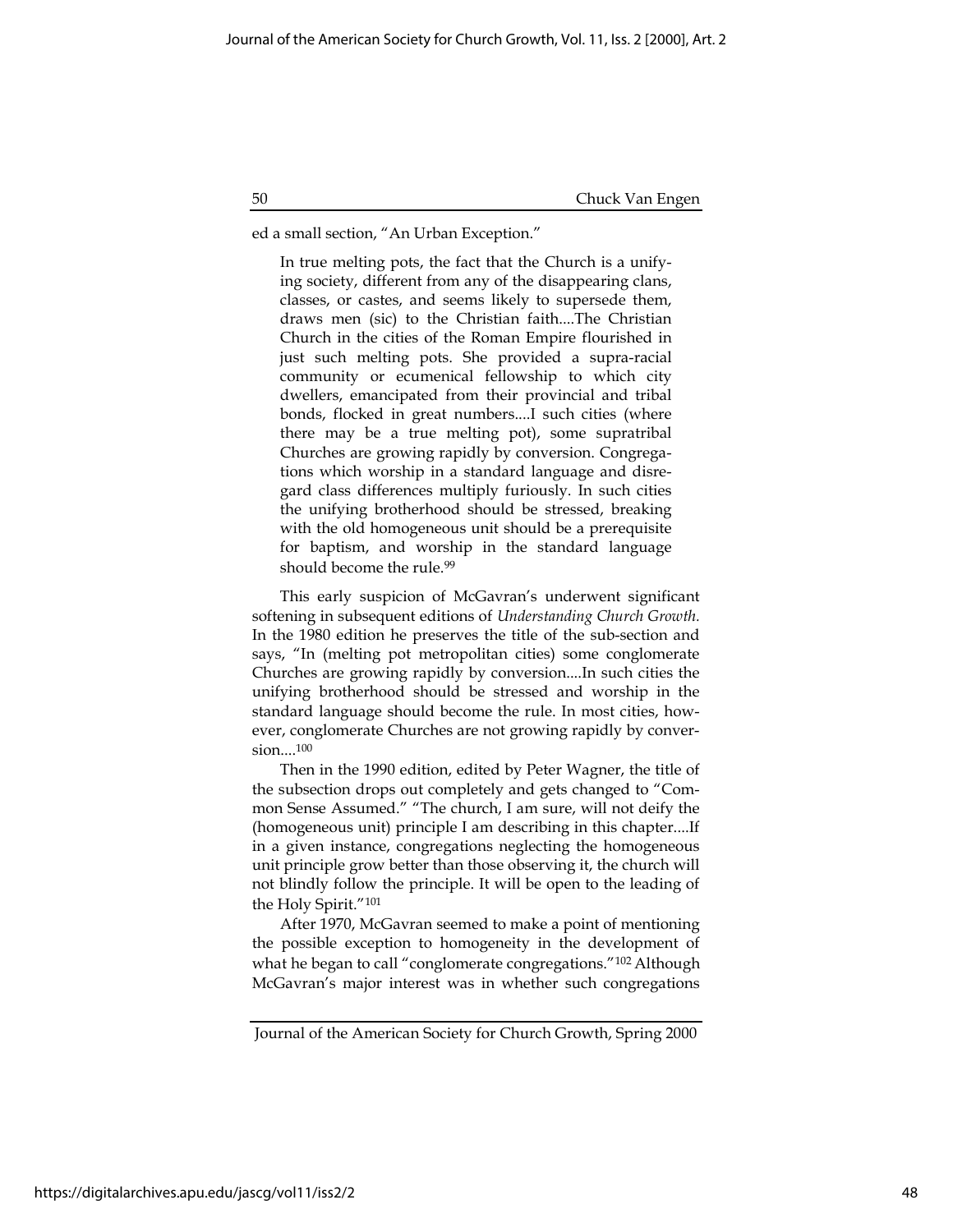ed a small section, "An Urban Exception."

> In true melting pots, the fact that the Church is a unifying society, different from any of the disappearing clans, classes, or castes, and seems likely to supersede them, draws men (sic) to the Christian faith....The Christian Church in the cities of the Roman Empire flourished in just such melting pots. She provided a supra-racial community or ecumenical fellowship to which city dwellers, emancipated from their provincial and tribal bonds, flocked in great numbers....I such cities (where there may be a true melting pot), some supratribal Churches are growing rapidly by conversion. Congregations which worship in a standard language and disregard class differences multiply furiously. In such cities the unifying brotherhood should be stressed, breaking with the old homogeneous unit should be a prerequisite for baptism, and worship in the standard language should become the rule.[99]

This early suspicion of McGavran's underwent significant softening in subsequent editions of *Understanding Church Growth.* In the 1980 edition he preserves the title of the sub-section and says, "In (melting pot metropolitan cities) some conglomerate Churches are growing rapidly by conversion....In such cities the unifying brotherhood should be stressed and worship in the standard language should become the rule. In most cities, however, conglomerate Churches are not growing rapidly by conversion....[100]

Then in the 1990 edition, edited by Peter Wagner, the title of the subsection drops out completely and gets changed to "Common Sense Assumed." "The church, I am sure, will not deify the (homogeneous unit) principle I am describing in this chapter....If in a given instance, congregations neglecting the homogeneous unit principle grow better than those observing it, the church will not blindly follow the principle. It will be open to the leading of the Holy Spirit."[101]

After 1970, McGavran seemed to make a point of mentioning the possible exception to homogeneity in the development of what he began to call "conglomerate congregations."[102] Although McGavran's major interest was in whether such congregations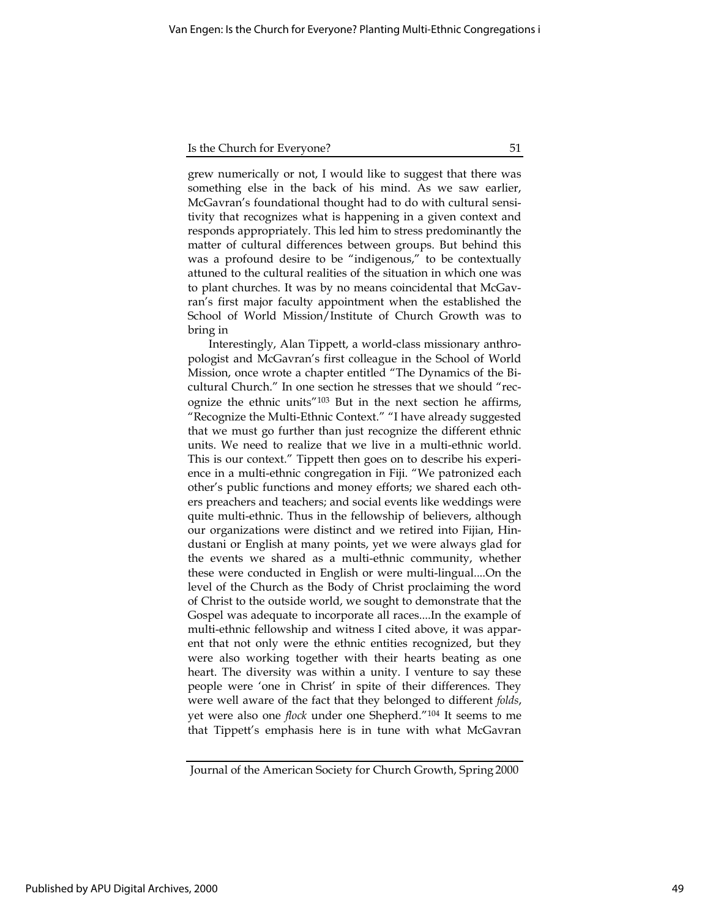grew numerically or not, I would like to suggest that there was something else in the back of his mind. As we saw earlier, McGavran's foundational thought had to do with cultural sensitivity that recognizes what is happening in a given context and responds appropriately. This led him to stress predominantly the matter of cultural differences between groups. But behind this was a profound desire to be "indigenous," to be contextually attuned to the cultural realities of the situation in which one was to plant churches. It was by no means coincidental that McGavran's first major faculty appointment when the established the School of World Mission/Institute of Church Growth was to bring in

Interestingly, Alan Tippett, a world-class missionary anthropologist and McGavran's first colleague in the School of World Mission, once wrote a chapter entitled "The Dynamics of the Bicultural Church." In one section he stresses that we should "recognize the ethnic units"[103] But in the next section he affirms, "Recognize the Multi-Ethnic Context." "I have already suggested that we must go further than just recognize the different ethnic units. We need to realize that we live in a multi-ethnic world. This is our context." Tippett then goes on to describe his experience in a multi-ethnic congregation in Fiji. "We patronized each other's public functions and money efforts; we shared each others preachers and teachers; and social events like weddings were quite multi-ethnic. Thus in the fellowship of believers, although our organizations were distinct and we retired into Fijian, Hindustani or English at many points, yet we were always glad for the events we shared as a multi-ethnic community, whether these were conducted in English or were multi-lingual....On the level of the Church as the Body of Christ proclaiming the word of Christ to the outside world, we sought to demonstrate that the Gospel was adequate to incorporate all races....In the example of multi-ethnic fellowship and witness I cited above, it was apparent that not only were the ethnic entities recognized, but they were also working together with their hearts beating as one heart. The diversity was within a unity. I venture to say these people were 'one in Christ' in spite of their differences. They were well aware of the fact that they belonged to different *folds*, yet were also one *flock* under one Shepherd."[104] It seems to me that Tippett's emphasis here is in tune with what McGavran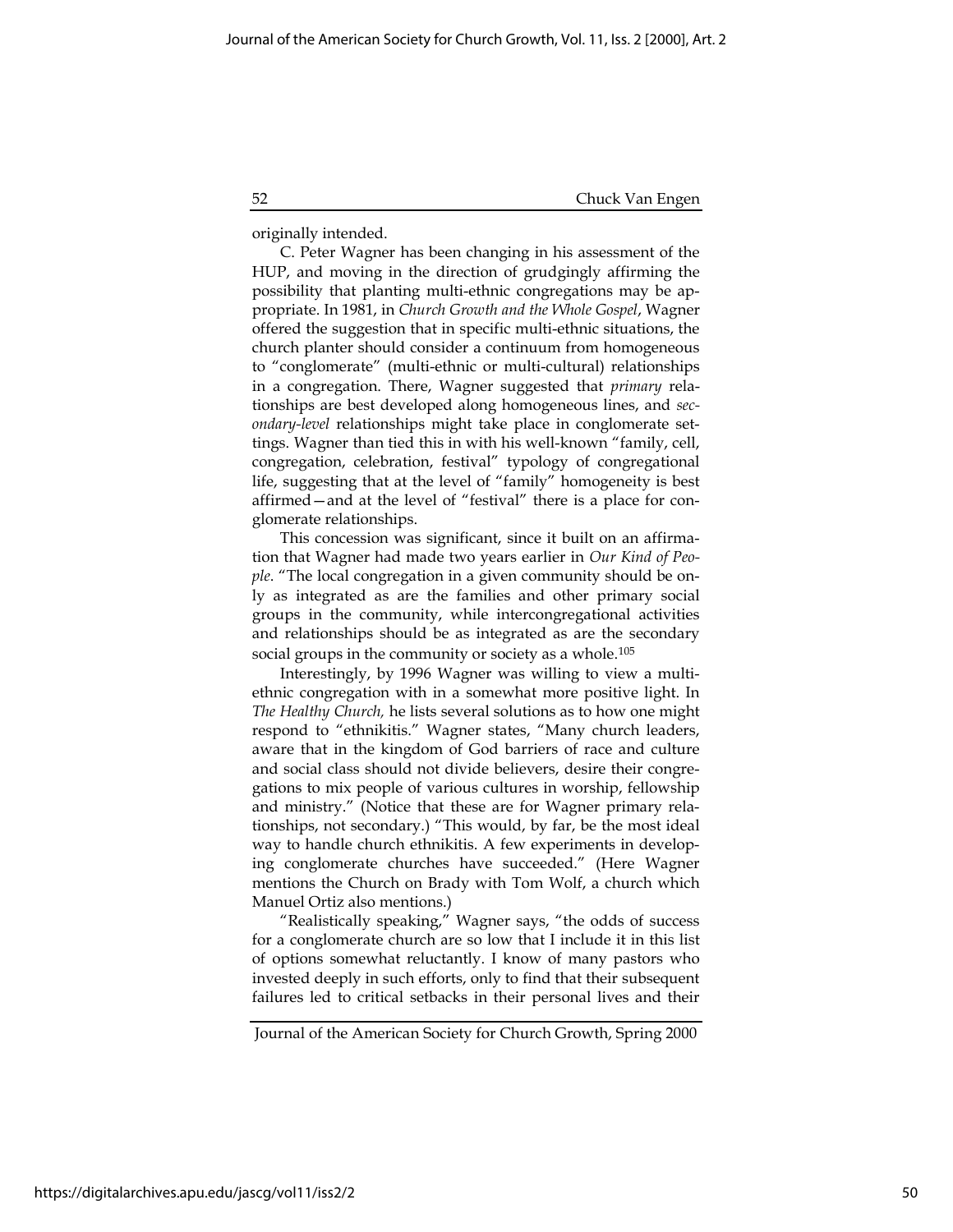originally intended.

C. Peter Wagner has been changing in his assessment of the HUP, and moving in the direction of grudgingly affirming the possibility that planting multi-ethnic congregations may be appropriate. In 1981, in *Church Growth and the Whole Gospel*, Wagner offered the suggestion that in specific multi-ethnic situations, the church planter should consider a continuum from homogeneous to "conglomerate" (multi-ethnic or multi-cultural) relationships in a congregation. There, Wagner suggested that *primary* relationships are best developed along homogeneous lines, and *secondary-level* relationships might take place in conglomerate settings. Wagner than tied this in with his well-known "family, cell, congregation, celebration, festival" typology of congregational life, suggesting that at the level of "family" homogeneity is best affirmed—and at the level of "festival" there is a place for conglomerate relationships.

This concession was significant, since it built on an affirmation that Wagner had made two years earlier in *Our Kind of People*. "The local congregation in a given community should be only as integrated as are the families and other primary social groups in the community, while intercongregational activities and relationships should be as integrated as are the secondary social groups in the community or society as a whole.[105]

Interestingly, by 1996 Wagner was willing to view a multi-ethnic congregation with in a somewhat more positive light. In *The Healthy Church,* he lists several solutions as to how one might respond to "ethnikitis." Wagner states, "Many church leaders, aware that in the kingdom of God barriers of race and culture and social class should not divide believers, desire their congregations to mix people of various cultures in worship, fellowship and ministry." (Notice that these are for Wagner primary relationships, not secondary.) "This would, by far, be the most ideal way to handle church ethnikitis. A few experiments in developing conglomerate churches have succeeded." (Here Wagner mentions the Church on Brady with Tom Wolf, a church which Manuel Ortiz also mentions.)

"Realistically speaking," Wagner says, "the odds of success for a conglomerate church are so low that I include it in this list of options somewhat reluctantly. I know of many pastors who invested deeply in such efforts, only to find that their subsequent failures led to critical setbacks in their personal lives and their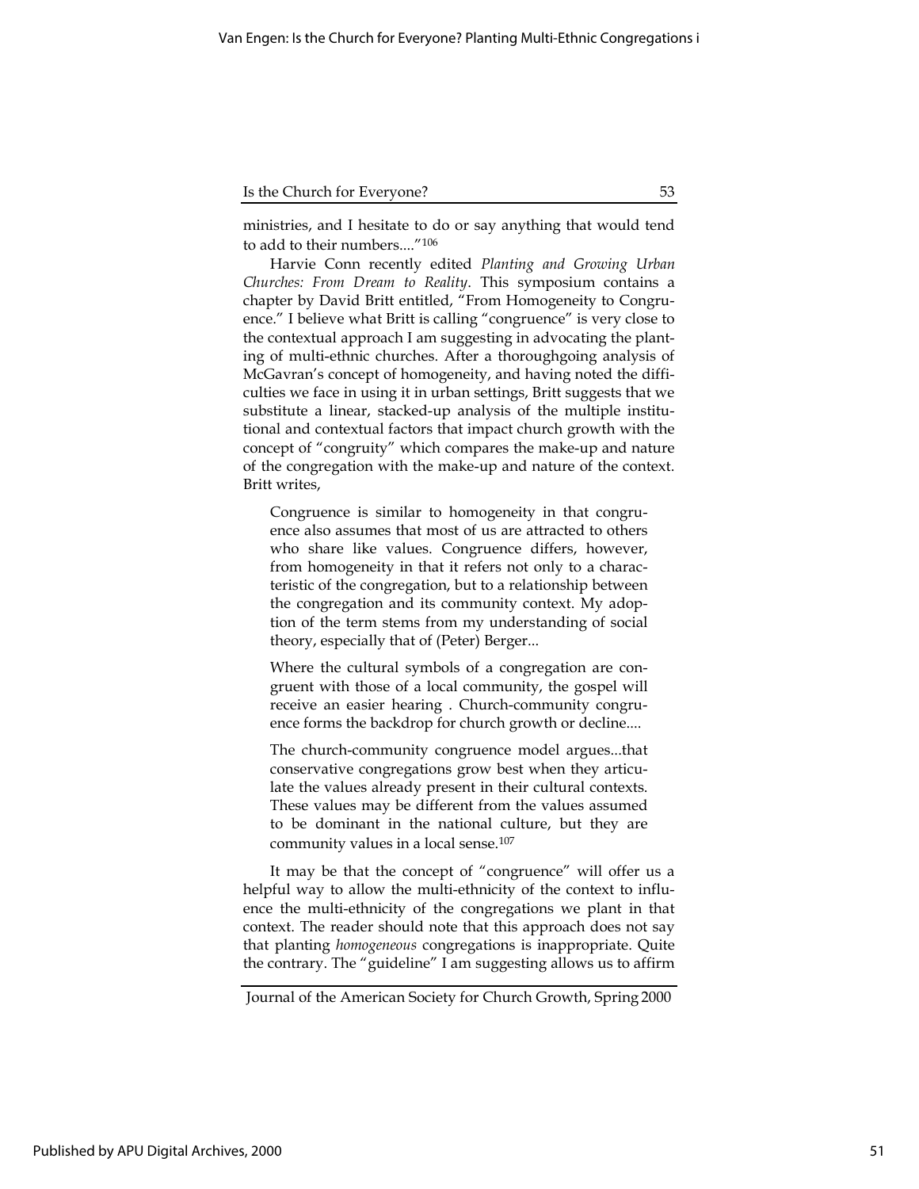ministries, and I hesitate to do or say anything that would tend to add to their numbers...."[106]

Harvie Conn recently edited *Planting and Growing Urban Churches: From Dream to Reality*. This symposium contains a chapter by David Britt entitled, "From Homogeneity to Congruence." I believe what Britt is calling "congruence" is very close to the contextual approach I am suggesting in advocating the planting of multi-ethnic churches. After a thoroughgoing analysis of McGavran's concept of homogeneity, and having noted the difficulties we face in using it in urban settings, Britt suggests that we substitute a linear, stacked-up analysis of the multiple institutional and contextual factors that impact church growth with the concept of "congruity" which compares the make-up and nature of the congregation with the make-up and nature of the context. Britt writes,

> Congruence is similar to homogeneity in that congruence also assumes that most of us are attracted to others who share like values. Congruence differs, however, from homogeneity in that it refers not only to a characteristic of the congregation, but to a relationship between the congregation and its community context. My adoption of the term stems from my understanding of social theory, especially that of (Peter) Berger...
>
> Where the cultural symbols of a congregation are congruent with those of a local community, the gospel will receive an easier hearing . Church-community congruence forms the backdrop for church growth or decline....
>
> The church-community congruence model argues...that conservative congregations grow best when they articulate the values already present in their cultural contexts. These values may be different from the values assumed to be dominant in the national culture, but they are community values in a local sense.[107]

It may be that the concept of "congruence" will offer us a helpful way to allow the multi-ethnicity of the context to influence the multi-ethnicity of the congregations we plant in that context. The reader should note that this approach does not say that planting *homogeneous* congregations is inappropriate. Quite the contrary. The "guideline" I am suggesting allows us to affirm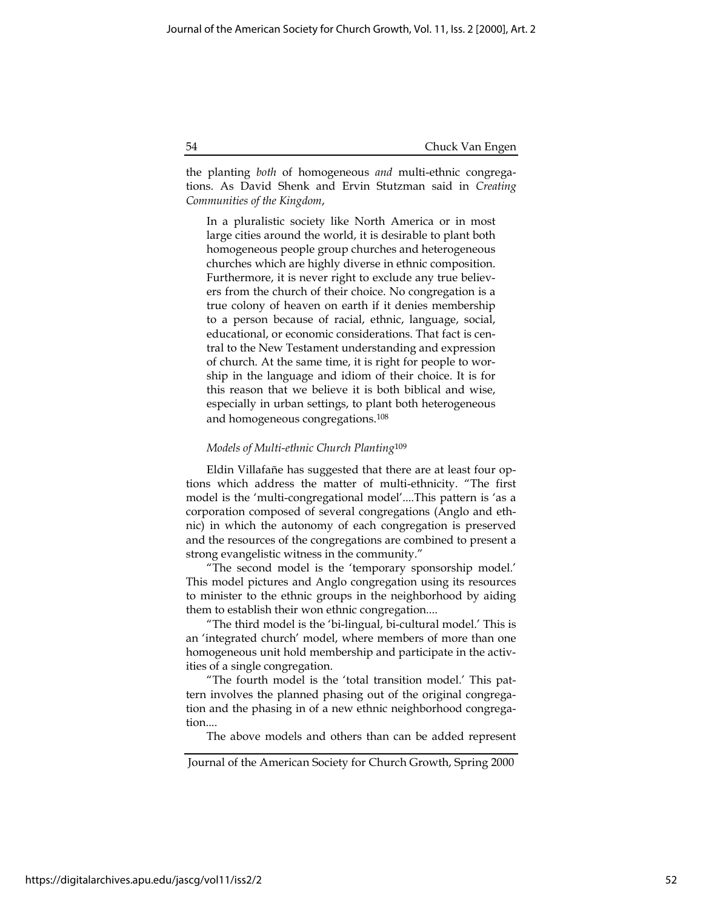the planting *both* of homogeneous *and* multi-ethnic congregations. As David Shenk and Ervin Stutzman said in *Creating Communities of the Kingdom*,

> In a pluralistic society like North America or in most large cities around the world, it is desirable to plant both homogeneous people group churches and heterogeneous churches which are highly diverse in ethnic composition. Furthermore, it is never right to exclude any true believers from the church of their choice. No congregation is a true colony of heaven on earth if it denies membership to a person because of racial, ethnic, language, social, educational, or economic considerations. That fact is central to the New Testament understanding and expression of church. At the same time, it is right for people to worship in the language and idiom of their choice. It is for this reason that we believe it is both biblical and wise, especially in urban settings, to plant both heterogeneous and homogeneous congregations.[108]

*Models of Multi-ethnic Church Planting*[109]

Eldin Villafañe has suggested that there are at least four options which address the matter of multi-ethnicity. "The first model is the 'multi-congregational model'....This pattern is 'as a corporation composed of several congregations (Anglo and ethnic) in which the autonomy of each congregation is preserved and the resources of the congregations are combined to present a strong evangelistic witness in the community."

"The second model is the 'temporary sponsorship model.' This model pictures and Anglo congregation using its resources to minister to the ethnic groups in the neighborhood by aiding them to establish their won ethnic congregation....

"The third model is the 'bi-lingual, bi-cultural model.' This is an 'integrated church' model, where members of more than one homogeneous unit hold membership and participate in the activities of a single congregation.

"The fourth model is the 'total transition model.' This pattern involves the planned phasing out of the original congregation and the phasing in of a new ethnic neighborhood congregation....

The above models and others than can be added represent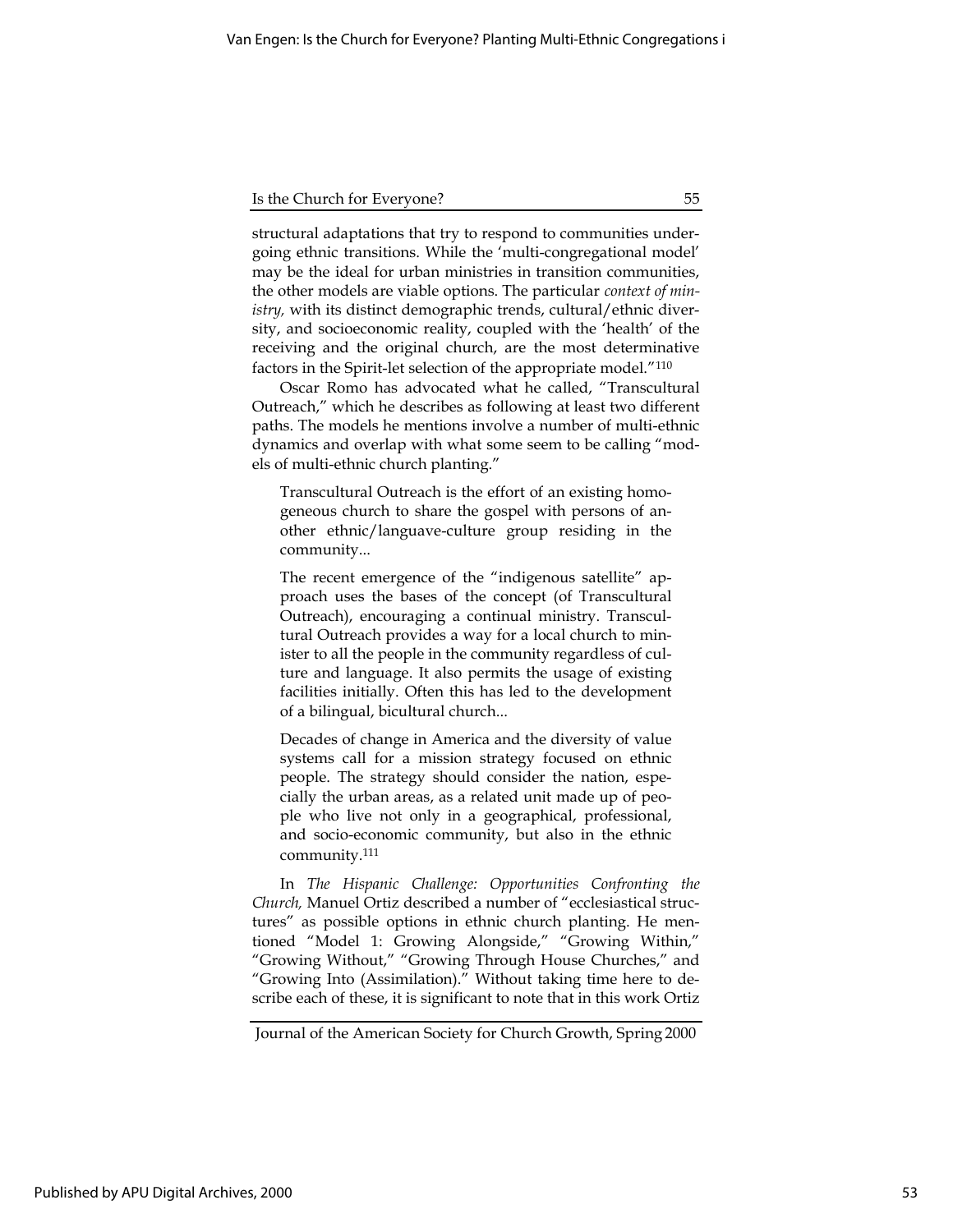structural adaptations that try to respond to communities undergoing ethnic transitions. While the 'multi-congregational model' may be the ideal for urban ministries in transition communities, the other models are viable options. The particular *context of ministry,* with its distinct demographic trends, cultural/ethnic diversity, and socioeconomic reality, coupled with the 'health' of the receiving and the original church, are the most determinative factors in the Spirit-let selection of the appropriate model."[110]

Oscar Romo has advocated what he called, "Transcultural Outreach," which he describes as following at least two different paths. The models he mentions involve a number of multi-ethnic dynamics and overlap with what some seem to be calling "models of multi-ethnic church planting."

> Transcultural Outreach is the effort of an existing homogeneous church to share the gospel with persons of another ethnic/languave-culture group residing in the community...
>
> The recent emergence of the "indigenous satellite" approach uses the bases of the concept (of Transcultural Outreach), encouraging a continual ministry. Transcultural Outreach provides a way for a local church to minister to all the people in the community regardless of culture and language. It also permits the usage of existing facilities initially. Often this has led to the development of a bilingual, bicultural church...
>
> Decades of change in America and the diversity of value systems call for a mission strategy focused on ethnic people. The strategy should consider the nation, especially the urban areas, as a related unit made up of people who live not only in a geographical, professional, and socio-economic community, but also in the ethnic community.[111]

In *The Hispanic Challenge: Opportunities Confronting the Church,* Manuel Ortiz described a number of "ecclesiastical structures" as possible options in ethnic church planting. He mentioned "Model 1: Growing Alongside," "Growing Within," "Growing Without," "Growing Through House Churches," and "Growing Into (Assimilation)." Without taking time here to describe each of these, it is significant to note that in this work Ortiz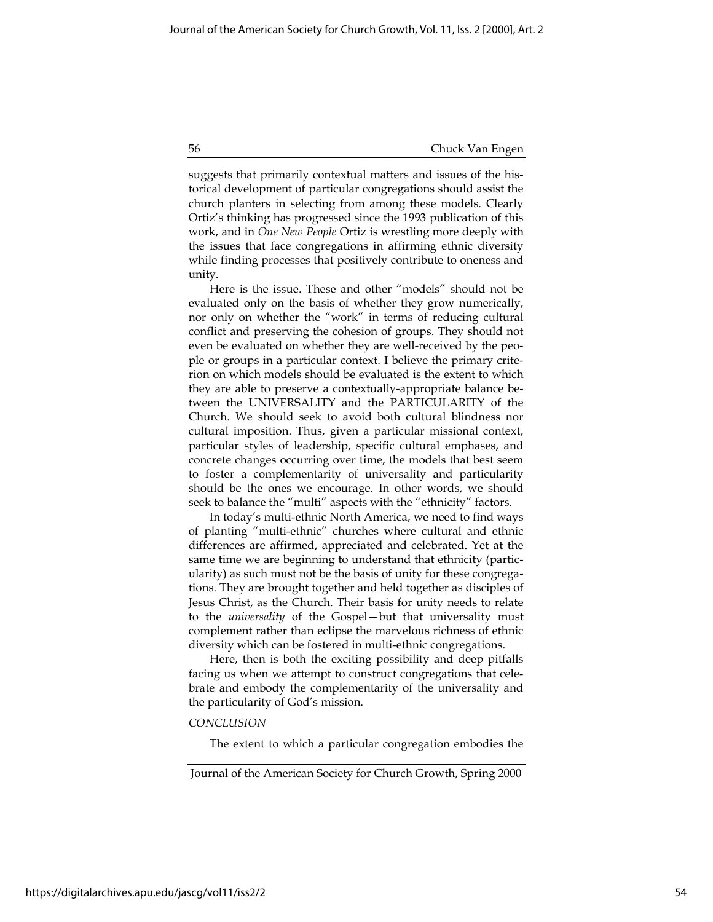suggests that primarily contextual matters and issues of the historical development of particular congregations should assist the church planters in selecting from among these models. Clearly Ortiz's thinking has progressed since the 1993 publication of this work, and in *One New People* Ortiz is wrestling more deeply with the issues that face congregations in affirming ethnic diversity while finding processes that positively contribute to oneness and unity.

Here is the issue. These and other "models" should not be evaluated only on the basis of whether they grow numerically, nor only on whether the "work" in terms of reducing cultural conflict and preserving the cohesion of groups. They should not even be evaluated on whether they are well-received by the people or groups in a particular context. I believe the primary criterion on which models should be evaluated is the extent to which they are able to preserve a contextually-appropriate balance between the UNIVERSALITY and the PARTICULARITY of the Church. We should seek to avoid both cultural blindness nor cultural imposition. Thus, given a particular missional context, particular styles of leadership, specific cultural emphases, and concrete changes occurring over time, the models that best seem to foster a complementarity of universality and particularity should be the ones we encourage. In other words, we should seek to balance the "multi" aspects with the "ethnicity" factors.

In today's multi-ethnic North America, we need to find ways of planting "multi-ethnic" churches where cultural and ethnic differences are affirmed, appreciated and celebrated. Yet at the same time we are beginning to understand that ethnicity (particularity) as such must not be the basis of unity for these congregations. They are brought together and held together as disciples of Jesus Christ, as the Church. Their basis for unity needs to relate to the *universality* of the Gospel—but that universality must complement rather than eclipse the marvelous richness of ethnic diversity which can be fostered in multi-ethnic congregations.

Here, then is both the exciting possibility and deep pitfalls facing us when we attempt to construct congregations that celebrate and embody the complementarity of the universality and the particularity of God's mission.

## *CONCLUSION*

The extent to which a particular congregation embodies the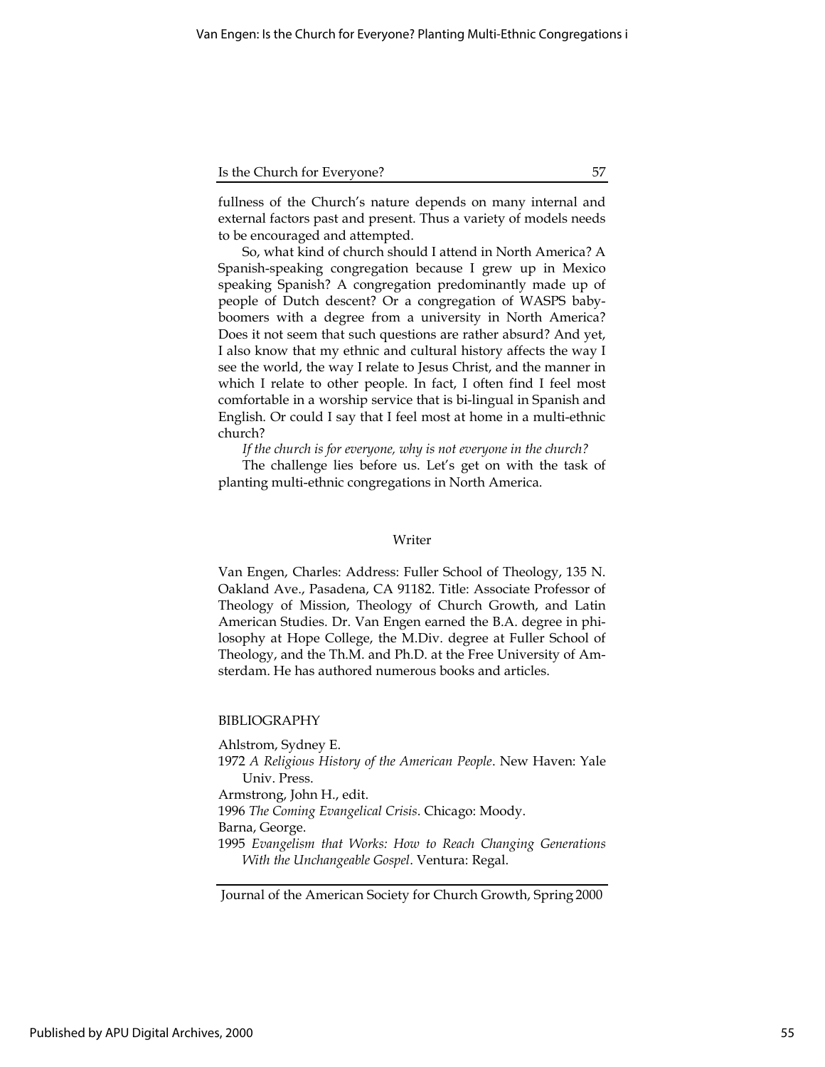fullness of the Church's nature depends on many internal and external factors past and present. Thus a variety of models needs to be encouraged and attempted.

So, what kind of church should I attend in North America? A Spanish-speaking congregation because I grew up in Mexico speaking Spanish? A congregation predominantly made up of people of Dutch descent? Or a congregation of WASPS baby-boomers with a degree from a university in North America? Does it not seem that such questions are rather absurd? And yet, I also know that my ethnic and cultural history affects the way I see the world, the way I relate to Jesus Christ, and the manner in which I relate to other people. In fact, I often find I feel most comfortable in a worship service that is bi-lingual in Spanish and English. Or could I say that I feel most at home in a multi-ethnic church?

*If the church is for everyone, why is not everyone in the church?*

The challenge lies before us. Let's get on with the task of planting multi-ethnic congregations in North America.

## Writer

Van Engen, Charles: Address: Fuller School of Theology, 135 N. Oakland Ave., Pasadena, CA 91182. Title: Associate Professor of Theology of Mission, Theology of Church Growth, and Latin American Studies. Dr. Van Engen earned the B.A. degree in philosophy at Hope College, the M.Div. degree at Fuller School of Theology, and the Th.M. and Ph.D. at the Free University of Amsterdam. He has authored numerous books and articles.

## BIBLIOGRAPHY

Ahlstrom, Sydney E.

1972 *A Religious History of the American People*. New Haven: Yale Univ. Press.

Armstrong, John H., edit.

1996 *The Coming Evangelical Crisis*. Chicago: Moody.

Barna, George.

1995 *Evangelism that Works: How to Reach Changing Generations With the Unchangeable Gospel*. Ventura: Regal.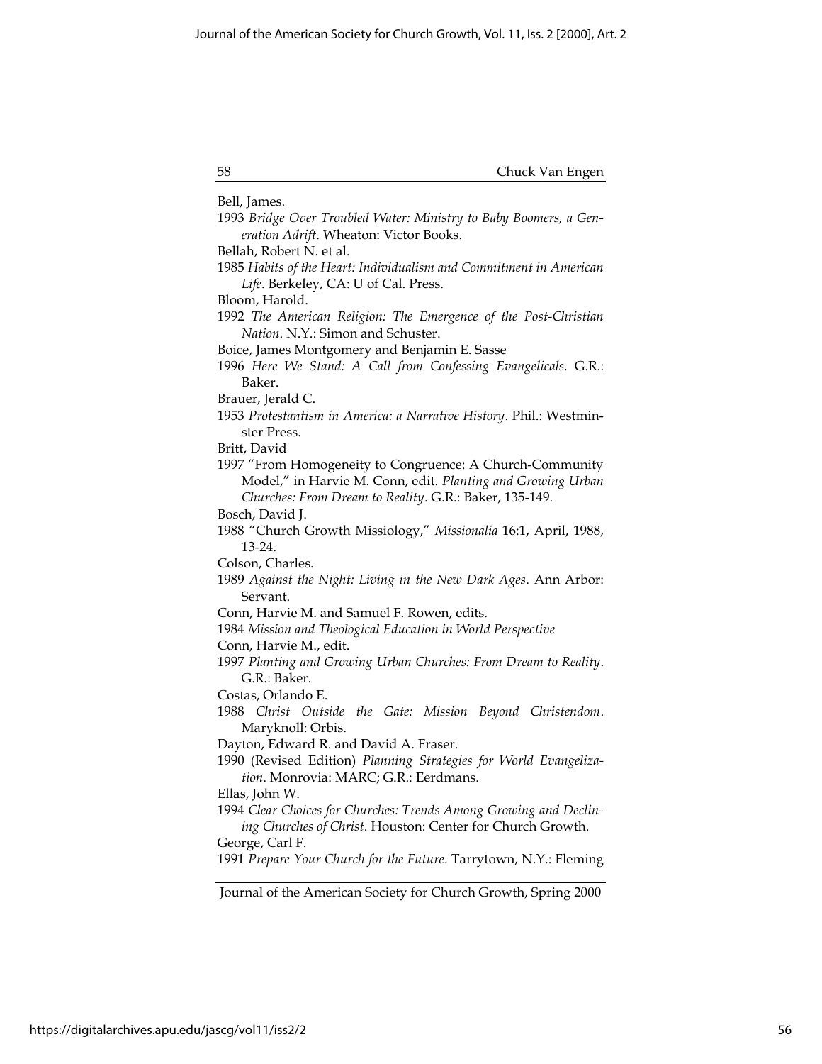Bell, James.

1993 *Bridge Over Troubled Water: Ministry to Baby Boomers, a Generation Adrift*. Wheaton: Victor Books.

Bellah, Robert N. et al.

1985 *Habits of the Heart: Individualism and Commitment in American Life*. Berkeley, CA: U of Cal. Press.

Bloom, Harold.

1992 *The American Religion: The Emergence of the Post-Christian Nation*. N.Y.: Simon and Schuster.

Boice, James Montgomery and Benjamin E. Sasse

1996 *Here We Stand: A Call from Confessing Evangelicals.* G.R.: Baker.

Brauer, Jerald C.

1953 *Protestantism in America: a Narrative History*. Phil.: Westminster Press.

Britt, David

1997 "From Homogeneity to Congruence: A Church-Community Model," in Harvie M. Conn, edit. *Planting and Growing Urban Churches: From Dream to Reality*. G.R.: Baker, 135-149.

Bosch, David J.

1988 "Church Growth Missiology," *Missionalia* 16:1, April, 1988, 13-24.

Colson, Charles.

1989 *Against the Night: Living in the New Dark Ages*. Ann Arbor: Servant.

Conn, Harvie M. and Samuel F. Rowen, edits.

1984 *Mission and Theological Education in World Perspective*

Conn, Harvie M., edit.

1997 *Planting and Growing Urban Churches: From Dream to Reality*. G.R.: Baker.

Costas, Orlando E.

1988 *Christ Outside the Gate: Mission Beyond Christendom*. Maryknoll: Orbis.

Dayton, Edward R. and David A. Fraser.

1990 (Revised Edition) *Planning Strategies for World Evangelization*. Monrovia: MARC; G.R.: Eerdmans.

Ellas, John W.

1994 *Clear Choices for Churches: Trends Among Growing and Declining Churches of Christ*. Houston: Center for Church Growth.

George, Carl F.

1991 *Prepare Your Church for the Future*. Tarrytown, N.Y.: Fleming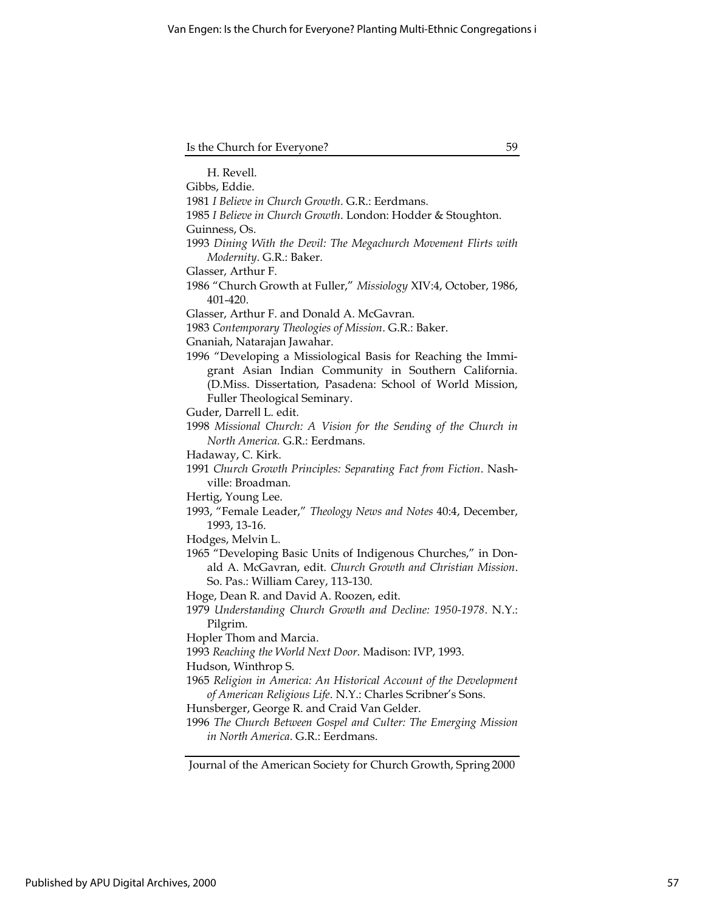H. Revell.

Gibbs, Eddie.

1981 *I Believe in Church Growth*. G.R.: Eerdmans.

1985 *I Believe in Church Growth*. London: Hodder & Stoughton.

Guinness, Os.

1993 *Dining With the Devil: The Megachurch Movement Flirts with Modernity*. G.R.: Baker.

Glasser, Arthur F.

1986 "Church Growth at Fuller," *Missiology* XIV:4, October, 1986, 401-420.

Glasser, Arthur F. and Donald A. McGavran.

1983 *Contemporary Theologies of Mission*. G.R.: Baker.

Gnaniah, Natarajan Jawahar.

1996 "Developing a Missiological Basis for Reaching the Immigrant Asian Indian Community in Southern California. (D.Miss. Dissertation, Pasadena: School of World Mission, Fuller Theological Seminary.

Guder, Darrell L. edit.

1998 *Missional Church: A Vision for the Sending of the Church in North America.* G.R.: Eerdmans.

Hadaway, C. Kirk.

1991 *Church Growth Principles: Separating Fact from Fiction*. Nashville: Broadman.

Hertig, Young Lee.

1993, "Female Leader," *Theology News and Notes* 40:4, December, 1993, 13-16.

Hodges, Melvin L.

1965 "Developing Basic Units of Indigenous Churches," in Donald A. McGavran, edit. *Church Growth and Christian Mission*. So. Pas.: William Carey, 113-130.

Hoge, Dean R. and David A. Roozen, edit.

1979 *Understanding Church Growth and Decline: 1950-1978*. N.Y.: Pilgrim.

Hopler Thom and Marcia.

1993 *Reaching the World Next Door*. Madison: IVP, 1993.

Hudson, Winthrop S.

1965 *Religion in America: An Historical Account of the Development of American Religious Life*. N.Y.: Charles Scribner's Sons.

Hunsberger, George R. and Craid Van Gelder.

1996 *The Church Between Gospel and Culter: The Emerging Mission in North America*. G.R.: Eerdmans.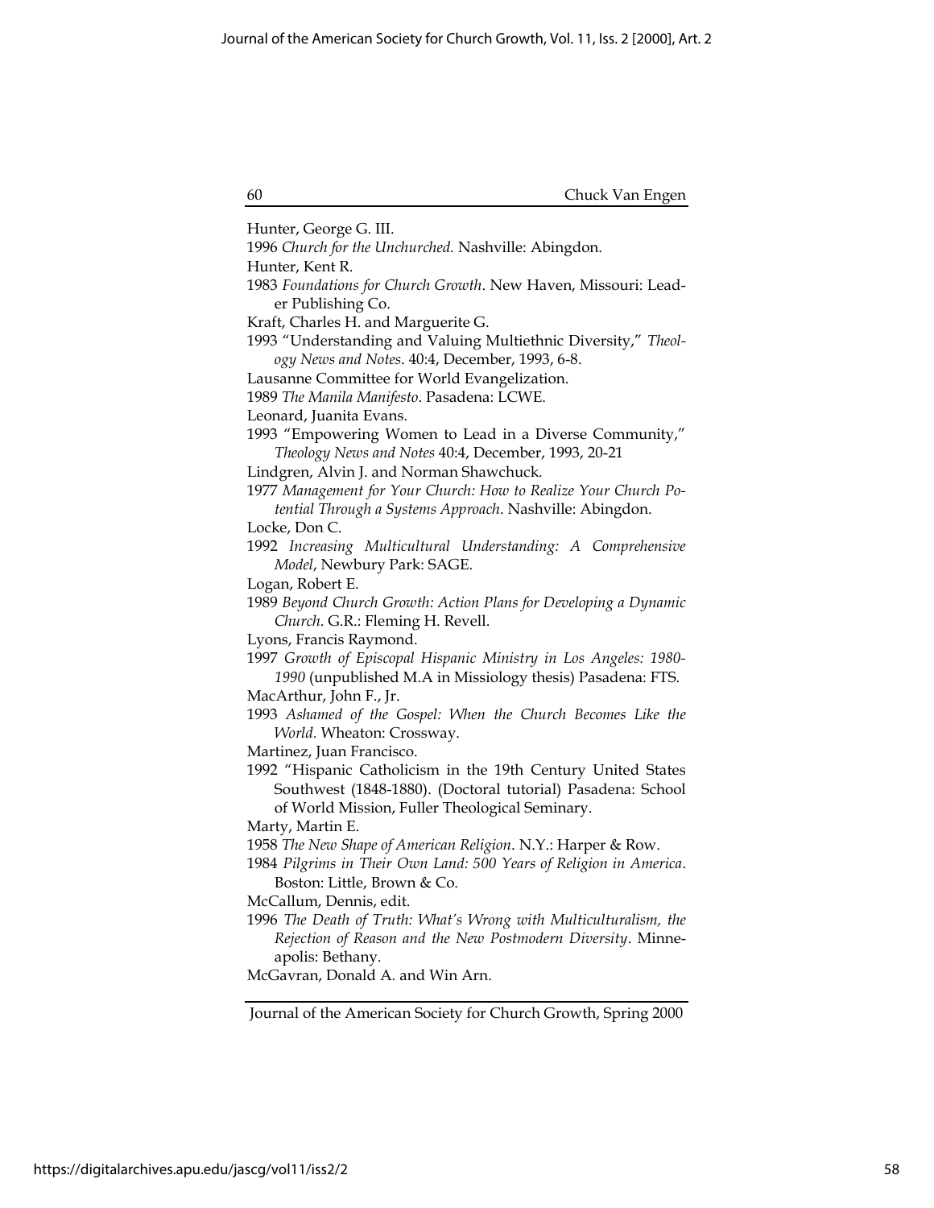Hunter, George G. III.

1996 *Church for the Unchurched.* Nashville: Abingdon.

Hunter, Kent R.

1983 *Foundations for Church Growth*. New Haven, Missouri: Leader Publishing Co.

Kraft, Charles H. and Marguerite G.

1993 "Understanding and Valuing Multiethnic Diversity," *Theology News and Notes*. 40:4, December, 1993, 6-8.

Lausanne Committee for World Evangelization.

1989 *The Manila Manifesto*. Pasadena: LCWE.

Leonard, Juanita Evans.

1993 "Empowering Women to Lead in a Diverse Community," *Theology News and Notes* 40:4, December, 1993, 20-21

Lindgren, Alvin J. and Norman Shawchuck.

1977 *Management for Your Church: How to Realize Your Church Potential Through a Systems Approach*. Nashville: Abingdon.

Locke, Don C.

1992 *Increasing Multicultural Understanding: A Comprehensive Model*, Newbury Park: SAGE.

Logan, Robert E.

1989 *Beyond Church Growth: Action Plans for Developing a Dynamic Church*. G.R.: Fleming H. Revell.

Lyons, Francis Raymond.

1997 *Growth of Episcopal Hispanic Ministry in Los Angeles: 1980-1990* (unpublished M.A in Missiology thesis) Pasadena: FTS.

MacArthur, John F., Jr.

1993 *Ashamed of the Gospel: When the Church Becomes Like the World*. Wheaton: Crossway.

Martinez, Juan Francisco.

1992 "Hispanic Catholicism in the 19th Century United States Southwest (1848-1880). (Doctoral tutorial) Pasadena: School of World Mission, Fuller Theological Seminary.

Marty, Martin E.

1958 *The New Shape of American Religion*. N.Y.: Harper & Row.

1984 *Pilgrims in Their Own Land: 500 Years of Religion in America*. Boston: Little, Brown & Co.

McCallum, Dennis, edit.

1996 *The Death of Truth: What's Wrong with Multiculturalism, the Rejection of Reason and the New Postmodern Diversity*. Minneapolis: Bethany.

McGavran, Donald A. and Win Arn.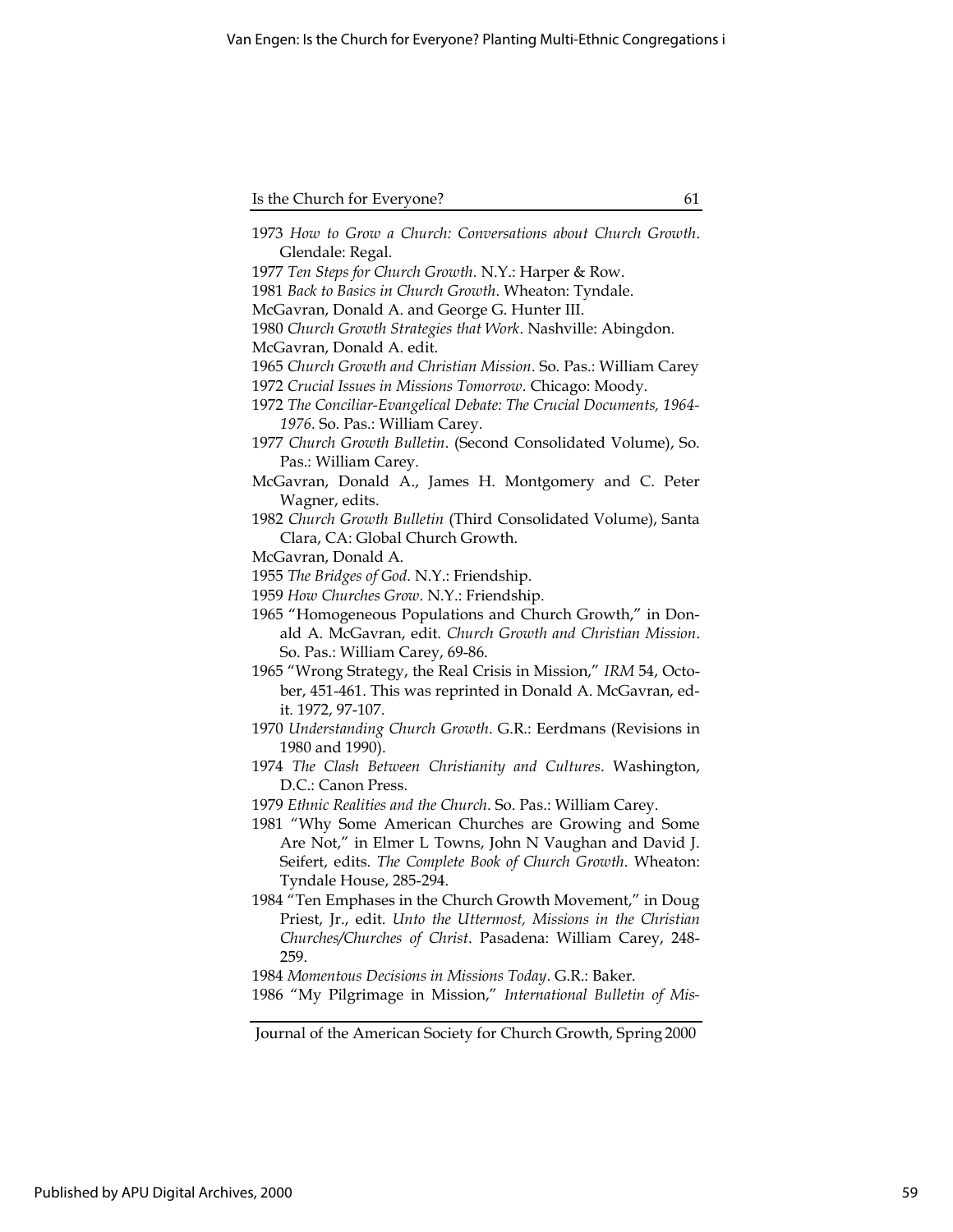1973 *How to Grow a Church: Conversations about Church Growth*. Glendale: Regal.

1977 *Ten Steps for Church Growth*. N.Y.: Harper & Row.

1981 *Back to Basics in Church Growth*. Wheaton: Tyndale.

McGavran, Donald A. and George G. Hunter III.

1980 *Church Growth Strategies that Work*. Nashville: Abingdon.

McGavran, Donald A. edit.

1965 *Church Growth and Christian Mission*. So. Pas.: William Carey

1972 *Crucial Issues in Missions Tomorrow*. Chicago: Moody.

1972 *The Conciliar-Evangelical Debate: The Crucial Documents, 1964-1976*. So. Pas.: William Carey.

1977 *Church Growth Bulletin*. (Second Consolidated Volume), So. Pas.: William Carey.

McGavran, Donald A., James H. Montgomery and C. Peter Wagner, edits.

1982 *Church Growth Bulletin* (Third Consolidated Volume), Santa Clara, CA: Global Church Growth.

McGavran, Donald A.

1955 *The Bridges of God*. N.Y.: Friendship.

1959 *How Churches Grow*. N.Y.: Friendship.

1965 "Homogeneous Populations and Church Growth," in Donald A. McGavran, edit. *Church Growth and Christian Mission*. So. Pas.: William Carey, 69-86.

1965 "Wrong Strategy, the Real Crisis in Mission," *IRM* 54, October, 451-461. This was reprinted in Donald A. McGavran, edit. 1972, 97-107.

1970 *Understanding Church Growth*. G.R.: Eerdmans (Revisions in 1980 and 1990).

1974 *The Clash Between Christianity and Cultures*. Washington, D.C.: Canon Press.

1979 *Ethnic Realities and the Church*. So. Pas.: William Carey.

1981 "Why Some American Churches are Growing and Some Are Not," in Elmer L Towns, John N Vaughan and David J. Seifert, edits. *The Complete Book of Church Growth*. Wheaton: Tyndale House, 285-294.

1984 "Ten Emphases in the Church Growth Movement," in Doug Priest, Jr., edit. *Unto the Uttermost, Missions in the Christian Churches/Churches of Christ*. Pasadena: William Carey, 248-259.

1984 *Momentous Decisions in Missions Today*. G.R.: Baker.

1986 "My Pilgrimage in Mission," *International Bulletin of Mis-*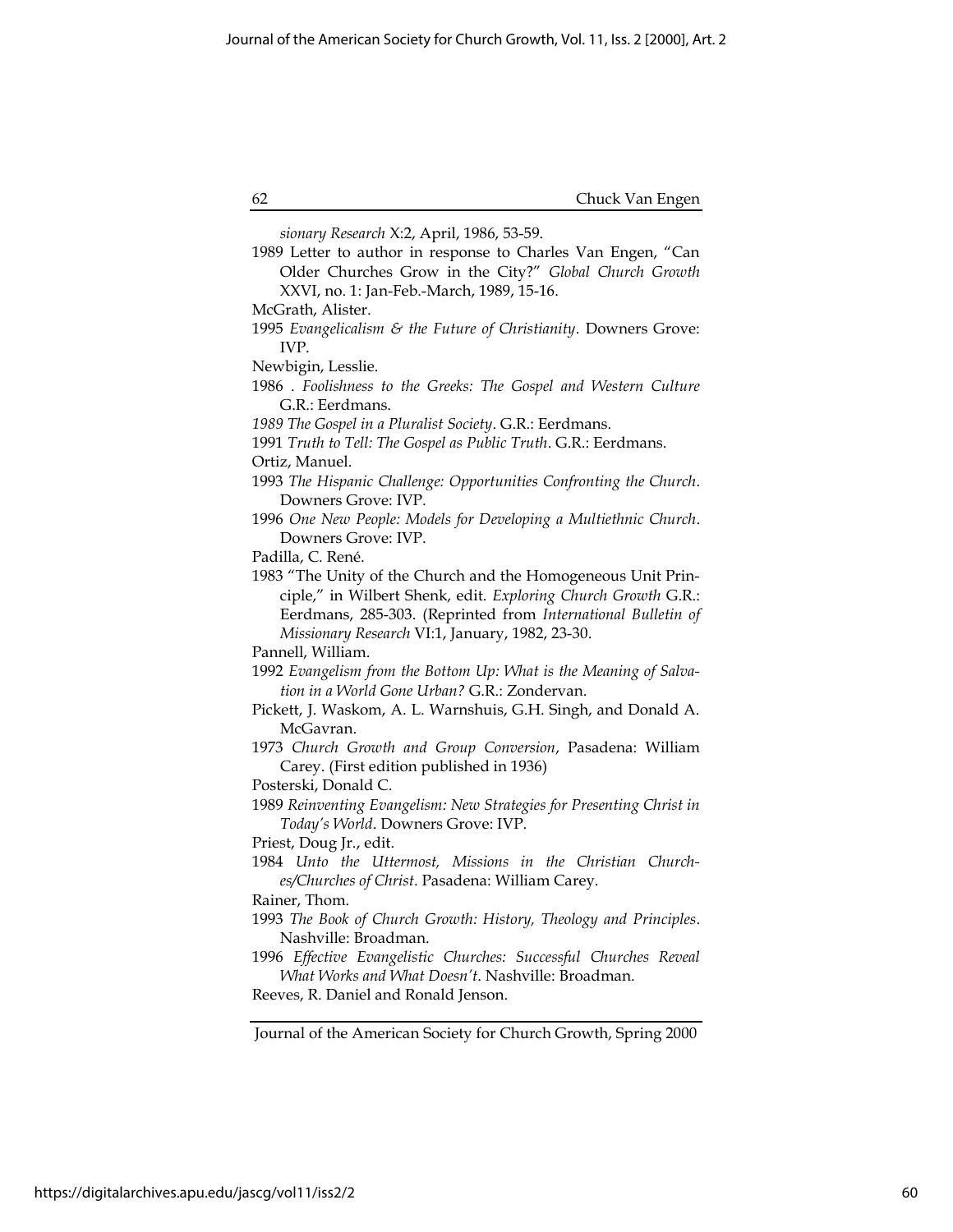*sionary Research* X:2, April, 1986, 53-59.

1989 Letter to author in response to Charles Van Engen, "Can Older Churches Grow in the City?" *Global Church Growth* XXVI, no. 1: Jan-Feb.-March, 1989, 15-16.

McGrath, Alister.

1995 *Evangelicalism & the Future of Christianity*. Downers Grove: IVP.

Newbigin, Lesslie.

1986 . *Foolishness to the Greeks: The Gospel and Western Culture* G.R.: Eerdmans.

*1989 The Gospel in a Pluralist Society*. G.R.: Eerdmans.

1991 *Truth to Tell: The Gospel as Public Truth*. G.R.: Eerdmans.

Ortiz, Manuel.

1993 *The Hispanic Challenge: Opportunities Confronting the Church*. Downers Grove: IVP.

1996 *One New People: Models for Developing a Multiethnic Church*. Downers Grove: IVP.

Padilla, C. René.

1983 "The Unity of the Church and the Homogeneous Unit Principle," in Wilbert Shenk, edit. *Exploring Church Growth* G.R.: Eerdmans, 285-303. (Reprinted from *International Bulletin of Missionary Research* VI:1, January, 1982, 23-30.

Pannell, William.

1992 *Evangelism from the Bottom Up: What is the Meaning of Salvation in a World Gone Urban?* G.R.: Zondervan.

Pickett, J. Waskom, A. L. Warnshuis, G.H. Singh, and Donald A. McGavran.

1973 *Church Growth and Group Conversion*, Pasadena: William Carey. (First edition published in 1936)

Posterski, Donald C.

1989 *Reinventing Evangelism: New Strategies for Presenting Christ in Today's World*. Downers Grove: IVP.

Priest, Doug Jr., edit.

1984 *Unto the Uttermost, Missions in the Christian Churches/Churches of Christ*. Pasadena: William Carey.

Rainer, Thom.

1993 *The Book of Church Growth: History, Theology and Principles*. Nashville: Broadman.

1996 *Effective Evangelistic Churches: Successful Churches Reveal What Works and What Doesn't*. Nashville: Broadman.

Reeves, R. Daniel and Ronald Jenson.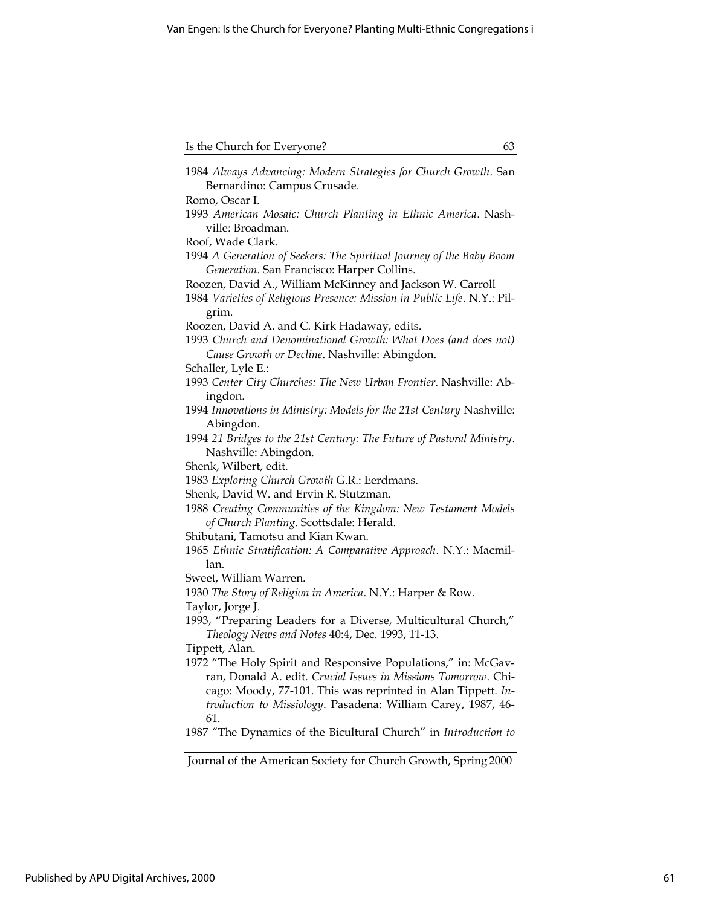1984 *Always Advancing: Modern Strategies for Church Growth*. San Bernardino: Campus Crusade.

Romo, Oscar I.

1993 *American Mosaic: Church Planting in Ethnic America*. Nashville: Broadman.

Roof, Wade Clark.

1994 *A Generation of Seekers: The Spiritual Journey of the Baby Boom Generation*. San Francisco: Harper Collins.

Roozen, David A., William McKinney and Jackson W. Carroll

1984 *Varieties of Religious Presence: Mission in Public Life*. N.Y.: Pilgrim.

Roozen, David A. and C. Kirk Hadaway, edits.

1993 *Church and Denominational Growth: What Does (and does not) Cause Growth or Decline*. Nashville: Abingdon.

Schaller, Lyle E.:

1993 *Center City Churches: The New Urban Frontier*. Nashville: Abingdon.

1994 *Innovations in Ministry: Models for the 21st Century* Nashville: Abingdon.

1994 *21 Bridges to the 21st Century: The Future of Pastoral Ministry*. Nashville: Abingdon.

Shenk, Wilbert, edit.

1983 *Exploring Church Growth* G.R.: Eerdmans.

Shenk, David W. and Ervin R. Stutzman.

1988 *Creating Communities of the Kingdom: New Testament Models of Church Planting*. Scottsdale: Herald.

Shibutani, Tamotsu and Kian Kwan.

1965 *Ethnic Stratification: A Comparative Approach*. N.Y.: Macmillan.

Sweet, William Warren.

1930 *The Story of Religion in America*. N.Y.: Harper & Row.

Taylor, Jorge J.

1993, "Preparing Leaders for a Diverse, Multicultural Church," *Theology News and Notes* 40:4, Dec. 1993, 11-13.

Tippett, Alan.

1972 "The Holy Spirit and Responsive Populations," in: McGavran, Donald A. edit. *Crucial Issues in Missions Tomorrow*. Chicago: Moody, 77-101. This was reprinted in Alan Tippett. *Introduction to Missiology*. Pasadena: William Carey, 1987, 46-61.

1987 "The Dynamics of the Bicultural Church" in *Introduction to*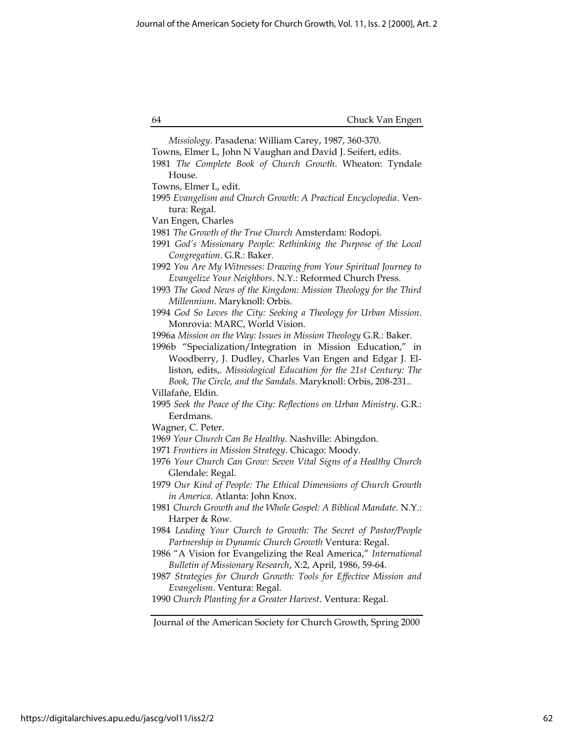*Missiology*. Pasadena: William Carey, 1987, 360-370.

Towns, Elmer L, John N Vaughan and David J. Seifert, edits.

1981 *The Complete Book of Church Growth*. Wheaton: Tyndale House.

Towns, Elmer L, edit.

1995 *Evangelism and Church Growth: A Practical Encyclopedia*. Ventura: Regal.

Van Engen, Charles

1981 *The Growth of the True Church* Amsterdam: Rodopi.

1991 *God's Missionary People: Rethinking the Purpose of the Local Congregation*. G.R.: Baker.

1992 *You Are My Witnesses: Drawing from Your Spiritual Journey to Evangelize Your Neighbors*. N.Y.: Reformed Church Press.

1993 *The Good News of the Kingdom: Mission Theology for the Third Millennium*. Maryknoll: Orbis.

1994 *God So Loves the City: Seeking a Theology for Urban Mission*. Monrovia: MARC, World Vision.

1996a *Mission on the Way: Issues in Mission Theology* G.R.: Baker.

1996b "Specialization/Integration in Mission Education," in Woodberry, J. Dudley, Charles Van Engen and Edgar J. Elliston, edits,. *Missiological Education for the 21st Century: The Book, The Circle, and the Sandals*. Maryknoll: Orbis, 208-231..

Villafañe, Eldin.

1995 *Seek the Peace of the City: Reflections on Urban Ministry*. G.R.: Eerdmans.

Wagner, C. Peter.

1969 *Your Church Can Be Healthy*. Nashville: Abingdon.

1971 *Frontiers in Mission Strategy*. Chicago: Moody.

1976 *Your Church Can Grow: Seven Vital Signs of a Healthy Church* Glendale: Regal.

1979 *Our Kind of People: The Ethical Dimensions of Church Growth in America*. Atlanta: John Knox.

1981 *Church Growth and the Whole Gospel: A Biblical Mandate*. N.Y.: Harper & Row.

1984 *Leading Your Church to Growth: The Secret of Pastor/People Partnership in Dynamic Church Growth* Ventura: Regal.

1986 "A Vision for Evangelizing the Real America," *International Bulletin of Missionary Research*, X:2, April, 1986, 59-64.

1987 *Strategies for Church Growth: Tools for Effective Mission and Evangelism*. Ventura: Regal.

1990 *Church Planting for a Greater Harvest*. Ventura: Regal.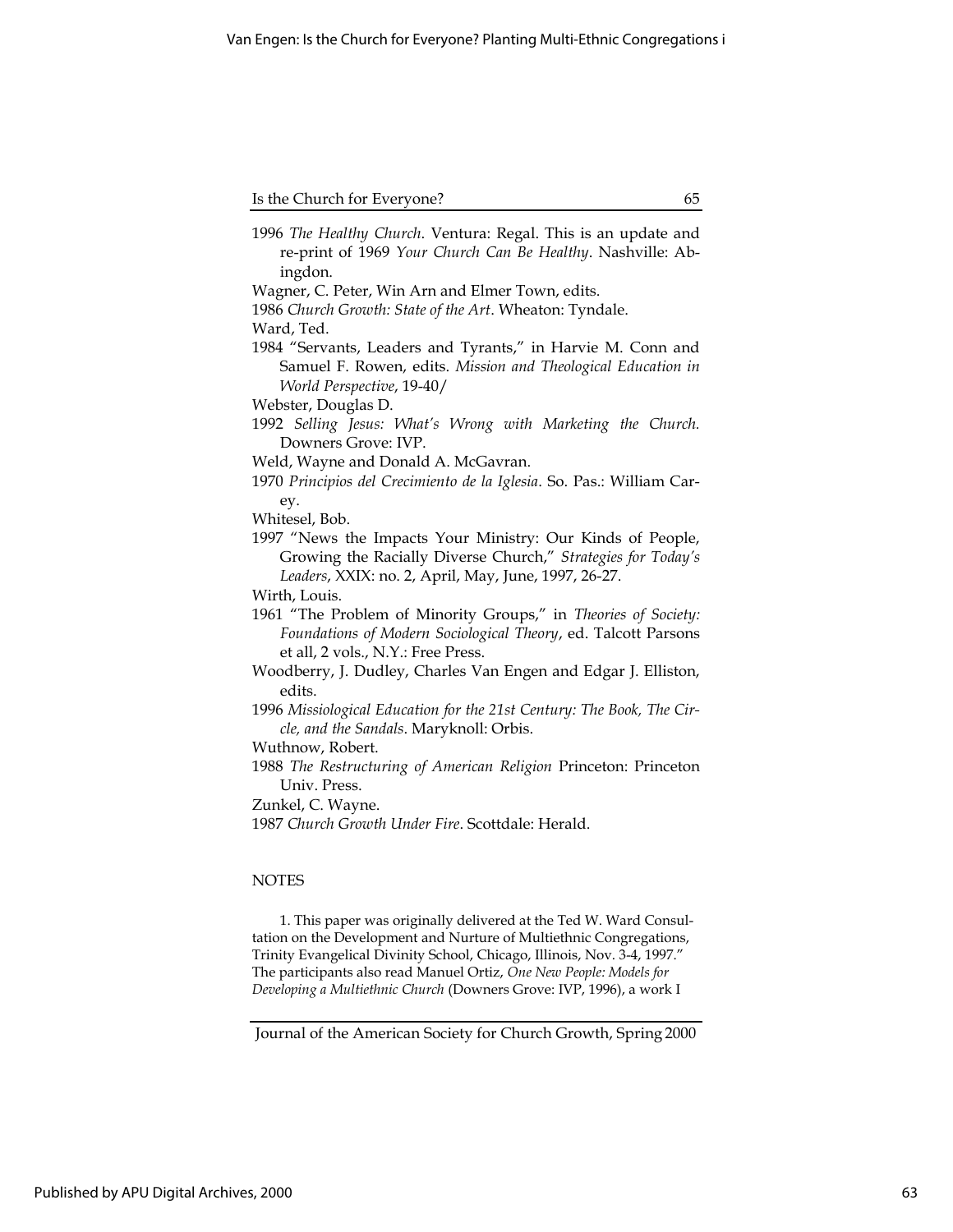1996 *The Healthy Church*. Ventura: Regal. This is an update and re-print of 1969 *Your Church Can Be Healthy*. Nashville: Abingdon.

Wagner, C. Peter, Win Arn and Elmer Town, edits.

1986 *Church Growth: State of the Art*. Wheaton: Tyndale.

Ward, Ted.

1984 "Servants, Leaders and Tyrants," in Harvie M. Conn and Samuel F. Rowen, edits. *Mission and Theological Education in World Perspective*, 19-40/

Webster, Douglas D.

1992 *Selling Jesus: What's Wrong with Marketing the Church*. Downers Grove: IVP.

Weld, Wayne and Donald A. McGavran.

1970 *Principios del Crecimiento de la Iglesia*. So. Pas.: William Carey.

Whitesel, Bob.

1997 "News the Impacts Your Ministry: Our Kinds of People, Growing the Racially Diverse Church," *Strategies for Today's Leaders*, XXIX: no. 2, April, May, June, 1997, 26-27.

Wirth, Louis.

1961 "The Problem of Minority Groups," in *Theories of Society: Foundations of Modern Sociological Theory*, ed. Talcott Parsons et all, 2 vols., N.Y.: Free Press.

Woodberry, J. Dudley, Charles Van Engen and Edgar J. Elliston, edits.

1996 *Missiological Education for the 21st Century: The Book, The Circle, and the Sandals*. Maryknoll: Orbis.

Wuthnow, Robert.

1988 *The Restructuring of American Religion* Princeton: Princeton Univ. Press.

Zunkel, C. Wayne.

1987 *Church Growth Under Fire*. Scottdale: Herald.

## NOTES

1. This paper was originally delivered at the Ted W. Ward Consultation on the Development and Nurture of Multiethnic Congregations, Trinity Evangelical Divinity School, Chicago, Illinois, Nov. 3-4, 1997." The participants also read Manuel Ortiz, *One New People: Models for Developing a Multiethnic Church* (Downers Grove: IVP, 1996), a work I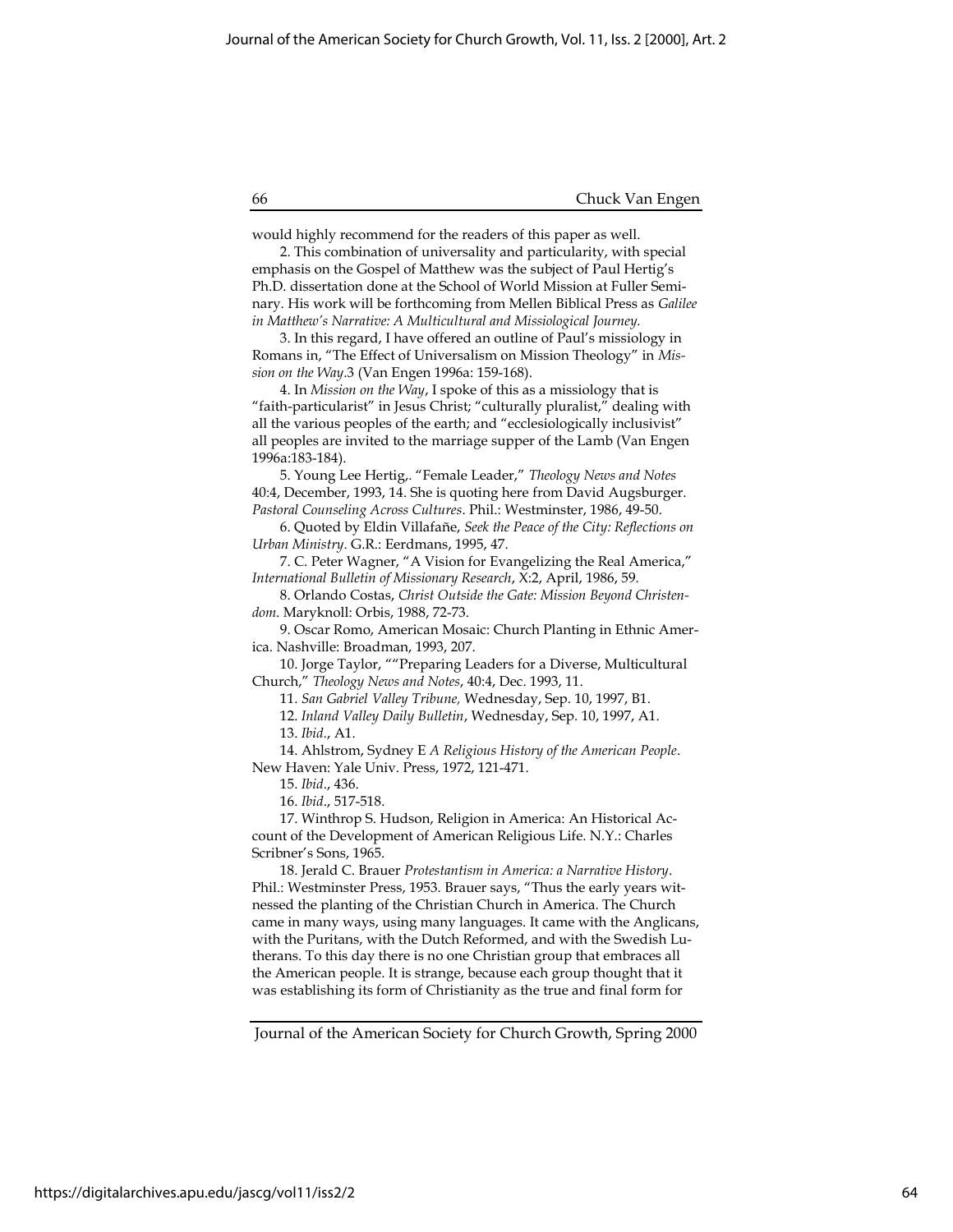would highly recommend for the readers of this paper as well.

2. This combination of universality and particularity, with special emphasis on the Gospel of Matthew was the subject of Paul Hertig's Ph.D. dissertation done at the School of World Mission at Fuller Seminary. His work will be forthcoming from Mellen Biblical Press as *Galilee in Matthew's Narrative: A Multicultural and Missiological Journey*.

3. In this regard, I have offered an outline of Paul's missiology in Romans in, "The Effect of Universalism on Mission Theology" in *Mission on the Way*.3 (Van Engen 1996a: 159-168).

4. In *Mission on the Way*, I spoke of this as a missiology that is "faith-particularist" in Jesus Christ; "culturally pluralist," dealing with all the various peoples of the earth; and "ecclesiologically inclusivist" all peoples are invited to the marriage supper of the Lamb (Van Engen 1996a:183-184).

5. Young Lee Hertig,. "Female Leader," *Theology News and Notes* 40:4, December, 1993, 14. She is quoting here from David Augsburger. *Pastoral Counseling Across Cultures*. Phil.: Westminster, 1986, 49-50.

6. Quoted by Eldin Villafañe, *Seek the Peace of the City: Reflections on Urban Ministry*. G.R.: Eerdmans, 1995, 47.

7. C. Peter Wagner, "A Vision for Evangelizing the Real America," *International Bulletin of Missionary Research*, X:2, April, 1986, 59.

8. Orlando Costas, *Christ Outside the Gate: Mission Beyond Christendom*. Maryknoll: Orbis, 1988, 72-73.

9. Oscar Romo, American Mosaic: Church Planting in Ethnic America. Nashville: Broadman, 1993, 207.

10. Jorge Taylor, ""Preparing Leaders for a Diverse, Multicultural Church," *Theology News and Notes*, 40:4, Dec. 1993, 11.

11. *San Gabriel Valley Tribune,* Wednesday, Sep. 10, 1997, B1.

12. *Inland Valley Daily Bulletin*, Wednesday, Sep. 10, 1997, A1.

13. *Ibid*., A1.

14. Ahlstrom, Sydney E *A Religious History of the American People*. New Haven: Yale Univ. Press, 1972, 121-471.

15. *Ibid*., 436.

16. *Ibid*., 517-518.

17. Winthrop S. Hudson, Religion in America: An Historical Account of the Development of American Religious Life. N.Y.: Charles Scribner's Sons, 1965.

18. Jerald C. Brauer *Protestantism in America: a Narrative History*. Phil.: Westminster Press, 1953. Brauer says, "Thus the early years witnessed the planting of the Christian Church in America. The Church came in many ways, using many languages. It came with the Anglicans, with the Puritans, with the Dutch Reformed, and with the Swedish Lutherans. To this day there is no one Christian group that embraces all the American people. It is strange, because each group thought that it was establishing its form of Christianity as the true and final form for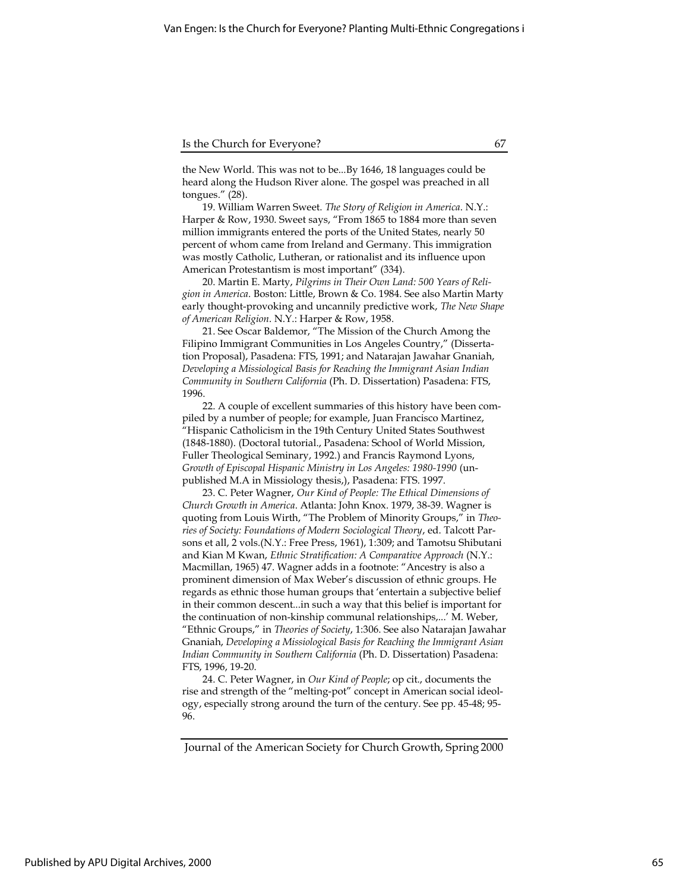the New World. This was not to be...By 1646, 18 languages could be heard along the Hudson River alone. The gospel was preached in all tongues." (28).

19. William Warren Sweet. *The Story of Religion in America*. N.Y.: Harper & Row, 1930. Sweet says, "From 1865 to 1884 more than seven million immigrants entered the ports of the United States, nearly 50 percent of whom came from Ireland and Germany. This immigration was mostly Catholic, Lutheran, or rationalist and its influence upon American Protestantism is most important" (334).

20. Martin E. Marty, *Pilgrims in Their Own Land: 500 Years of Religion in America*. Boston: Little, Brown & Co. 1984. See also Martin Marty early thought-provoking and uncannily predictive work, *The New Shape of American Religion*. N.Y.: Harper & Row, 1958.

21. See Oscar Baldemor, "The Mission of the Church Among the Filipino Immigrant Communities in Los Angeles Country," (Dissertation Proposal), Pasadena: FTS, 1991; and Natarajan Jawahar Gnaniah, *Developing a Missiological Basis for Reaching the Immigrant Asian Indian Community in Southern California* (Ph. D. Dissertation) Pasadena: FTS, 1996.

22. A couple of excellent summaries of this history have been compiled by a number of people; for example, Juan Francisco Martinez, "Hispanic Catholicism in the 19th Century United States Southwest (1848-1880). (Doctoral tutorial., Pasadena: School of World Mission, Fuller Theological Seminary, 1992.) and Francis Raymond Lyons, *Growth of Episcopal Hispanic Ministry in Los Angeles: 1980-1990* (unpublished M.A in Missiology thesis,), Pasadena: FTS. 1997.

23. C. Peter Wagner, *Our Kind of People: The Ethical Dimensions of Church Growth in America*. Atlanta: John Knox. 1979, 38-39. Wagner is quoting from Louis Wirth, "The Problem of Minority Groups," in *Theories of Society: Foundations of Modern Sociological Theory*, ed. Talcott Parsons et all, 2 vols.(N.Y.: Free Press, 1961), 1:309; and Tamotsu Shibutani and Kian M Kwan, *Ethnic Stratification: A Comparative Approach* (N.Y.: Macmillan, 1965) 47. Wagner adds in a footnote: "Ancestry is also a prominent dimension of Max Weber's discussion of ethnic groups. He regards as ethnic those human groups that 'entertain a subjective belief in their common descent...in such a way that this belief is important for the continuation of non-kinship communal relationships,...' M. Weber, "Ethnic Groups," in *Theories of Society*, 1:306. See also Natarajan Jawahar Gnaniah, *Developing a Missiological Basis for Reaching the Immigrant Asian Indian Community in Southern California* (Ph. D. Dissertation) Pasadena: FTS, 1996, 19-20.

24. C. Peter Wagner, in *Our Kind of People*; op cit., documents the rise and strength of the "melting-pot" concept in American social ideology, especially strong around the turn of the century. See pp. 45-48; 95-96.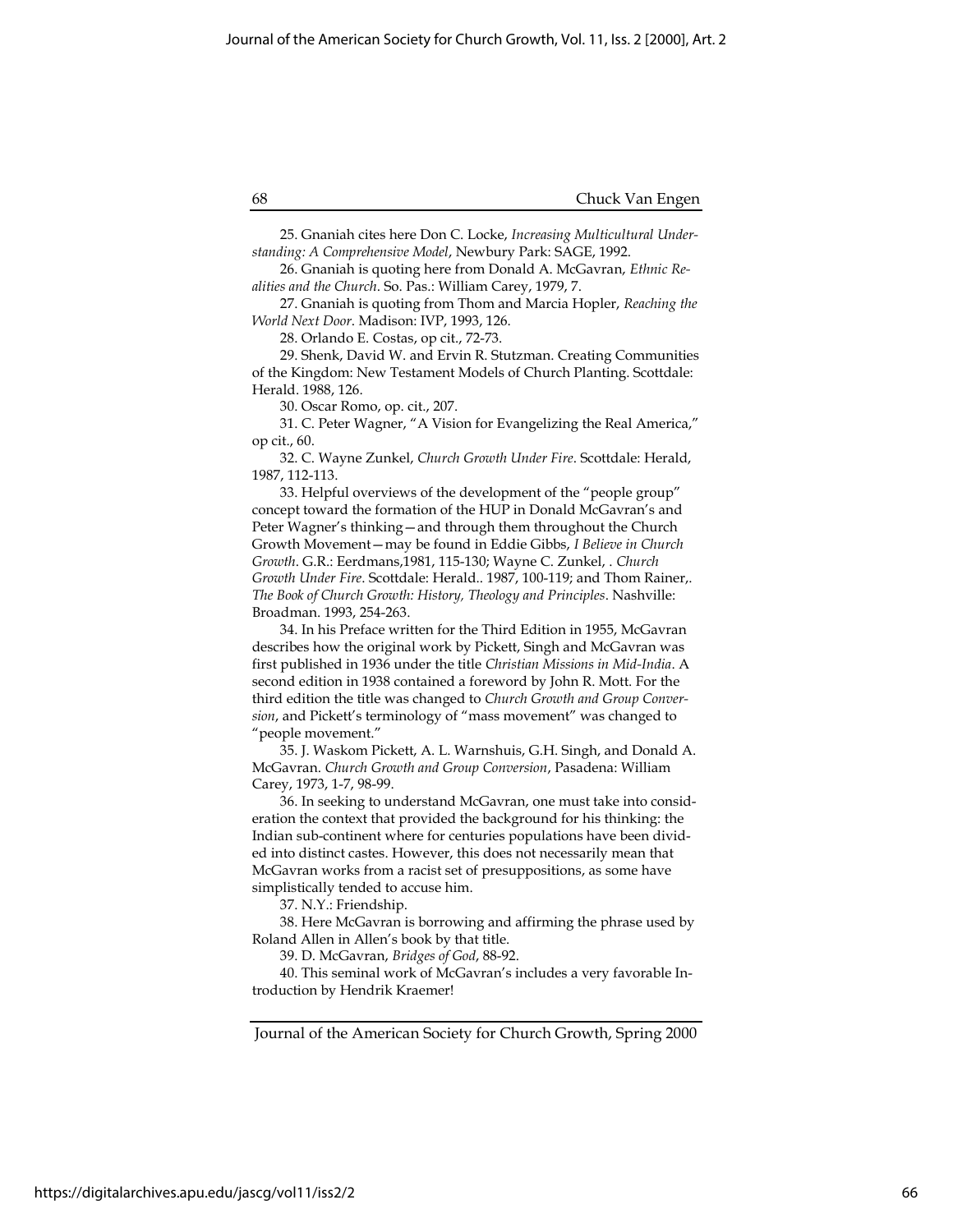25. Gnaniah cites here Don C. Locke, *Increasing Multicultural Understanding: A Comprehensive Model*, Newbury Park: SAGE, 1992.

26. Gnaniah is quoting here from Donald A. McGavran, *Ethnic Realities and the Church*. So. Pas.: William Carey, 1979, 7.

27. Gnaniah is quoting from Thom and Marcia Hopler, *Reaching the World Next Door*. Madison: IVP, 1993, 126.

28. Orlando E. Costas, op cit., 72-73.

29. Shenk, David W. and Ervin R. Stutzman. Creating Communities of the Kingdom: New Testament Models of Church Planting. Scottdale: Herald. 1988, 126.

30. Oscar Romo, op. cit., 207.

31. C. Peter Wagner, "A Vision for Evangelizing the Real America," op cit., 60.

32. C. Wayne Zunkel, *Church Growth Under Fire*. Scottdale: Herald, 1987, 112-113.

33. Helpful overviews of the development of the "people group" concept toward the formation of the HUP in Donald McGavran's and Peter Wagner's thinking—and through them throughout the Church Growth Movement—may be found in Eddie Gibbs, *I Believe in Church Growth*. G.R.: Eerdmans,1981, 115-130; Wayne C. Zunkel, . *Church Growth Under Fire*. Scottdale: Herald.. 1987, 100-119; and Thom Rainer,. *The Book of Church Growth: History, Theology and Principles*. Nashville: Broadman. 1993, 254-263.

34. In his Preface written for the Third Edition in 1955, McGavran describes how the original work by Pickett, Singh and McGavran was first published in 1936 under the title *Christian Missions in Mid-India*. A second edition in 1938 contained a foreword by John R. Mott. For the third edition the title was changed to *Church Growth and Group Conversion*, and Pickett's terminology of "mass movement" was changed to "people movement."

35. J. Waskom Pickett, A. L. Warnshuis, G.H. Singh, and Donald A. McGavran. *Church Growth and Group Conversion*, Pasadena: William Carey, 1973, 1-7, 98-99.

36. In seeking to understand McGavran, one must take into consideration the context that provided the background for his thinking: the Indian sub-continent where for centuries populations have been divided into distinct castes. However, this does not necessarily mean that McGavran works from a racist set of presuppositions, as some have simplistically tended to accuse him.

37. N.Y.: Friendship.

38. Here McGavran is borrowing and affirming the phrase used by Roland Allen in Allen's book by that title.

39. D. McGavran, *Bridges of God*, 88-92.

40. This seminal work of McGavran's includes a very favorable Introduction by Hendrik Kraemer!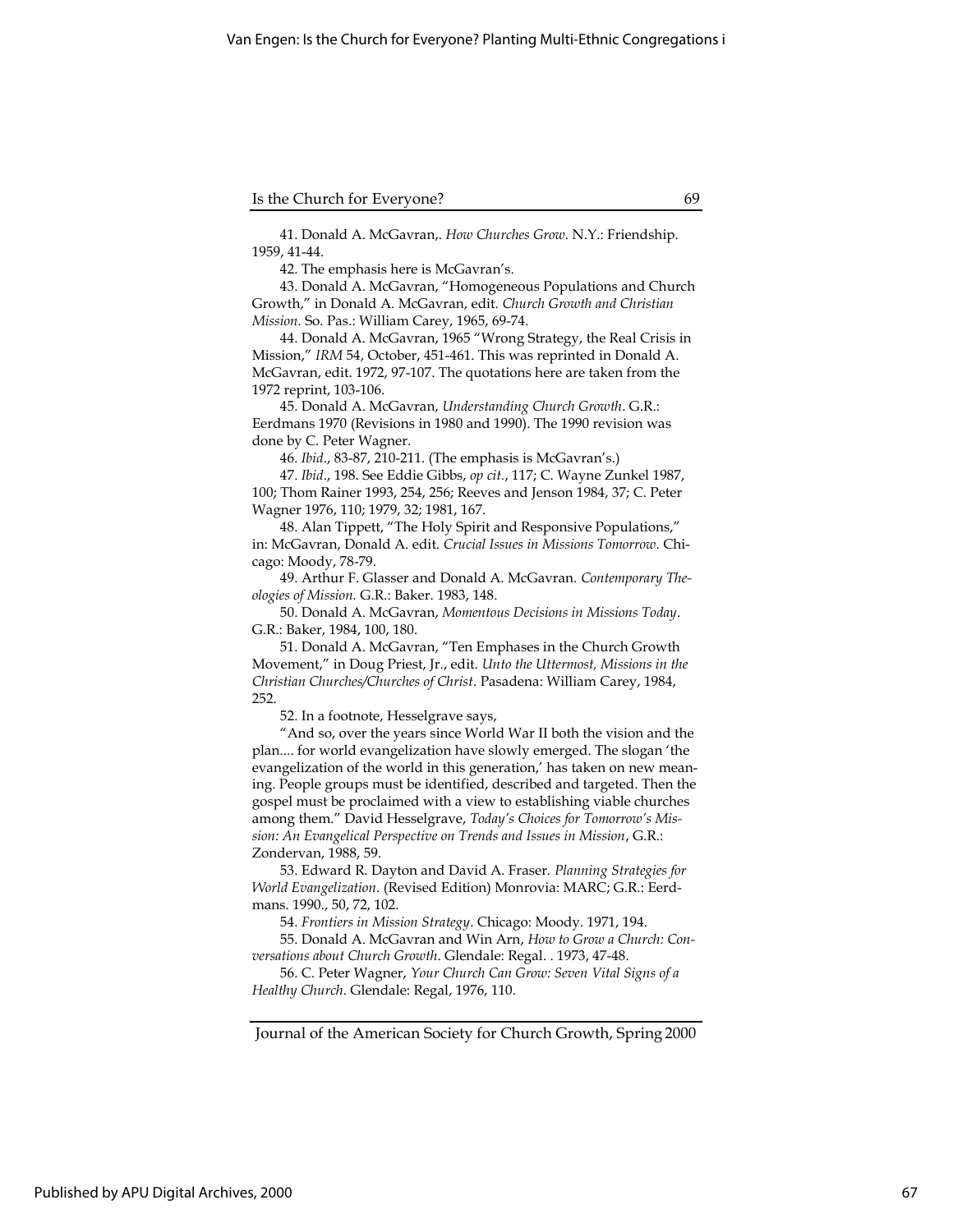41. Donald A. McGavran,. *How Churches Grow*. N.Y.: Friendship. 1959, 41-44.

42. The emphasis here is McGavran's.

43. Donald A. McGavran, "Homogeneous Populations and Church Growth," in Donald A. McGavran, edit. *Church Growth and Christian Mission.* So. Pas.: William Carey, 1965, 69-74.

44. Donald A. McGavran, 1965 "Wrong Strategy, the Real Crisis in Mission," *IRM* 54, October, 451-461. This was reprinted in Donald A. McGavran, edit. 1972, 97-107. The quotations here are taken from the 1972 reprint, 103-106.

45. Donald A. McGavran, *Understanding Church Growth*. G.R.: Eerdmans 1970 (Revisions in 1980 and 1990). The 1990 revision was done by C. Peter Wagner.

46. *Ibid*., 83-87, 210-211. (The emphasis is McGavran's.)

47. *Ibid*., 198. See Eddie Gibbs, *op cit.*, 117; C. Wayne Zunkel 1987, 100; Thom Rainer 1993, 254, 256; Reeves and Jenson 1984, 37; C. Peter Wagner 1976, 110; 1979, 32; 1981, 167.

48. Alan Tippett, "The Holy Spirit and Responsive Populations," in: McGavran, Donald A. edit. *Crucial Issues in Missions Tomorrow*. Chicago: Moody, 78-79.

49. Arthur F. Glasser and Donald A. McGavran. *Contemporary Theologies of Mission.* G.R.: Baker. 1983, 148.

50. Donald A. McGavran, *Momentous Decisions in Missions Today*. G.R.: Baker, 1984, 100, 180.

51. Donald A. McGavran, "Ten Emphases in the Church Growth Movement," in Doug Priest, Jr., edit. *Unto the Uttermost, Missions in the Christian Churches/Churches of Christ*. Pasadena: William Carey, 1984, 252.

52. In a footnote, Hesselgrave says,

"And so, over the years since World War II both the vision and the plan.... for world evangelization have slowly emerged. The slogan 'the evangelization of the world in this generation,' has taken on new meaning. People groups must be identified, described and targeted. Then the gospel must be proclaimed with a view to establishing viable churches among them." David Hesselgrave, *Today's Choices for Tomorrow's Mission: An Evangelical Perspective on Trends and Issues in Mission*, G.R.: Zondervan, 1988, 59.

53. Edward R. Dayton and David A. Fraser. *Planning Strategies for World Evangelization*. (Revised Edition) Monrovia: MARC; G.R.: Eerdmans. 1990., 50, 72, 102.

54. *Frontiers in Mission Strategy*. Chicago: Moody. 1971, 194.

55. Donald A. McGavran and Win Arn, *How to Grow a Church: Conversations about Church Growth*. Glendale: Regal. . 1973, 47-48.

56. C. Peter Wagner, *Your Church Can Grow: Seven Vital Signs of a Healthy Church*. Glendale: Regal, 1976, 110.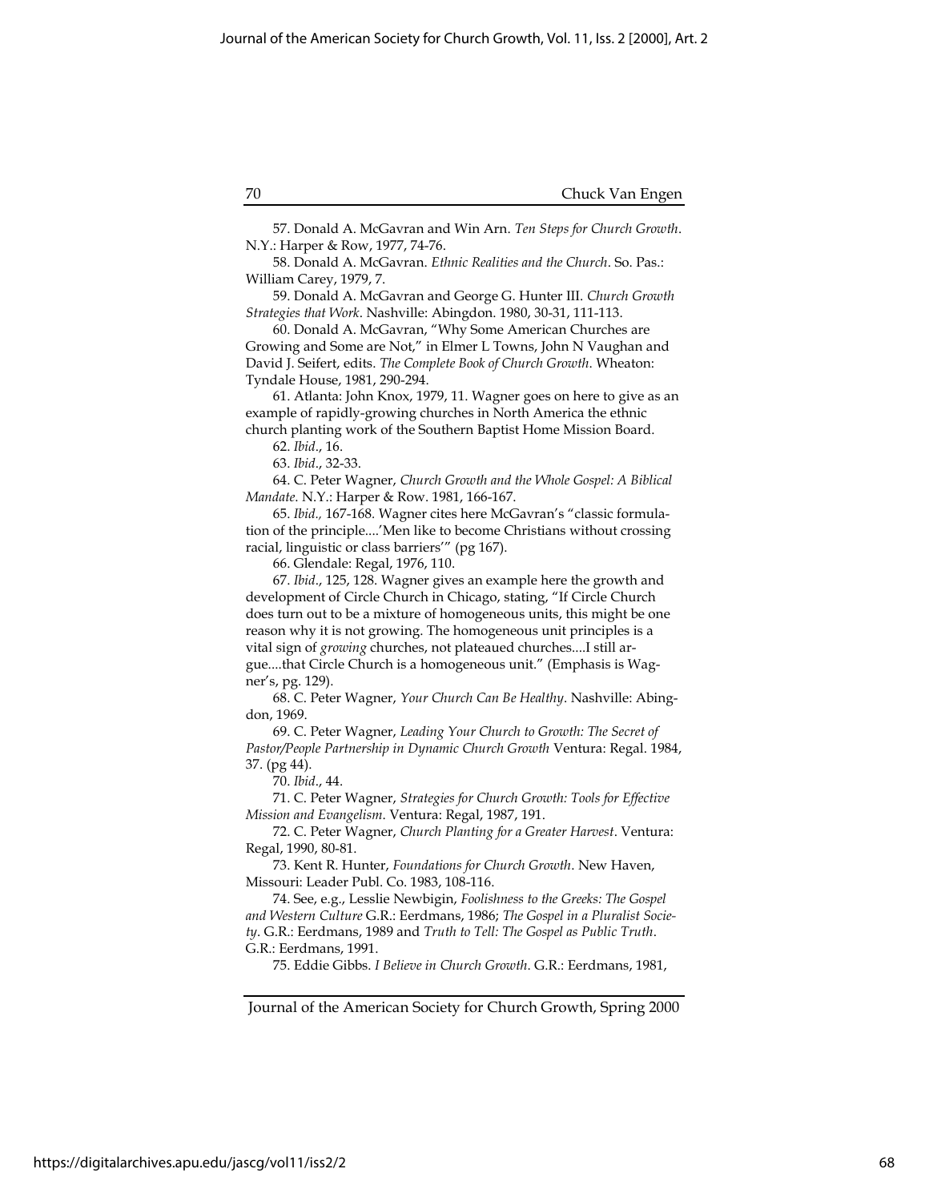57. Donald A. McGavran and Win Arn. *Ten Steps for Church Growth*. N.Y.: Harper & Row, 1977, 74-76.

58. Donald A. McGavran. *Ethnic Realities and the Church*. So. Pas.: William Carey, 1979, 7.

59. Donald A. McGavran and George G. Hunter III. *Church Growth Strategies that Work*. Nashville: Abingdon. 1980, 30-31, 111-113.

60. Donald A. McGavran, "Why Some American Churches are Growing and Some are Not," in Elmer L Towns, John N Vaughan and David J. Seifert, edits. *The Complete Book of Church Growth*. Wheaton: Tyndale House, 1981, 290-294.

61. Atlanta: John Knox, 1979, 11. Wagner goes on here to give as an example of rapidly-growing churches in North America the ethnic church planting work of the Southern Baptist Home Mission Board.

62. *Ibid*., 16.

63. *Ibid*., 32-33.

64. C. Peter Wagner, *Church Growth and the Whole Gospel: A Biblical Mandate*. N.Y.: Harper & Row. 1981, 166-167.

65. *Ibid.,* 167-168. Wagner cites here McGavran's "classic formulation of the principle....'Men like to become Christians without crossing racial, linguistic or class barriers'" (pg 167).

66. Glendale: Regal, 1976, 110.

67. *Ibid*., 125, 128. Wagner gives an example here the growth and development of Circle Church in Chicago, stating, "If Circle Church does turn out to be a mixture of homogeneous units, this might be one reason why it is not growing. The homogeneous unit principles is a vital sign of *growing* churches, not plateaued churches....I still argue....that Circle Church is a homogeneous unit." (Emphasis is Wagner's, pg. 129).

68. C. Peter Wagner, *Your Church Can Be Healthy*. Nashville: Abingdon, 1969.

69. C. Peter Wagner, *Leading Your Church to Growth: The Secret of Pastor/People Partnership in Dynamic Church Growth* Ventura: Regal. 1984, 37. (pg 44).

70. *Ibid*., 44.

71. C. Peter Wagner, *Strategies for Church Growth: Tools for Effective Mission and Evangelism*. Ventura: Regal, 1987, 191.

72. C. Peter Wagner, *Church Planting for a Greater Harvest*. Ventura: Regal, 1990, 80-81.

73. Kent R. Hunter, *Foundations for Church Growth*. New Haven, Missouri: Leader Publ. Co. 1983, 108-116.

74. See, e.g., Lesslie Newbigin, *Foolishness to the Greeks: The Gospel and Western Culture* G.R.: Eerdmans, 1986; *The Gospel in a Pluralist Society*. G.R.: Eerdmans, 1989 and *Truth to Tell: The Gospel as Public Truth*. G.R.: Eerdmans, 1991.

75. Eddie Gibbs. *I Believe in Church Growth*. G.R.: Eerdmans, 1981,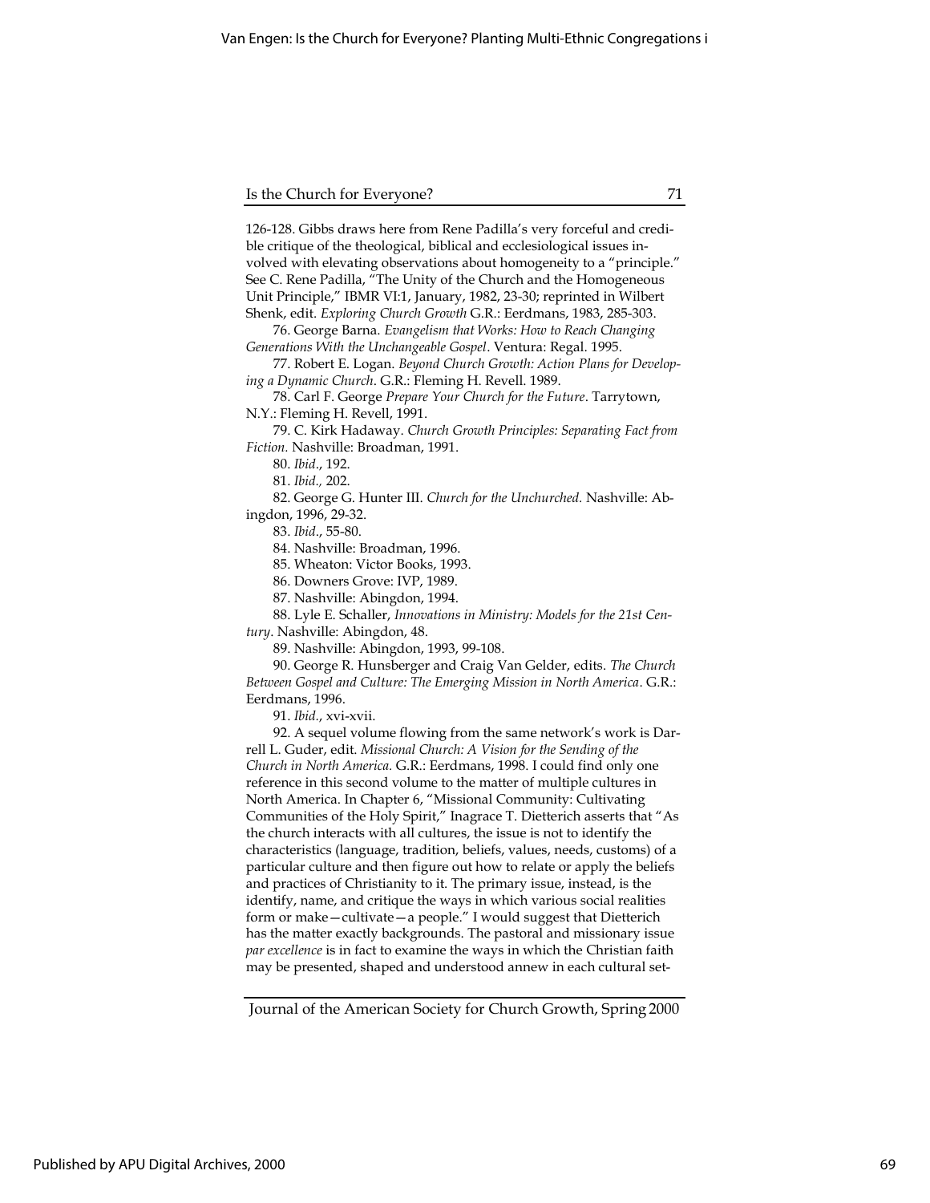126-128. Gibbs draws here from Rene Padilla's very forceful and credible critique of the theological, biblical and ecclesiological issues involved with elevating observations about homogeneity to a "principle." See C. Rene Padilla, "The Unity of the Church and the Homogeneous Unit Principle," IBMR VI:1, January, 1982, 23-30; reprinted in Wilbert Shenk, edit. *Exploring Church Growth* G.R.: Eerdmans, 1983, 285-303.

76. George Barna. *Evangelism that Works: How to Reach Changing Generations With the Unchangeable Gospel*. Ventura: Regal. 1995.

77. Robert E. Logan. *Beyond Church Growth: Action Plans for Developing a Dynamic Church*. G.R.: Fleming H. Revell. 1989.

78. Carl F. George *Prepare Your Church for the Future*. Tarrytown, N.Y.: Fleming H. Revell, 1991.

79. C. Kirk Hadaway. *Church Growth Principles: Separating Fact from Fiction.* Nashville: Broadman, 1991.

80. *Ibid*., 192.

81. *Ibid.,* 202.

82. George G. Hunter III. *Church for the Unchurched*. Nashville: Abingdon, 1996, 29-32.

83. *Ibid*., 55-80.

84. Nashville: Broadman, 1996.

85. Wheaton: Victor Books, 1993.

86. Downers Grove: IVP, 1989.

87. Nashville: Abingdon, 1994.

88. Lyle E. Schaller, *Innovations in Ministry: Models for the 21st Century*. Nashville: Abingdon, 48.

89. Nashville: Abingdon, 1993, 99-108.

90. George R. Hunsberger and Craig Van Gelder, edits. *The Church Between Gospel and Culture: The Emerging Mission in North America*. G.R.: Eerdmans, 1996.

91. *Ibid*., xvi-xvii.

92. A sequel volume flowing from the same network's work is Darrell L. Guder, edit. *Missional Church: A Vision for the Sending of the Church in North America.* G.R.: Eerdmans, 1998. I could find only one reference in this second volume to the matter of multiple cultures in North America. In Chapter 6, "Missional Community: Cultivating Communities of the Holy Spirit," Inagrace T. Dietterich asserts that "As the church interacts with all cultures, the issue is not to identify the characteristics (language, tradition, beliefs, values, needs, customs) of a particular culture and then figure out how to relate or apply the beliefs and practices of Christianity to it. The primary issue, instead, is the identify, name, and critique the ways in which various social realities form or make—cultivate—a people." I would suggest that Dietterich has the matter exactly backgrounds. The pastoral and missionary issue *par excellence* is in fact to examine the ways in which the Christian faith may be presented, shaped and understood annew in each cultural set-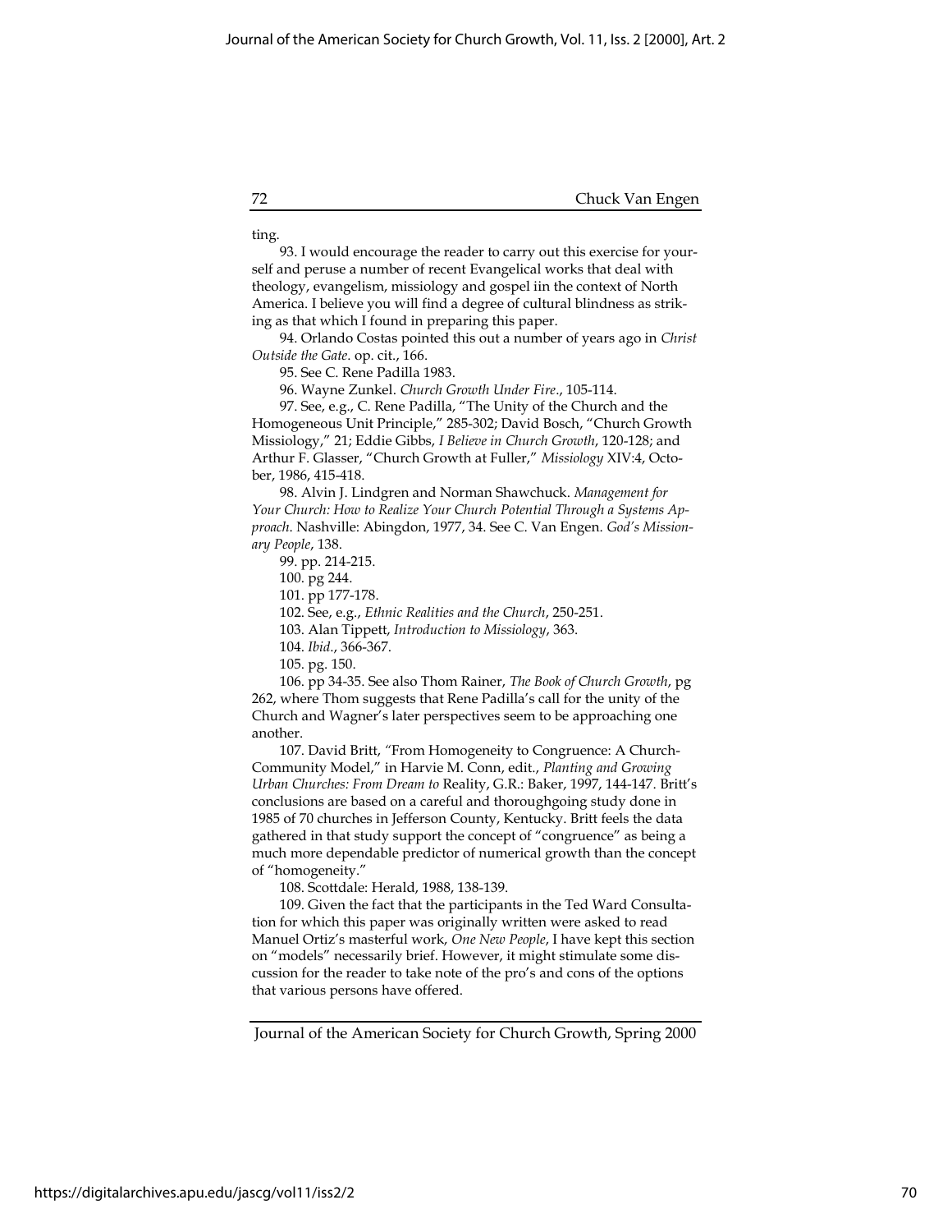ting.

93. I would encourage the reader to carry out this exercise for yourself and peruse a number of recent Evangelical works that deal with theology, evangelism, missiology and gospel iin the context of North America. I believe you will find a degree of cultural blindness as striking as that which I found in preparing this paper.

94. Orlando Costas pointed this out a number of years ago in *Christ Outside the Gate*. op. cit., 166.

95. See C. Rene Padilla 1983.

96. Wayne Zunkel. *Church Growth Under Fire*., 105-114.

97. See, e.g., C. Rene Padilla, "The Unity of the Church and the Homogeneous Unit Principle," 285-302; David Bosch, "Church Growth Missiology," 21; Eddie Gibbs, *I Believe in Church Growth*, 120-128; and Arthur F. Glasser, "Church Growth at Fuller," *Missiology* XIV:4, October, 1986, 415-418.

98. Alvin J. Lindgren and Norman Shawchuck. *Management for Your Church: How to Realize Your Church Potential Through a Systems Approach*. Nashville: Abingdon, 1977, 34. See C. Van Engen. *God's Missionary People*, 138.

99. pp. 214-215.

100. pg 244.

101. pp 177-178.

102. See, e.g., *Ethnic Realities and the Church*, 250-251.

103. Alan Tippett, *Introduction to Missiology*, 363.

104. *Ibid.*, 366-367.

105. pg. 150.

106. pp 34-35. See also Thom Rainer, *The Book of Church Growth*, pg 262, where Thom suggests that Rene Padilla's call for the unity of the Church and Wagner's later perspectives seem to be approaching one another.

107. David Britt, "From Homogeneity to Congruence: A Church-Community Model," in Harvie M. Conn, edit., *Planting and Growing Urban Churches: From Dream to* Reality, G.R.: Baker, 1997, 144-147. Britt's conclusions are based on a careful and thoroughgoing study done in 1985 of 70 churches in Jefferson County, Kentucky. Britt feels the data gathered in that study support the concept of "congruence" as being a much more dependable predictor of numerical growth than the concept of "homogeneity."

108. Scottdale: Herald, 1988, 138-139.

109. Given the fact that the participants in the Ted Ward Consultation for which this paper was originally written were asked to read Manuel Ortiz's masterful work, *One New People*, I have kept this section on "models" necessarily brief. However, it might stimulate some discussion for the reader to take note of the pro's and cons of the options that various persons have offered.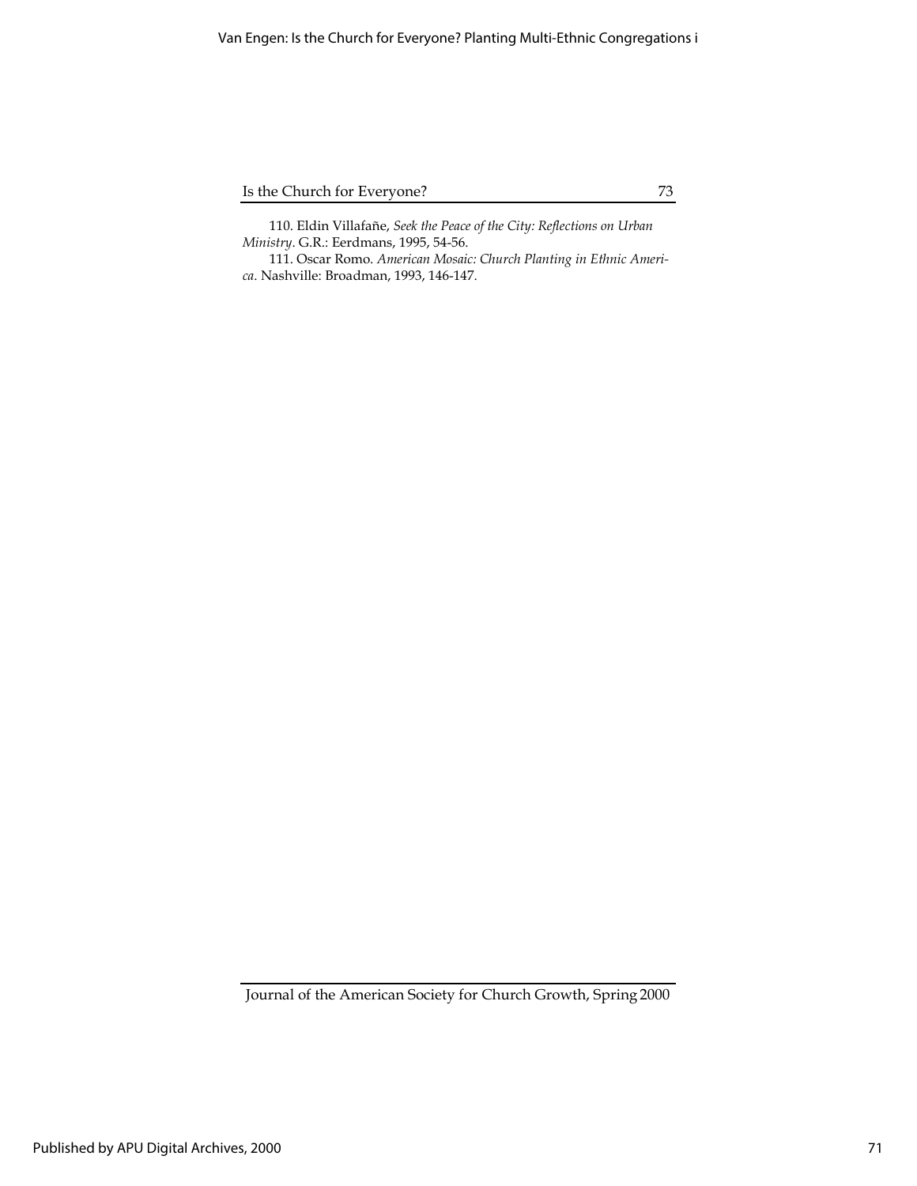110. Eldin Villafañe, *Seek the Peace of the City: Reflections on Urban Ministry*. G.R.: Eerdmans, 1995, 54-56.

111. Oscar Romo. *American Mosaic: Church Planting in Ethnic America*. Nashville: Broadman, 1993, 146-147.